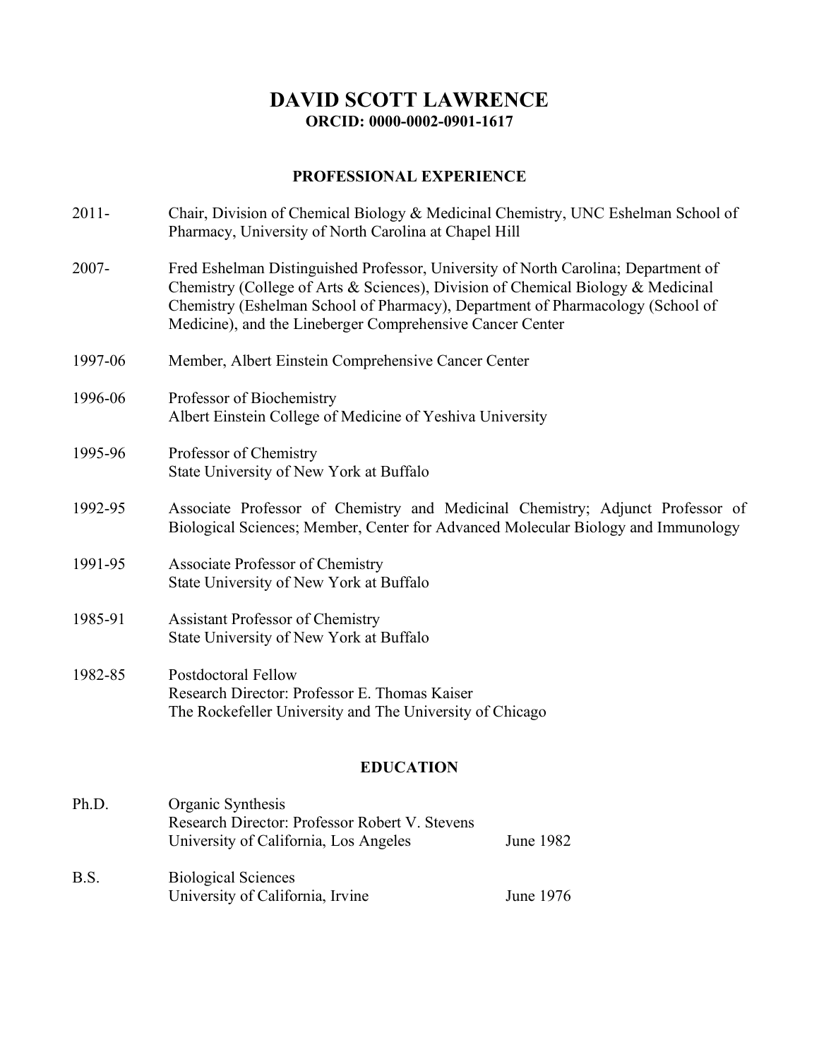# DAVID SCOTT LAWRENCE

**ORCID: 0000-0002-0901-1617**

## PROFESSIONAL EXPERIENCE

2011- Chair, Division of Chemical Biology & Medicinal Chemistry, UNC Eshelman School of Pharmacy, University of North Carolina at Chapel Hill

2007- Fred Eshelman Distinguished Professor, University of North Carolina; Department of Chemistry (College of Arts & Sciences), Division of Chemical Biology & Medicinal Chemistry (Eshelman School of Pharmacy), Department of Pharmacology (School of Medicine), and the Lineberger Comprehensive Cancer Center

1997-06 Member, Albert Einstein Comprehensive Cancer Center

1996-06 Professor of Biochemistry
Albert Einstein College of Medicine of Yeshiva University

1995-96 Professor of Chemistry
State University of New York at Buffalo

1992-95 Associate Professor of Chemistry and Medicinal Chemistry; Adjunct Professor of Biological Sciences; Member, Center for Advanced Molecular Biology and Immunology

1991-95 Associate Professor of Chemistry
State University of New York at Buffalo

1985-91 Assistant Professor of Chemistry
State University of New York at Buffalo

1982-85 Postdoctoral Fellow
Research Director: Professor E. Thomas Kaiser
The Rockefeller University and The University of Chicago

## EDUCATION

Ph.D. Organic Synthesis
Research Director: Professor Robert V. Stevens
University of California, Los Angeles June 1982

B.S. Biological Sciences
University of California, Irvine June 1976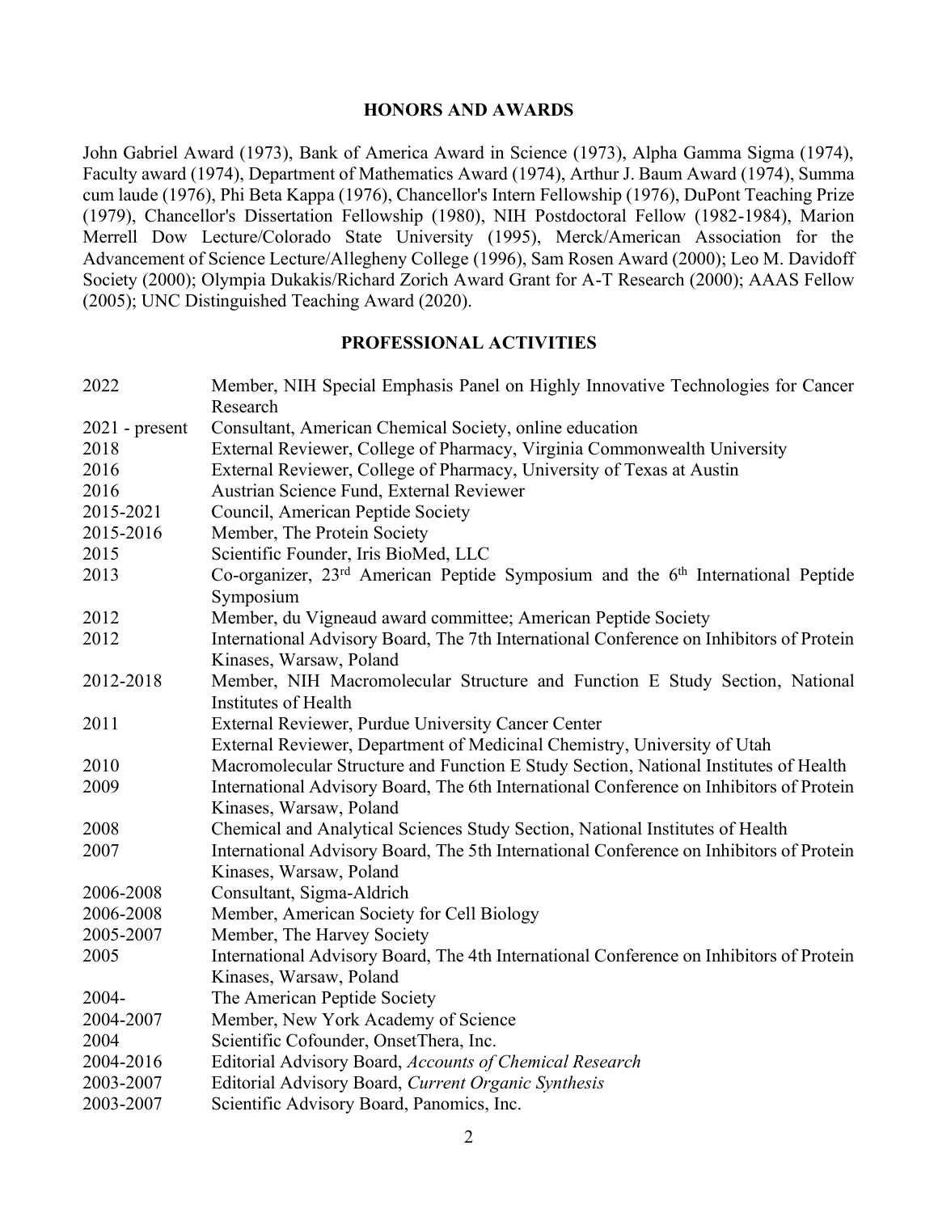## HONORS AND AWARDS

John Gabriel Award (1973), Bank of America Award in Science (1973), Alpha Gamma Sigma (1974), Faculty award (1974), Department of Mathematics Award (1974), Arthur J. Baum Award (1974), Summa cum laude (1976), Phi Beta Kappa (1976), Chancellor's Intern Fellowship (1976), DuPont Teaching Prize (1979), Chancellor's Dissertation Fellowship (1980), NIH Postdoctoral Fellow (1982-1984), Marion Merrell Dow Lecture/Colorado State University (1995), Merck/American Association for the Advancement of Science Lecture/Allegheny College (1996), Sam Rosen Award (2000); Leo M. Davidoff Society (2000); Olympia Dukakis/Richard Zorich Award Grant for A-T Research (2000); AAAS Fellow (2005); UNC Distinguished Teaching Award (2020).

## PROFESSIONAL ACTIVITIES

| | |
|---|---|
| 2022 | Member, NIH Special Emphasis Panel on Highly Innovative Technologies for Cancer Research |
| 2021 - present | Consultant, American Chemical Society, online education |
| 2018 | External Reviewer, College of Pharmacy, Virginia Commonwealth University |
| 2016 | External Reviewer, College of Pharmacy, University of Texas at Austin |
| 2016 | Austrian Science Fund, External Reviewer |
| 2015-2021 | Council, American Peptide Society |
| 2015-2016 | Member, The Protein Society |
| 2015 | Scientific Founder, Iris BioMed, LLC |
| 2013 | Co-organizer, 23rd American Peptide Symposium and the 6th International Peptide Symposium |
| 2012 | Member, du Vigneaud award committee; American Peptide Society |
| 2012 | International Advisory Board, The 7th International Conference on Inhibitors of Protein Kinases, Warsaw, Poland |
| 2012-2018 | Member, NIH Macromolecular Structure and Function E Study Section, National Institutes of Health |
| 2011 | External Reviewer, Purdue University Cancer Center<br>External Reviewer, Department of Medicinal Chemistry, University of Utah |
| 2010 | Macromolecular Structure and Function E Study Section, National Institutes of Health |
| 2009 | International Advisory Board, The 6th International Conference on Inhibitors of Protein Kinases, Warsaw, Poland |
| 2008 | Chemical and Analytical Sciences Study Section, National Institutes of Health |
| 2007 | International Advisory Board, The 5th International Conference on Inhibitors of Protein Kinases, Warsaw, Poland |
| 2006-2008 | Consultant, Sigma-Aldrich |
| 2006-2008 | Member, American Society for Cell Biology |
| 2005-2007 | Member, The Harvey Society |
| 2005 | International Advisory Board, The 4th International Conference on Inhibitors of Protein Kinases, Warsaw, Poland |
| 2004- | The American Peptide Society |
| 2004-2007 | Member, New York Academy of Science |
| 2004 | Scientific Cofounder, OnsetThera, Inc. |
| 2004-2016 | Editorial Advisory Board, *Accounts of Chemical Research* |
| 2003-2007 | Editorial Advisory Board, *Current Organic Synthesis* |
| 2003-2007 | Scientific Advisory Board, Panomics, Inc. |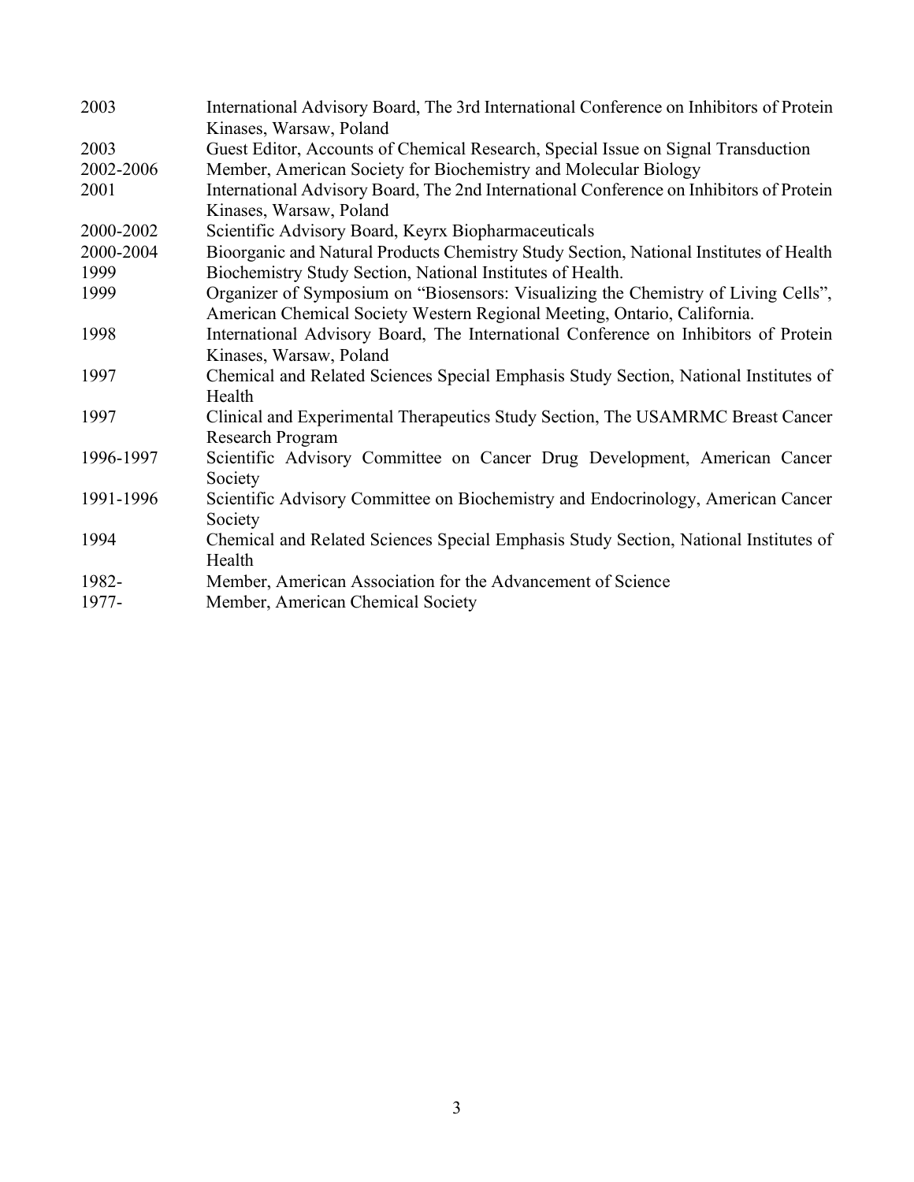| | |
|---|---|
| 2003 | International Advisory Board, The 3rd International Conference on Inhibitors of Protein Kinases, Warsaw, Poland |
| 2003 | Guest Editor, Accounts of Chemical Research, Special Issue on Signal Transduction |
| 2002-2006 | Member, American Society for Biochemistry and Molecular Biology |
| 2001 | International Advisory Board, The 2nd International Conference on Inhibitors of Protein Kinases, Warsaw, Poland |
| 2000-2002 | Scientific Advisory Board, Keyrx Biopharmaceuticals |
| 2000-2004 | Bioorganic and Natural Products Chemistry Study Section, National Institutes of Health |
| 1999 | Biochemistry Study Section, National Institutes of Health. |
| 1999 | Organizer of Symposium on "Biosensors: Visualizing the Chemistry of Living Cells", American Chemical Society Western Regional Meeting, Ontario, California. |
| 1998 | International Advisory Board, The International Conference on Inhibitors of Protein Kinases, Warsaw, Poland |
| 1997 | Chemical and Related Sciences Special Emphasis Study Section, National Institutes of Health |
| 1997 | Clinical and Experimental Therapeutics Study Section, The USAMRMC Breast Cancer Research Program |
| 1996-1997 | Scientific Advisory Committee on Cancer Drug Development, American Cancer Society |
| 1991-1996 | Scientific Advisory Committee on Biochemistry and Endocrinology, American Cancer Society |
| 1994 | Chemical and Related Sciences Special Emphasis Study Section, National Institutes of Health |
| 1982- | Member, American Association for the Advancement of Science |
| 1977- | Member, American Chemical Society |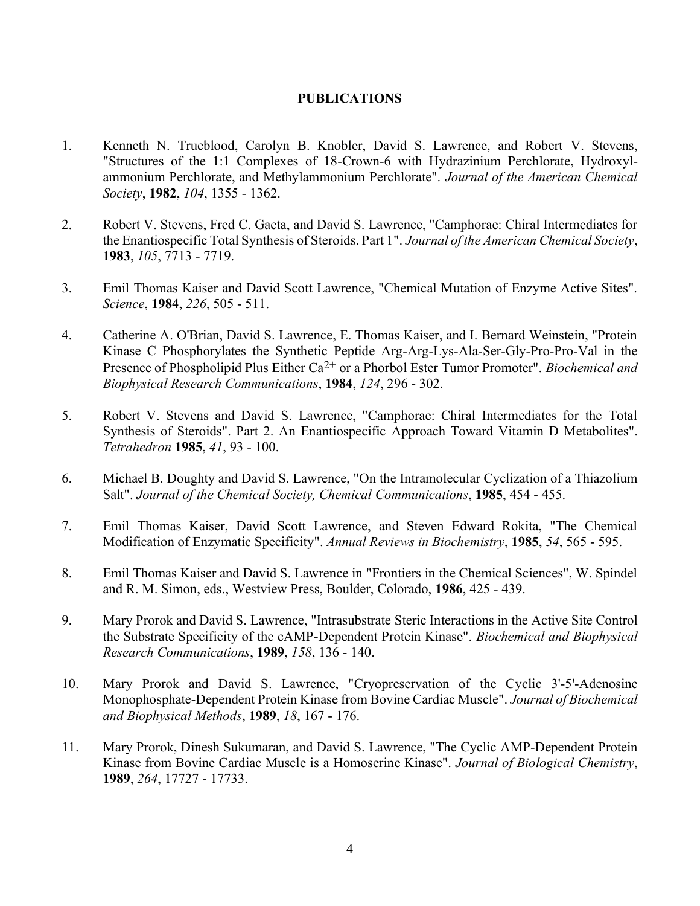**PUBLICATIONS**

1. Kenneth N. Trueblood, Carolyn B. Knobler, David S. Lawrence, and Robert V. Stevens, "Structures of the 1:1 Complexes of 18-Crown-6 with Hydrazinium Perchlorate, Hydroxylammonium Perchlorate, and Methylammonium Perchlorate". *Journal of the American Chemical Society*, **1982**, *104*, 1355 - 1362.

2. Robert V. Stevens, Fred C. Gaeta, and David S. Lawrence, "Camphorae: Chiral Intermediates for the Enantiospecific Total Synthesis of Steroids. Part 1". *Journal of the American Chemical Society*, **1983**, *105*, 7713 - 7719.

3. Emil Thomas Kaiser and David Scott Lawrence, "Chemical Mutation of Enzyme Active Sites". *Science*, **1984**, *226*, 505 - 511.

4. Catherine A. O'Brian, David S. Lawrence, E. Thomas Kaiser, and I. Bernard Weinstein, "Protein Kinase C Phosphorylates the Synthetic Peptide Arg-Arg-Lys-Ala-Ser-Gly-Pro-Pro-Val in the Presence of Phospholipid Plus Either $Ca^{2+}$ or a Phorbol Ester Tumor Promoter". *Biochemical and Biophysical Research Communications*, **1984**, *124*, 296 - 302.

5. Robert V. Stevens and David S. Lawrence, "Camphorae: Chiral Intermediates for the Total Synthesis of Steroids". Part 2. An Enantiospecific Approach Toward Vitamin D Metabolites". *Tetrahedron* **1985**, *41*, 93 - 100.

6. Michael B. Doughty and David S. Lawrence, "On the Intramolecular Cyclization of a Thiazolium Salt". *Journal of the Chemical Society, Chemical Communications*, **1985**, 454 - 455.

7. Emil Thomas Kaiser, David Scott Lawrence, and Steven Edward Rokita, "The Chemical Modification of Enzymatic Specificity". *Annual Reviews in Biochemistry*, **1985**, *54*, 565 - 595.

8. Emil Thomas Kaiser and David S. Lawrence in "Frontiers in the Chemical Sciences", W. Spindel and R. M. Simon, eds., Westview Press, Boulder, Colorado, **1986**, 425 - 439.

9. Mary Prorok and David S. Lawrence, "Intrasubstrate Steric Interactions in the Active Site Control the Substrate Specificity of the cAMP-Dependent Protein Kinase". *Biochemical and Biophysical Research Communications*, **1989**, *158*, 136 - 140.

10. Mary Prorok and David S. Lawrence, "Cryopreservation of the Cyclic 3'-5'-Adenosine Monophosphate-Dependent Protein Kinase from Bovine Cardiac Muscle". *Journal of Biochemical and Biophysical Methods*, **1989**, *18*, 167 - 176.

11. Mary Prorok, Dinesh Sukumaran, and David S. Lawrence, "The Cyclic AMP-Dependent Protein Kinase from Bovine Cardiac Muscle is a Homoserine Kinase". *Journal of Biological Chemistry*, **1989**, *264*, 17727 - 17733.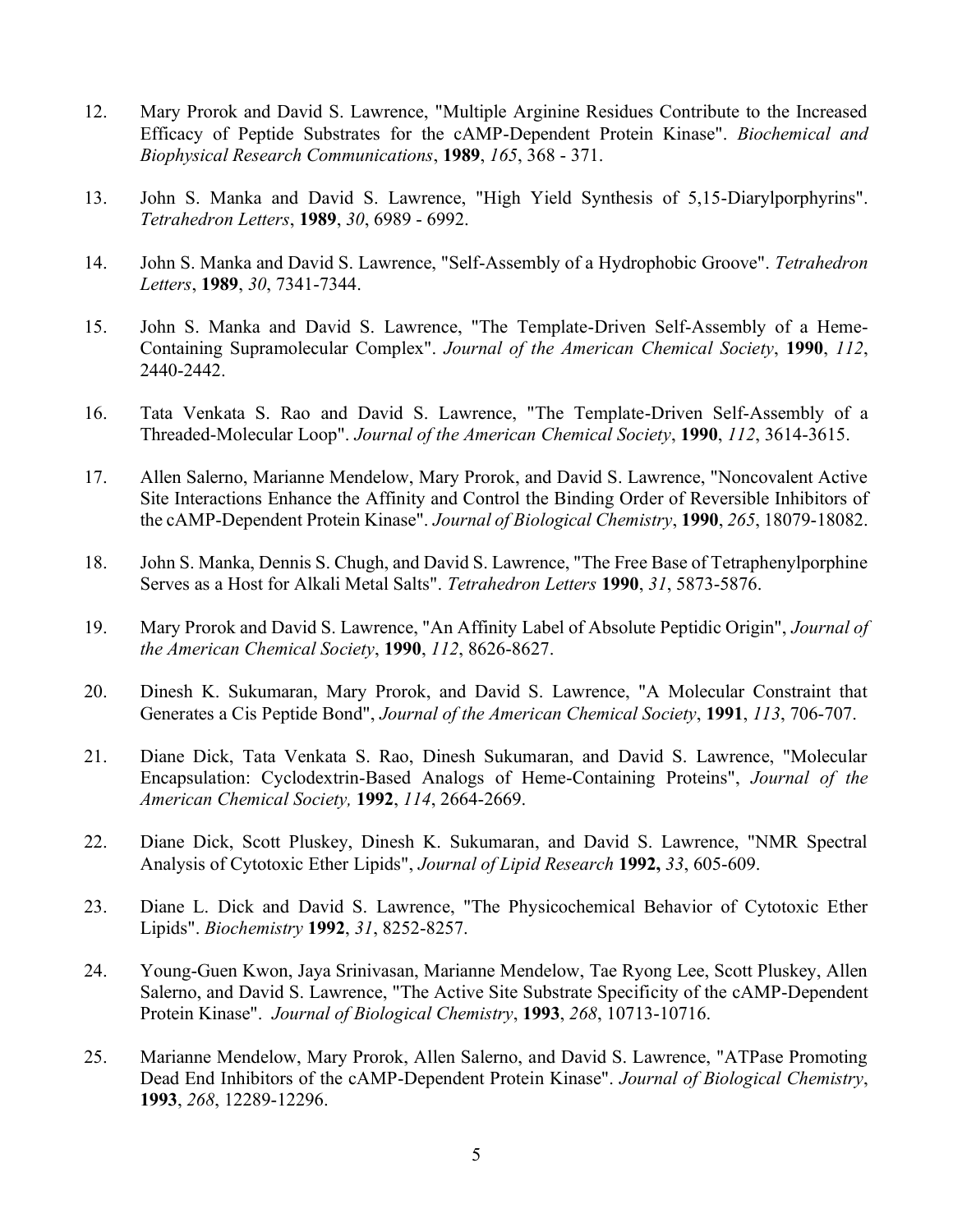12. Mary Prorok and David S. Lawrence, "Multiple Arginine Residues Contribute to the Increased Efficacy of Peptide Substrates for the cAMP-Dependent Protein Kinase". *Biochemical and Biophysical Research Communications*, **1989**, *165*, 368 - 371.

13. John S. Manka and David S. Lawrence, "High Yield Synthesis of 5,15-Diarylporphyrins". *Tetrahedron Letters*, **1989**, *30*, 6989 - 6992.

14. John S. Manka and David S. Lawrence, "Self-Assembly of a Hydrophobic Groove". *Tetrahedron Letters*, **1989**, *30*, 7341-7344.

15. John S. Manka and David S. Lawrence, "The Template-Driven Self-Assembly of a Heme-Containing Supramolecular Complex". *Journal of the American Chemical Society*, **1990**, *112*, 2440-2442.

16. Tata Venkata S. Rao and David S. Lawrence, "The Template-Driven Self-Assembly of a Threaded-Molecular Loop". *Journal of the American Chemical Society*, **1990**, *112*, 3614-3615.

17. Allen Salerno, Marianne Mendelow, Mary Prorok, and David S. Lawrence, "Noncovalent Active Site Interactions Enhance the Affinity and Control the Binding Order of Reversible Inhibitors of the cAMP-Dependent Protein Kinase". *Journal of Biological Chemistry*, **1990**, *265*, 18079-18082.

18. John S. Manka, Dennis S. Chugh, and David S. Lawrence, "The Free Base of Tetraphenylporphine Serves as a Host for Alkali Metal Salts". *Tetrahedron Letters* **1990**, *31*, 5873-5876.

19. Mary Prorok and David S. Lawrence, "An Affinity Label of Absolute Peptidic Origin", *Journal of the American Chemical Society*, **1990**, *112*, 8626-8627.

20. Dinesh K. Sukumaran, Mary Prorok, and David S. Lawrence, "A Molecular Constraint that Generates a Cis Peptide Bond", *Journal of the American Chemical Society*, **1991**, *113*, 706-707.

21. Diane Dick, Tata Venkata S. Rao, Dinesh Sukumaran, and David S. Lawrence, "Molecular Encapsulation: Cyclodextrin-Based Analogs of Heme-Containing Proteins", *Journal of the American Chemical Society,* **1992**, *114*, 2664-2669.

22. Diane Dick, Scott Pluskey, Dinesh K. Sukumaran, and David S. Lawrence, "NMR Spectral Analysis of Cytotoxic Ether Lipids", *Journal of Lipid Research* **1992,** *33*, 605-609.

23. Diane L. Dick and David S. Lawrence, "The Physicochemical Behavior of Cytotoxic Ether Lipids". *Biochemistry* **1992**, *31*, 8252-8257.

24. Young-Guen Kwon, Jaya Srinivasan, Marianne Mendelow, Tae Ryong Lee, Scott Pluskey, Allen Salerno, and David S. Lawrence, "The Active Site Substrate Specificity of the cAMP-Dependent Protein Kinase". *Journal of Biological Chemistry*, **1993**, *268*, 10713-10716.

25. Marianne Mendelow, Mary Prorok, Allen Salerno, and David S. Lawrence, "ATPase Promoting Dead End Inhibitors of the cAMP-Dependent Protein Kinase". *Journal of Biological Chemistry*, **1993**, *268*, 12289-12296.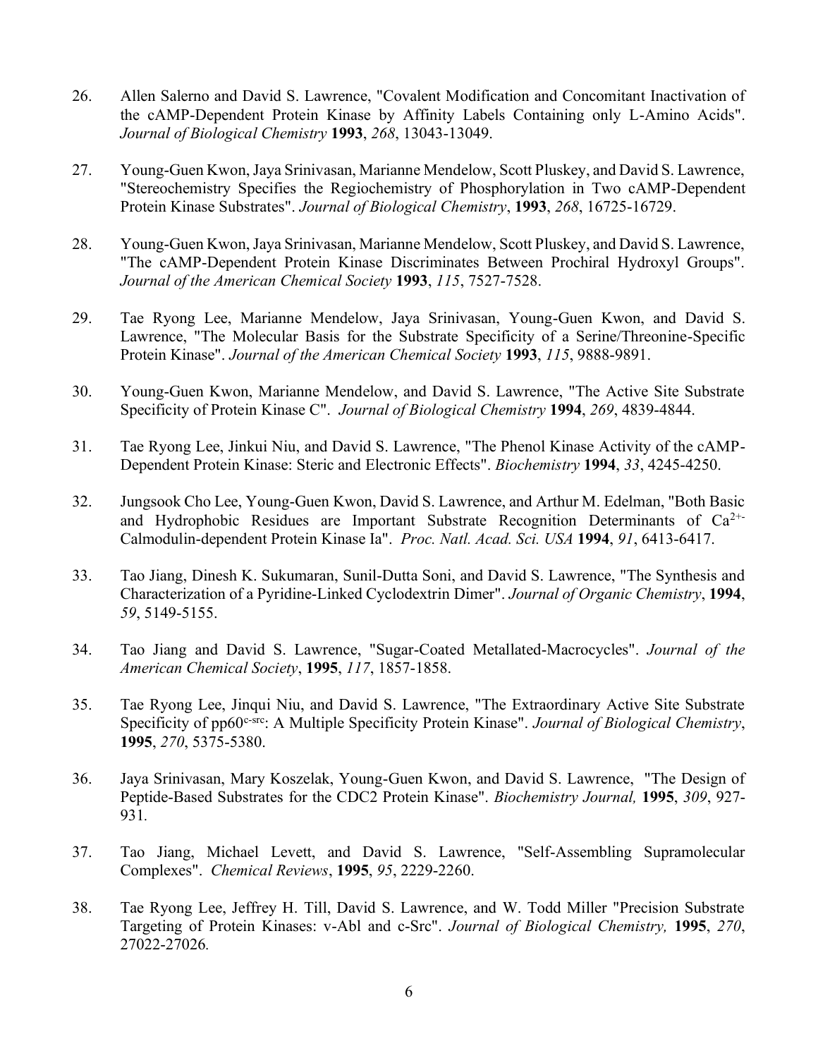26. Allen Salerno and David S. Lawrence, "Covalent Modification and Concomitant Inactivation of the cAMP-Dependent Protein Kinase by Affinity Labels Containing only L-Amino Acids". *Journal of Biological Chemistry* **1993**, *268*, 13043-13049.

27. Young-Guen Kwon, Jaya Srinivasan, Marianne Mendelow, Scott Pluskey, and David S. Lawrence, "Stereochemistry Specifies the Regiochemistry of Phosphorylation in Two cAMP-Dependent Protein Kinase Substrates". *Journal of Biological Chemistry*, **1993**, *268*, 16725-16729.

28. Young-Guen Kwon, Jaya Srinivasan, Marianne Mendelow, Scott Pluskey, and David S. Lawrence, "The cAMP-Dependent Protein Kinase Discriminates Between Prochiral Hydroxyl Groups". *Journal of the American Chemical Society* **1993**, *115*, 7527-7528.

29. Tae Ryong Lee, Marianne Mendelow, Jaya Srinivasan, Young-Guen Kwon, and David S. Lawrence, "The Molecular Basis for the Substrate Specificity of a Serine/Threonine-Specific Protein Kinase". *Journal of the American Chemical Society* **1993**, *115*, 9888-9891.

30. Young-Guen Kwon, Marianne Mendelow, and David S. Lawrence, "The Active Site Substrate Specificity of Protein Kinase C". *Journal of Biological Chemistry* **1994**, *269*, 4839-4844.

31. Tae Ryong Lee, Jinkui Niu, and David S. Lawrence, "The Phenol Kinase Activity of the cAMP-Dependent Protein Kinase: Steric and Electronic Effects". *Biochemistry* **1994**, *33*, 4245-4250.

32. Jungsook Cho Lee, Young-Guen Kwon, David S. Lawrence, and Arthur M. Edelman, "Both Basic and Hydrophobic Residues are Important Substrate Recognition Determinants of $Ca^{2+}$-Calmodulin-dependent Protein Kinase Ia". *Proc. Natl. Acad. Sci. USA* **1994**, *91*, 6413-6417.

33. Tao Jiang, Dinesh K. Sukumaran, Sunil-Dutta Soni, and David S. Lawrence, "The Synthesis and Characterization of a Pyridine-Linked Cyclodextrin Dimer". *Journal of Organic Chemistry*, **1994**, *59*, 5149-5155.

34. Tao Jiang and David S. Lawrence, "Sugar-Coated Metallated-Macrocycles". *Journal of the American Chemical Society*, **1995**, *117*, 1857-1858.

35. Tae Ryong Lee, Jinqui Niu, and David S. Lawrence, "The Extraordinary Active Site Substrate Specificity of pp60$^{c\text{-}src}$: A Multiple Specificity Protein Kinase". *Journal of Biological Chemistry*, **1995**, *270*, 5375-5380.

36. Jaya Srinivasan, Mary Koszelak, Young-Guen Kwon, and David S. Lawrence, "The Design of Peptide-Based Substrates for the CDC2 Protein Kinase". *Biochemistry Journal,* **1995**, *309*, 927-931.

37. Tao Jiang, Michael Levett, and David S. Lawrence, "Self-Assembling Supramolecular Complexes". *Chemical Reviews*, **1995**, *95*, 2229-2260.

38. Tae Ryong Lee, Jeffrey H. Till, David S. Lawrence, and W. Todd Miller "Precision Substrate Targeting of Protein Kinases: v-Abl and c-Src". *Journal of Biological Chemistry,* **1995**, *270*, 27022-27026.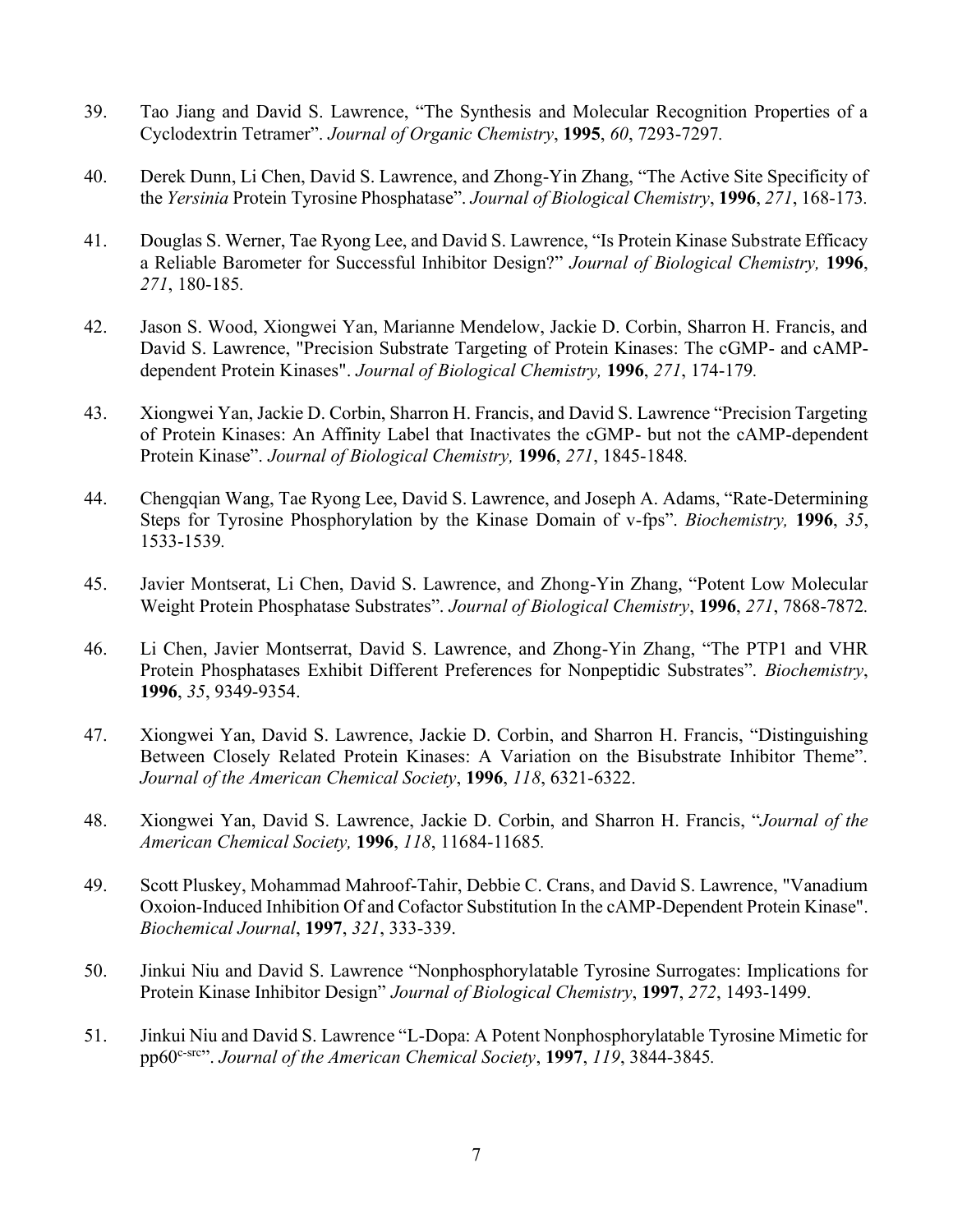39. Tao Jiang and David S. Lawrence, "The Synthesis and Molecular Recognition Properties of a Cyclodextrin Tetramer". *Journal of Organic Chemistry*, **1995**, *60*, 7293-7297.

40. Derek Dunn, Li Chen, David S. Lawrence, and Zhong-Yin Zhang, "The Active Site Specificity of the *Yersinia* Protein Tyrosine Phosphatase". *Journal of Biological Chemistry*, **1996**, *271*, 168-173.

41. Douglas S. Werner, Tae Ryong Lee, and David S. Lawrence, "Is Protein Kinase Substrate Efficacy a Reliable Barometer for Successful Inhibitor Design?" *Journal of Biological Chemistry,* **1996**, *271*, 180-185.

42. Jason S. Wood, Xiongwei Yan, Marianne Mendelow, Jackie D. Corbin, Sharron H. Francis, and David S. Lawrence, "Precision Substrate Targeting of Protein Kinases: The cGMP- and cAMP-dependent Protein Kinases". *Journal of Biological Chemistry,* **1996**, *271*, 174-179.

43. Xiongwei Yan, Jackie D. Corbin, Sharron H. Francis, and David S. Lawrence "Precision Targeting of Protein Kinases: An Affinity Label that Inactivates the cGMP- but not the cAMP-dependent Protein Kinase". *Journal of Biological Chemistry,* **1996**, *271*, 1845-1848.

44. Chengqian Wang, Tae Ryong Lee, David S. Lawrence, and Joseph A. Adams, "Rate-Determining Steps for Tyrosine Phosphorylation by the Kinase Domain of v-fps". *Biochemistry,* **1996**, *35*, 1533-1539.

45. Javier Montserat, Li Chen, David S. Lawrence, and Zhong-Yin Zhang, "Potent Low Molecular Weight Protein Phosphatase Substrates". *Journal of Biological Chemistry*, **1996**, *271*, 7868-7872.

46. Li Chen, Javier Montserrat, David S. Lawrence, and Zhong-Yin Zhang, "The PTP1 and VHR Protein Phosphatases Exhibit Different Preferences for Nonpeptidic Substrates". *Biochemistry*, **1996**, *35*, 9349-9354.

47. Xiongwei Yan, David S. Lawrence, Jackie D. Corbin, and Sharron H. Francis, "Distinguishing Between Closely Related Protein Kinases: A Variation on the Bisubstrate Inhibitor Theme". *Journal of the American Chemical Society*, **1996**, *118*, 6321-6322.

48. Xiongwei Yan, David S. Lawrence, Jackie D. Corbin, and Sharron H. Francis, "*Journal of the American Chemical Society,* **1996**, *118*, 11684-11685.

49. Scott Pluskey, Mohammad Mahroof-Tahir, Debbie C. Crans, and David S. Lawrence, "Vanadium Oxoion-Induced Inhibition Of and Cofactor Substitution In the cAMP-Dependent Protein Kinase". *Biochemical Journal*, **1997**, *321*, 333-339.

50. Jinkui Niu and David S. Lawrence "Nonphosphorylatable Tyrosine Surrogates: Implications for Protein Kinase Inhibitor Design" *Journal of Biological Chemistry*, **1997**, *272*, 1493-1499.

51. Jinkui Niu and David S. Lawrence "L-Dopa: A Potent Nonphosphorylatable Tyrosine Mimetic for $pp60^{c\text{-}src}$". *Journal of the American Chemical Society*, **1997**, *119*, 3844-3845.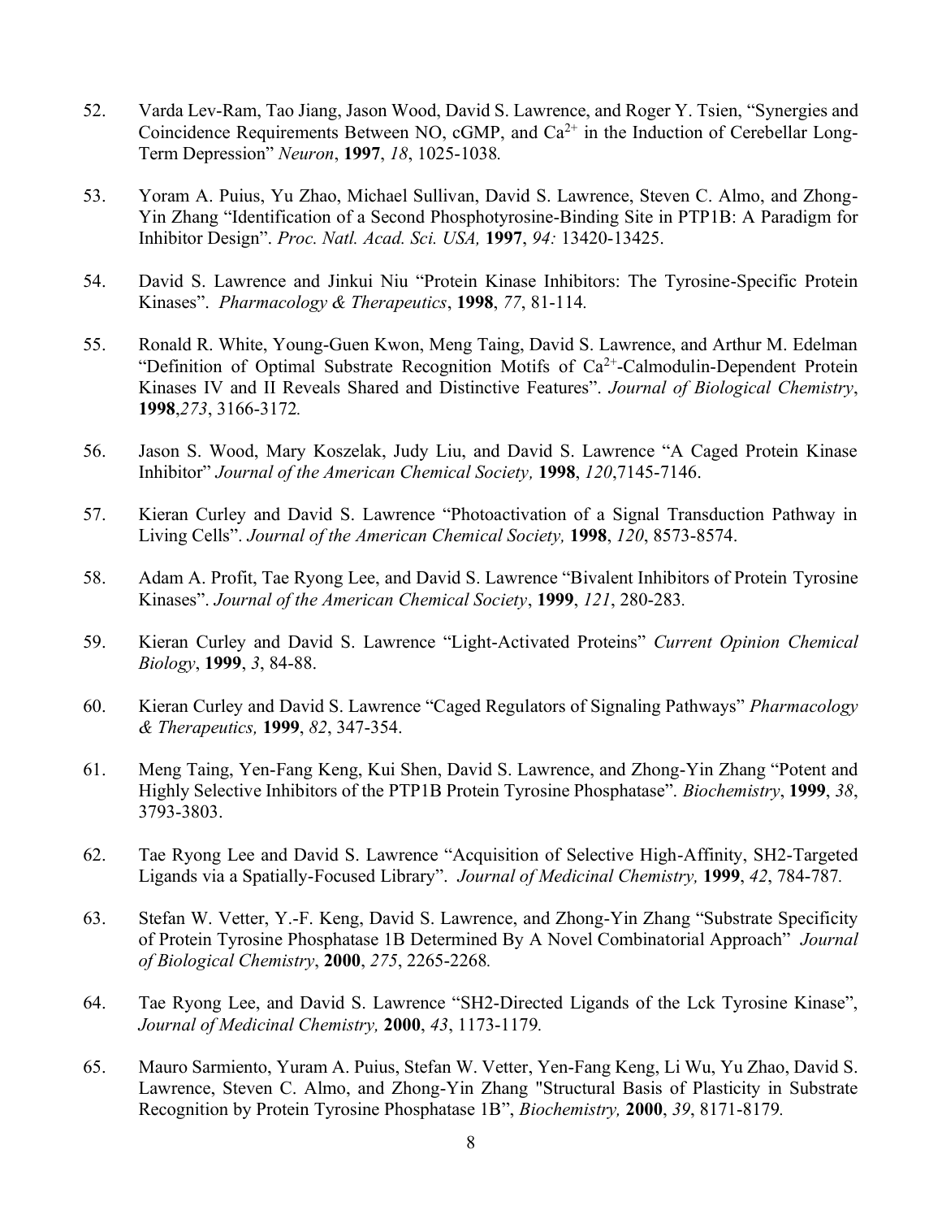52. Varda Lev-Ram, Tao Jiang, Jason Wood, David S. Lawrence, and Roger Y. Tsien, "Synergies and Coincidence Requirements Between NO, cGMP, and $Ca^{2+}$ in the Induction of Cerebellar Long-Term Depression" *Neuron*, **1997**, *18*, 1025-1038.

53. Yoram A. Puius, Yu Zhao, Michael Sullivan, David S. Lawrence, Steven C. Almo, and Zhong-Yin Zhang "Identification of a Second Phosphotyrosine-Binding Site in PTP1B: A Paradigm for Inhibitor Design". *Proc. Natl. Acad. Sci. USA,* **1997**, *94:* 13420-13425.

54. David S. Lawrence and Jinkui Niu "Protein Kinase Inhibitors: The Tyrosine-Specific Protein Kinases". *Pharmacology & Therapeutics*, **1998**, *77*, 81-114.

55. Ronald R. White, Young-Guen Kwon, Meng Taing, David S. Lawrence, and Arthur M. Edelman "Definition of Optimal Substrate Recognition Motifs of $Ca^{2+}$-Calmodulin-Dependent Protein Kinases IV and II Reveals Shared and Distinctive Features". *Journal of Biological Chemistry*, **1998**,*273*, 3166-3172.

56. Jason S. Wood, Mary Koszelak, Judy Liu, and David S. Lawrence "A Caged Protein Kinase Inhibitor" *Journal of the American Chemical Society,* **1998**, *120*,7145-7146.

57. Kieran Curley and David S. Lawrence "Photoactivation of a Signal Transduction Pathway in Living Cells". *Journal of the American Chemical Society,* **1998**, *120*, 8573-8574.

58. Adam A. Profit, Tae Ryong Lee, and David S. Lawrence "Bivalent Inhibitors of Protein Tyrosine Kinases". *Journal of the American Chemical Society*, **1999**, *121*, 280-283.

59. Kieran Curley and David S. Lawrence "Light-Activated Proteins" *Current Opinion Chemical Biology*, **1999**, *3*, 84-88.

60. Kieran Curley and David S. Lawrence "Caged Regulators of Signaling Pathways" *Pharmacology & Therapeutics,* **1999**, *82*, 347-354.

61. Meng Taing, Yen-Fang Keng, Kui Shen, David S. Lawrence, and Zhong-Yin Zhang "Potent and Highly Selective Inhibitors of the PTP1B Protein Tyrosine Phosphatase". *Biochemistry*, **1999**, *38*, 3793-3803.

62. Tae Ryong Lee and David S. Lawrence "Acquisition of Selective High-Affinity, SH2-Targeted Ligands via a Spatially-Focused Library". *Journal of Medicinal Chemistry,* **1999**, *42*, 784-787.

63. Stefan W. Vetter, Y.-F. Keng, David S. Lawrence, and Zhong-Yin Zhang "Substrate Specificity of Protein Tyrosine Phosphatase 1B Determined By A Novel Combinatorial Approach" *Journal of Biological Chemistry*, **2000**, *275*, 2265-2268.

64. Tae Ryong Lee, and David S. Lawrence "SH2-Directed Ligands of the Lck Tyrosine Kinase", *Journal of Medicinal Chemistry,* **2000**, *43*, 1173-1179.

65. Mauro Sarmiento, Yuram A. Puius, Stefan W. Vetter, Yen-Fang Keng, Li Wu, Yu Zhao, David S. Lawrence, Steven C. Almo, and Zhong-Yin Zhang "Structural Basis of Plasticity in Substrate Recognition by Protein Tyrosine Phosphatase 1B", *Biochemistry,* **2000**, *39*, 8171-8179.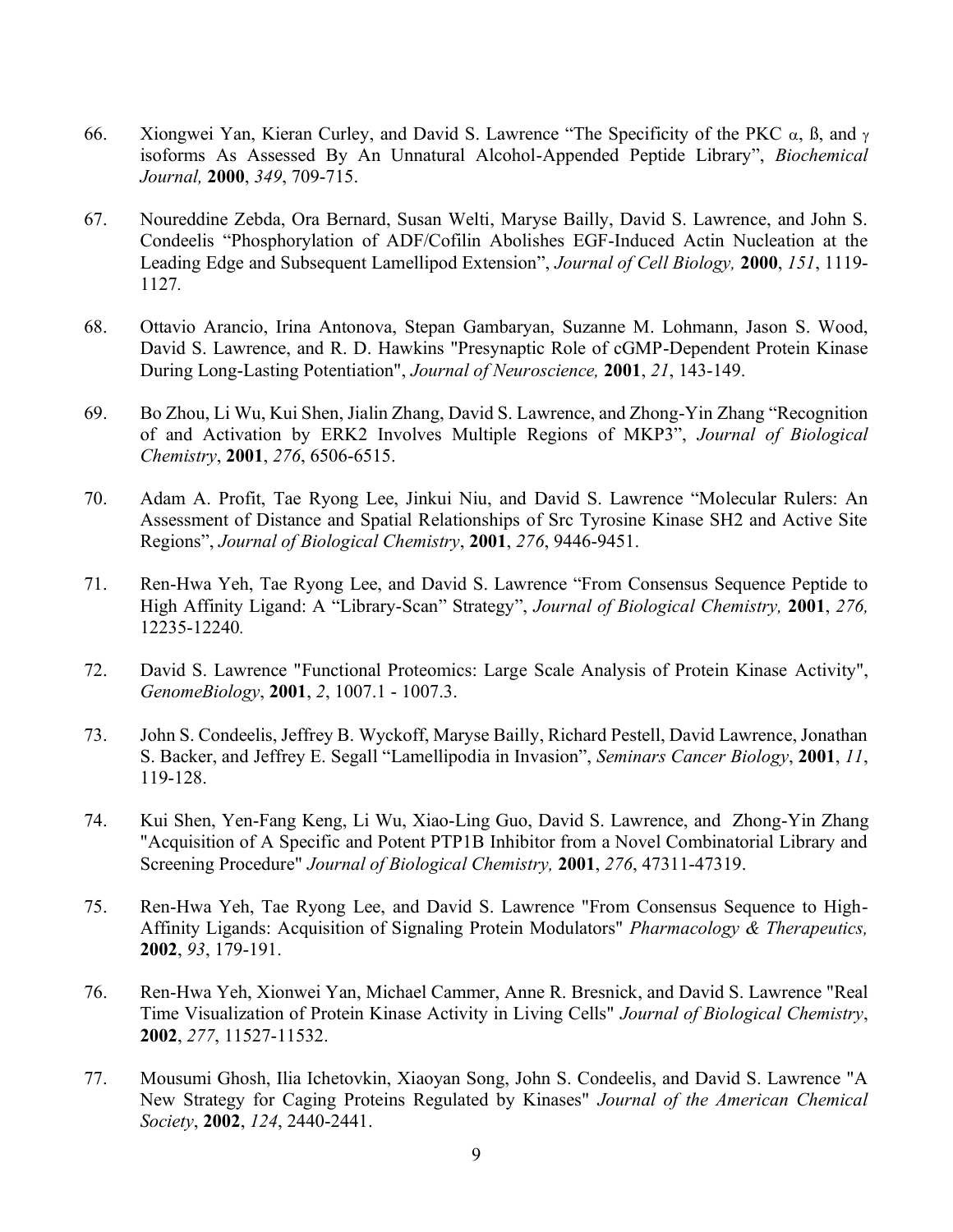66. Xiongwei Yan, Kieran Curley, and David S. Lawrence "The Specificity of the PKC α, ß, and γ isoforms As Assessed By An Unnatural Alcohol-Appended Peptide Library", *Biochemical Journal,* **2000**, *349*, 709-715.

67. Noureddine Zebda, Ora Bernard, Susan Welti, Maryse Bailly, David S. Lawrence, and John S. Condeelis "Phosphorylation of ADF/Cofilin Abolishes EGF-Induced Actin Nucleation at the Leading Edge and Subsequent Lamellipod Extension", *Journal of Cell Biology,* **2000**, *151*, 1119-1127.

68. Ottavio Arancio, Irina Antonova, Stepan Gambaryan, Suzanne M. Lohmann, Jason S. Wood, David S. Lawrence, and R. D. Hawkins "Presynaptic Role of cGMP-Dependent Protein Kinase During Long-Lasting Potentiation", *Journal of Neuroscience,* **2001**, *21*, 143-149.

69. Bo Zhou, Li Wu, Kui Shen, Jialin Zhang, David S. Lawrence, and Zhong-Yin Zhang "Recognition of and Activation by ERK2 Involves Multiple Regions of MKP3", *Journal of Biological Chemistry*, **2001**, *276*, 6506-6515.

70. Adam A. Profit, Tae Ryong Lee, Jinkui Niu, and David S. Lawrence "Molecular Rulers: An Assessment of Distance and Spatial Relationships of Src Tyrosine Kinase SH2 and Active Site Regions", *Journal of Biological Chemistry*, **2001**, *276*, 9446-9451.

71. Ren-Hwa Yeh, Tae Ryong Lee, and David S. Lawrence "From Consensus Sequence Peptide to High Affinity Ligand: A "Library-Scan" Strategy", *Journal of Biological Chemistry,* **2001**, *276,* 12235-12240.

72. David S. Lawrence "Functional Proteomics: Large Scale Analysis of Protein Kinase Activity", *GenomeBiology*, **2001**, *2*, 1007.1 - 1007.3.

73. John S. Condeelis, Jeffrey B. Wyckoff, Maryse Bailly, Richard Pestell, David Lawrence, Jonathan S. Backer, and Jeffrey E. Segall "Lamellipodia in Invasion", *Seminars Cancer Biology*, **2001**, *11*, 119-128.

74. Kui Shen, Yen-Fang Keng, Li Wu, Xiao-Ling Guo, David S. Lawrence, and Zhong-Yin Zhang "Acquisition of A Specific and Potent PTP1B Inhibitor from a Novel Combinatorial Library and Screening Procedure" *Journal of Biological Chemistry,* **2001**, *276*, 47311-47319.

75. Ren-Hwa Yeh, Tae Ryong Lee, and David S. Lawrence "From Consensus Sequence to High-Affinity Ligands: Acquisition of Signaling Protein Modulators" *Pharmacology & Therapeutics,* **2002**, *93*, 179-191.

76. Ren-Hwa Yeh, Xionwei Yan, Michael Cammer, Anne R. Bresnick, and David S. Lawrence "Real Time Visualization of Protein Kinase Activity in Living Cells" *Journal of Biological Chemistry*, **2002**, *277*, 11527-11532.

77. Mousumi Ghosh, Ilia Ichetovkin, Xiaoyan Song, John S. Condeelis, and David S. Lawrence "A New Strategy for Caging Proteins Regulated by Kinases" *Journal of the American Chemical Society*, **2002**, *124*, 2440-2441.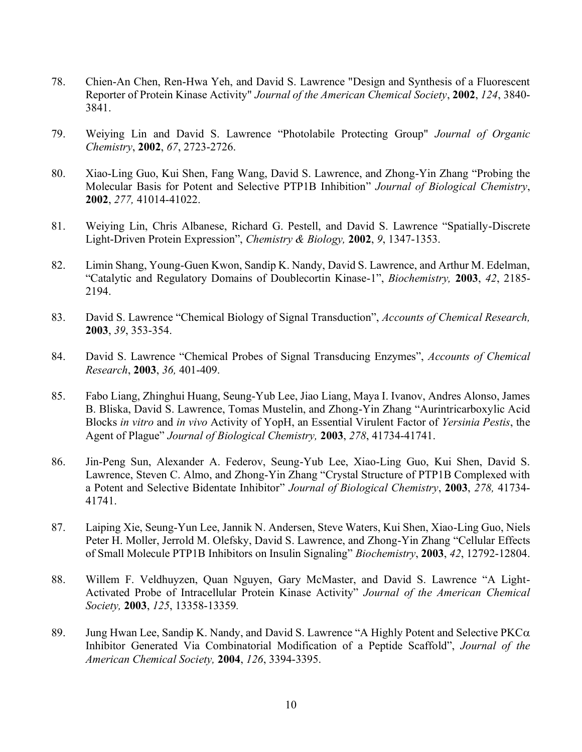78. Chien-An Chen, Ren-Hwa Yeh, and David S. Lawrence "Design and Synthesis of a Fluorescent Reporter of Protein Kinase Activity" *Journal of the American Chemical Society*, **2002**, *124*, 3840-3841.

79. Weiying Lin and David S. Lawrence "Photolabile Protecting Group" *Journal of Organic Chemistry*, **2002**, *67*, 2723-2726.

80. Xiao-Ling Guo, Kui Shen, Fang Wang, David S. Lawrence, and Zhong-Yin Zhang "Probing the Molecular Basis for Potent and Selective PTP1B Inhibition" *Journal of Biological Chemistry*, **2002**, *277,* 41014-41022.

81. Weiying Lin, Chris Albanese, Richard G. Pestell, and David S. Lawrence "Spatially-Discrete Light-Driven Protein Expression", *Chemistry & Biology,* **2002**, *9*, 1347-1353.

82. Limin Shang, Young-Guen Kwon, Sandip K. Nandy, David S. Lawrence, and Arthur M. Edelman, "Catalytic and Regulatory Domains of Doublecortin Kinase-1", *Biochemistry,* **2003**, *42*, 2185-2194.

83. David S. Lawrence "Chemical Biology of Signal Transduction", *Accounts of Chemical Research,* **2003**, *39*, 353-354.

84. David S. Lawrence "Chemical Probes of Signal Transducing Enzymes", *Accounts of Chemical Research*, **2003**, *36,* 401-409.

85. Fabo Liang, Zhinghui Huang, Seung-Yub Lee, Jiao Liang, Maya I. Ivanov, Andres Alonso, James B. Bliska, David S. Lawrence, Tomas Mustelin, and Zhong-Yin Zhang "Aurintricarboxylic Acid Blocks *in vitro* and *in vivo* Activity of YopH, an Essential Virulent Factor of *Yersinia Pestis*, the Agent of Plague" *Journal of Biological Chemistry,* **2003**, *278*, 41734-41741.

86. Jin-Peng Sun, Alexander A. Federov, Seung-Yub Lee, Xiao-Ling Guo, Kui Shen, David S. Lawrence, Steven C. Almo, and Zhong-Yin Zhang "Crystal Structure of PTP1B Complexed with a Potent and Selective Bidentate Inhibitor" *Journal of Biological Chemistry*, **2003**, *278,* 41734-41741.

87. Laiping Xie, Seung-Yun Lee, Jannik N. Andersen, Steve Waters, Kui Shen, Xiao-Ling Guo, Niels Peter H. Moller, Jerrold M. Olefsky, David S. Lawrence, and Zhong-Yin Zhang "Cellular Effects of Small Molecule PTP1B Inhibitors on Insulin Signaling" *Biochemistry*, **2003**, *42*, 12792-12804.

88. Willem F. Veldhuyzen, Quan Nguyen, Gary McMaster, and David S. Lawrence "A Light-Activated Probe of Intracellular Protein Kinase Activity" *Journal of the American Chemical Society,* **2003**, *125*, 13358-13359*.*

89. Jung Hwan Lee, Sandip K. Nandy, and David S. Lawrence "A Highly Potent and Selective PKC$\alpha$ Inhibitor Generated Via Combinatorial Modification of a Peptide Scaffold", *Journal of the American Chemical Society,* **2004**, *126*, 3394-3395.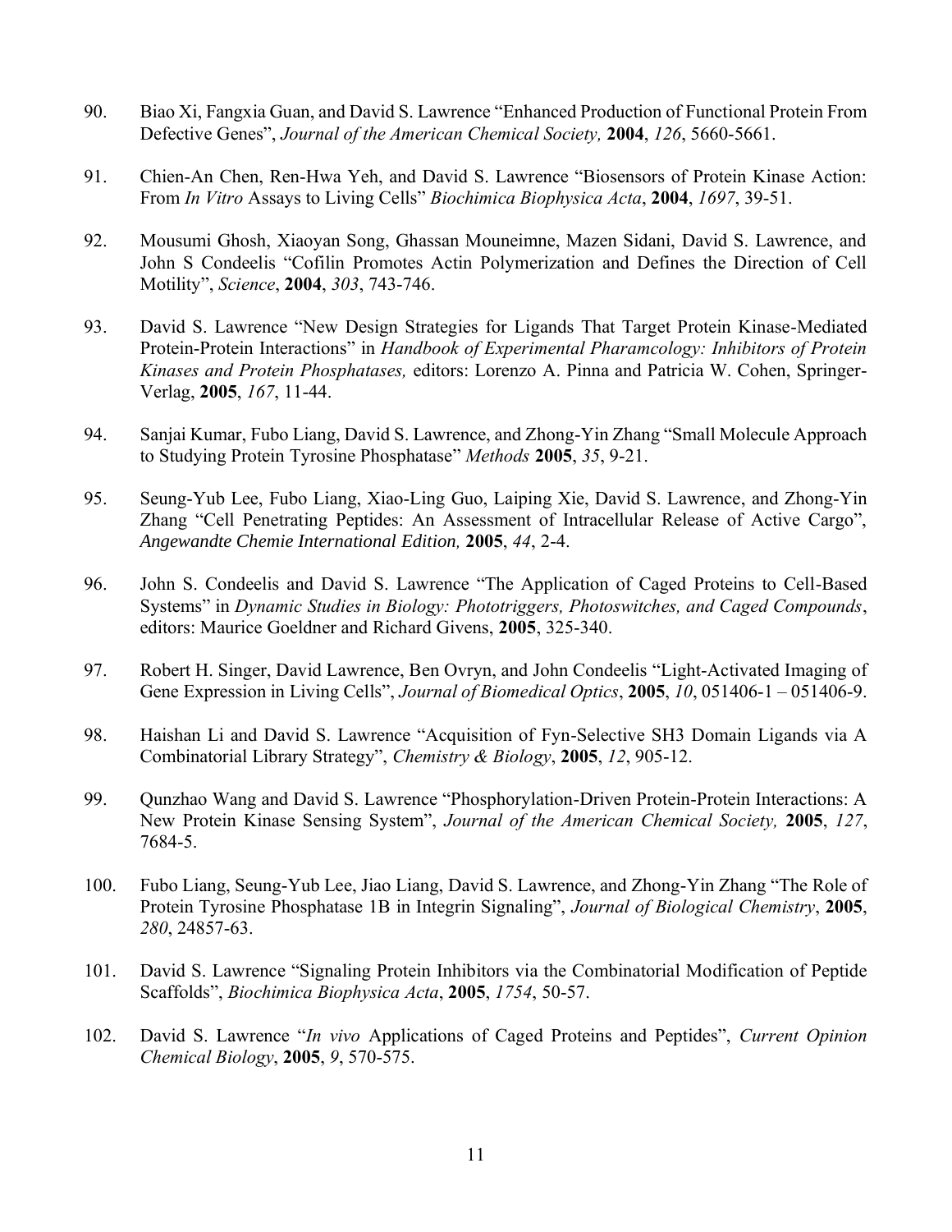90. Biao Xi, Fangxia Guan, and David S. Lawrence "Enhanced Production of Functional Protein From Defective Genes", *Journal of the American Chemical Society,* **2004**, *126*, 5660-5661.

91. Chien-An Chen, Ren-Hwa Yeh, and David S. Lawrence "Biosensors of Protein Kinase Action: From *In Vitro* Assays to Living Cells" *Biochimica Biophysica Acta*, **2004**, *1697*, 39-51.

92. Mousumi Ghosh, Xiaoyan Song, Ghassan Mouneimne, Mazen Sidani, David S. Lawrence, and John S Condeelis "Cofilin Promotes Actin Polymerization and Defines the Direction of Cell Motility", *Science*, **2004**, *303*, 743-746.

93. David S. Lawrence "New Design Strategies for Ligands That Target Protein Kinase-Mediated Protein-Protein Interactions" in *Handbook of Experimental Pharamcology: Inhibitors of Protein Kinases and Protein Phosphatases,* editors: Lorenzo A. Pinna and Patricia W. Cohen, Springer-Verlag, **2005**, *167*, 11-44.

94. Sanjai Kumar, Fubo Liang, David S. Lawrence, and Zhong-Yin Zhang "Small Molecule Approach to Studying Protein Tyrosine Phosphatase" *Methods* **2005**, *35*, 9-21.

95. Seung-Yub Lee, Fubo Liang, Xiao-Ling Guo, Laiping Xie, David S. Lawrence, and Zhong-Yin Zhang "Cell Penetrating Peptides: An Assessment of Intracellular Release of Active Cargo", *Angewandte Chemie International Edition,* **2005**, *44*, 2-4.

96. John S. Condeelis and David S. Lawrence "The Application of Caged Proteins to Cell-Based Systems" in *Dynamic Studies in Biology: Phototriggers, Photoswitches, and Caged Compounds*, editors: Maurice Goeldner and Richard Givens, **2005**, 325-340.

97. Robert H. Singer, David Lawrence, Ben Ovryn, and John Condeelis "Light-Activated Imaging of Gene Expression in Living Cells", *Journal of Biomedical Optics*, **2005**, *10*, 051406-1 – 051406-9.

98. Haishan Li and David S. Lawrence "Acquisition of Fyn-Selective SH3 Domain Ligands via A Combinatorial Library Strategy", *Chemistry & Biology*, **2005**, *12*, 905-12.

99. Qunzhao Wang and David S. Lawrence "Phosphorylation-Driven Protein-Protein Interactions: A New Protein Kinase Sensing System", *Journal of the American Chemical Society,* **2005**, *127*, 7684-5.

100. Fubo Liang, Seung-Yub Lee, Jiao Liang, David S. Lawrence, and Zhong-Yin Zhang "The Role of Protein Tyrosine Phosphatase 1B in Integrin Signaling", *Journal of Biological Chemistry*, **2005**, *280*, 24857-63.

101. David S. Lawrence "Signaling Protein Inhibitors via the Combinatorial Modification of Peptide Scaffolds", *Biochimica Biophysica Acta*, **2005**, *1754*, 50-57.

102. David S. Lawrence "*In vivo* Applications of Caged Proteins and Peptides", *Current Opinion Chemical Biology*, **2005**, *9*, 570-575.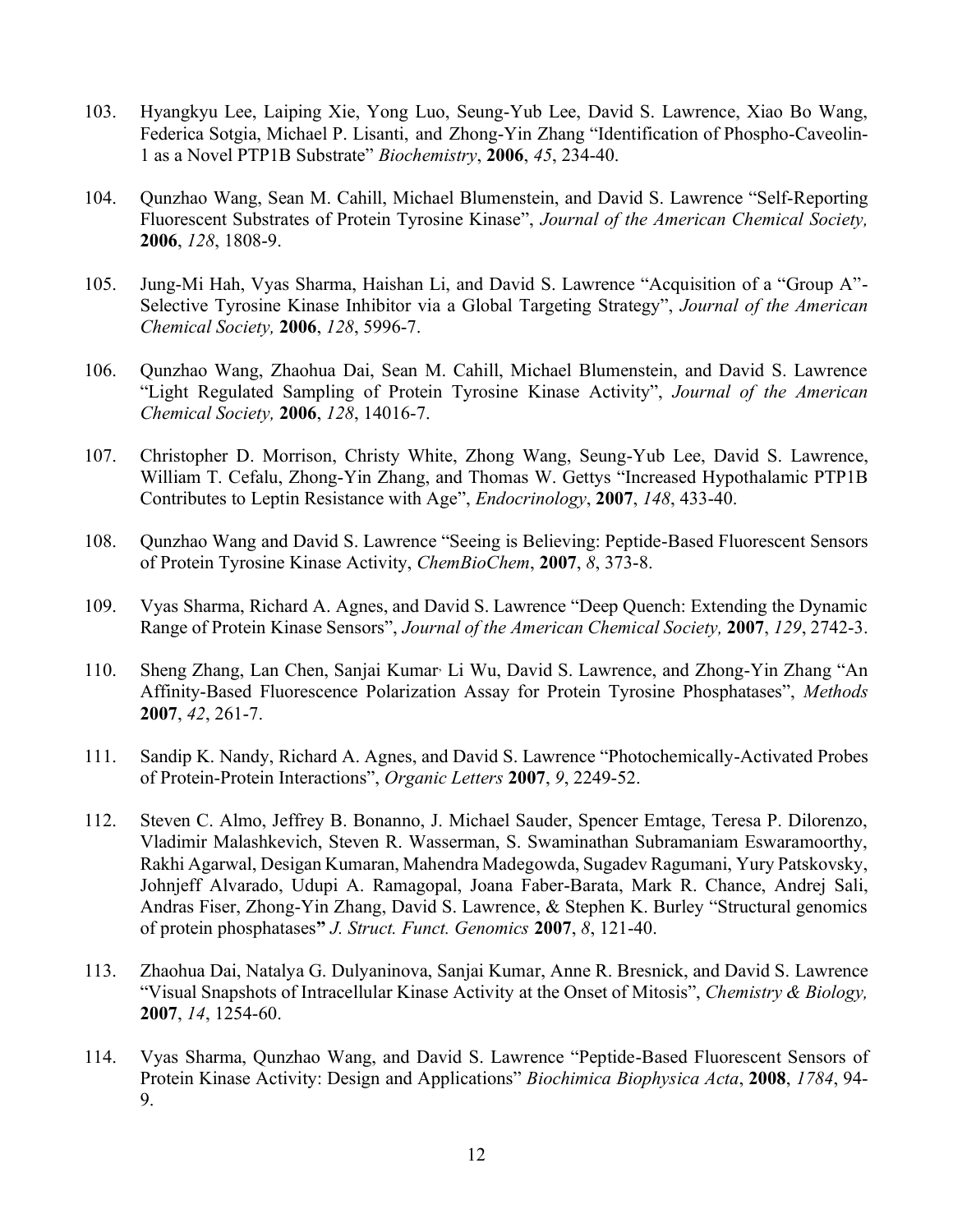103. Hyangkyu Lee, Laiping Xie, Yong Luo, Seung-Yub Lee, David S. Lawrence, Xiao Bo Wang, Federica Sotgia, Michael P. Lisanti, and Zhong-Yin Zhang "Identification of Phospho-Caveolin-1 as a Novel PTP1B Substrate" *Biochemistry*, **2006**, *45*, 234-40.

104. Qunzhao Wang, Sean M. Cahill, Michael Blumenstein, and David S. Lawrence "Self-Reporting Fluorescent Substrates of Protein Tyrosine Kinase", *Journal of the American Chemical Society,* **2006**, *128*, 1808-9.

105. Jung-Mi Hah, Vyas Sharma, Haishan Li, and David S. Lawrence "Acquisition of a "Group A"-Selective Tyrosine Kinase Inhibitor via a Global Targeting Strategy", *Journal of the American Chemical Society,* **2006**, *128*, 5996-7.

106. Qunzhao Wang, Zhaohua Dai, Sean M. Cahill, Michael Blumenstein, and David S. Lawrence "Light Regulated Sampling of Protein Tyrosine Kinase Activity", *Journal of the American Chemical Society,* **2006**, *128*, 14016-7.

107. Christopher D. Morrison, Christy White, Zhong Wang, Seung-Yub Lee, David S. Lawrence, William T. Cefalu, Zhong-Yin Zhang, and Thomas W. Gettys "Increased Hypothalamic PTP1B Contributes to Leptin Resistance with Age", *Endocrinology*, **2007**, *148*, 433-40.

108. Qunzhao Wang and David S. Lawrence "Seeing is Believing: Peptide-Based Fluorescent Sensors of Protein Tyrosine Kinase Activity, *ChemBioChem*, **2007**, *8*, 373-8.

109. Vyas Sharma, Richard A. Agnes, and David S. Lawrence "Deep Quench: Extending the Dynamic Range of Protein Kinase Sensors", *Journal of the American Chemical Society,* **2007**, *129*, 2742-3.

110. Sheng Zhang, Lan Chen, Sanjai Kumar, Li Wu, David S. Lawrence, and Zhong-Yin Zhang "An Affinity-Based Fluorescence Polarization Assay for Protein Tyrosine Phosphatases", *Methods* **2007**, *42*, 261-7.

111. Sandip K. Nandy, Richard A. Agnes, and David S. Lawrence "Photochemically-Activated Probes of Protein-Protein Interactions", *Organic Letters* **2007**, *9*, 2249-52.

112. Steven C. Almo, Jeffrey B. Bonanno, J. Michael Sauder, Spencer Emtage, Teresa P. Dilorenzo, Vladimir Malashkevich, Steven R. Wasserman, S. Swaminathan Subramaniam Eswaramoorthy, Rakhi Agarwal, Desigan Kumaran, Mahendra Madegowda, Sugadev Ragumani, Yury Patskovsky, Johnjeff Alvarado, Udupi A. Ramagopal, Joana Faber-Barata, Mark R. Chance, Andrej Sali, Andras Fiser, Zhong-Yin Zhang, David S. Lawrence, & Stephen K. Burley "Structural genomics of protein phosphatases**"** *J. Struct. Funct. Genomics* **2007**, *8*, 121-40.

113. Zhaohua Dai, Natalya G. Dulyaninova, Sanjai Kumar, Anne R. Bresnick, and David S. Lawrence "Visual Snapshots of Intracellular Kinase Activity at the Onset of Mitosis", *Chemistry & Biology,* **2007**, *14*, 1254-60.

114. Vyas Sharma, Qunzhao Wang, and David S. Lawrence "Peptide-Based Fluorescent Sensors of Protein Kinase Activity: Design and Applications" *Biochimica Biophysica Acta*, **2008**, *1784*, 94-9.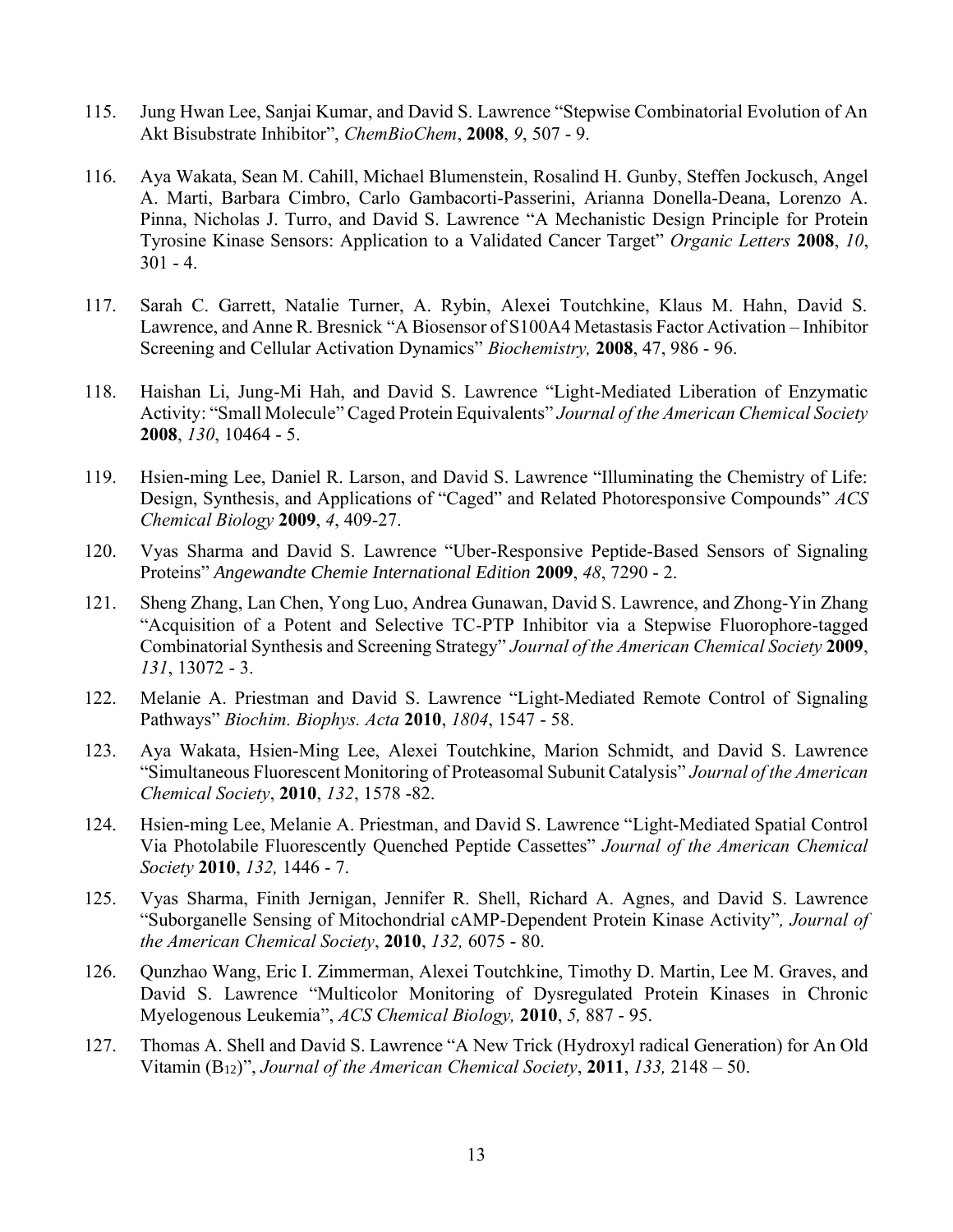115. Jung Hwan Lee, Sanjai Kumar, and David S. Lawrence "Stepwise Combinatorial Evolution of An Akt Bisubstrate Inhibitor", *ChemBioChem*, **2008**, *9*, 507 - 9.

116. Aya Wakata, Sean M. Cahill, Michael Blumenstein, Rosalind H. Gunby, Steffen Jockusch, Angel A. Marti, Barbara Cimbro, Carlo Gambacorti-Passerini, Arianna Donella-Deana, Lorenzo A. Pinna, Nicholas J. Turro, and David S. Lawrence "A Mechanistic Design Principle for Protein Tyrosine Kinase Sensors: Application to a Validated Cancer Target" *Organic Letters* **2008**, *10*, 301 - 4.

117. Sarah C. Garrett, Natalie Turner, A. Rybin, Alexei Toutchkine, Klaus M. Hahn, David S. Lawrence, and Anne R. Bresnick "A Biosensor of S100A4 Metastasis Factor Activation – Inhibitor Screening and Cellular Activation Dynamics" *Biochemistry,* **2008**, 47, 986 - 96.

118. Haishan Li, Jung-Mi Hah, and David S. Lawrence "Light-Mediated Liberation of Enzymatic Activity: "Small Molecule" Caged Protein Equivalents" *Journal of the American Chemical Society* **2008**, *130*, 10464 - 5.

119. Hsien-ming Lee, Daniel R. Larson, and David S. Lawrence "Illuminating the Chemistry of Life: Design, Synthesis, and Applications of "Caged" and Related Photoresponsive Compounds" *ACS Chemical Biology* **2009**, *4*, 409-27.

120. Vyas Sharma and David S. Lawrence "Uber-Responsive Peptide-Based Sensors of Signaling Proteins" *Angewandte Chemie International Edition* **2009**, *48*, 7290 - 2.

121. Sheng Zhang, Lan Chen, Yong Luo, Andrea Gunawan, David S. Lawrence, and Zhong-Yin Zhang "Acquisition of a Potent and Selective TC-PTP Inhibitor via a Stepwise Fluorophore-tagged Combinatorial Synthesis and Screening Strategy" *Journal of the American Chemical Society* **2009**, *131*, 13072 - 3.

122. Melanie A. Priestman and David S. Lawrence "Light-Mediated Remote Control of Signaling Pathways" *Biochim. Biophys. Acta* **2010**, *1804*, 1547 - 58.

123. Aya Wakata, Hsien-Ming Lee, Alexei Toutchkine, Marion Schmidt, and David S. Lawrence "Simultaneous Fluorescent Monitoring of Proteasomal Subunit Catalysis" *Journal of the American Chemical Society*, **2010**, *132*, 1578 -82.

124. Hsien-ming Lee, Melanie A. Priestman, and David S. Lawrence "Light-Mediated Spatial Control Via Photolabile Fluorescently Quenched Peptide Cassettes" *Journal of the American Chemical Society* **2010**, *132,* 1446 - 7.

125. Vyas Sharma, Finith Jernigan, Jennifer R. Shell, Richard A. Agnes, and David S. Lawrence "Suborganelle Sensing of Mitochondrial cAMP-Dependent Protein Kinase Activity"*, Journal of the American Chemical Society*, **2010**, *132,* 6075 - 80.

126. Qunzhao Wang, Eric I. Zimmerman, Alexei Toutchkine, Timothy D. Martin, Lee M. Graves, and David S. Lawrence "Multicolor Monitoring of Dysregulated Protein Kinases in Chronic Myelogenous Leukemia", *ACS Chemical Biology,* **2010**, *5,* 887 - 95.

127. Thomas A. Shell and David S. Lawrence "A New Trick (Hydroxyl radical Generation) for An Old Vitamin ($B_{12}$)", *Journal of the American Chemical Society*, **2011**, *133,* 2148 – 50.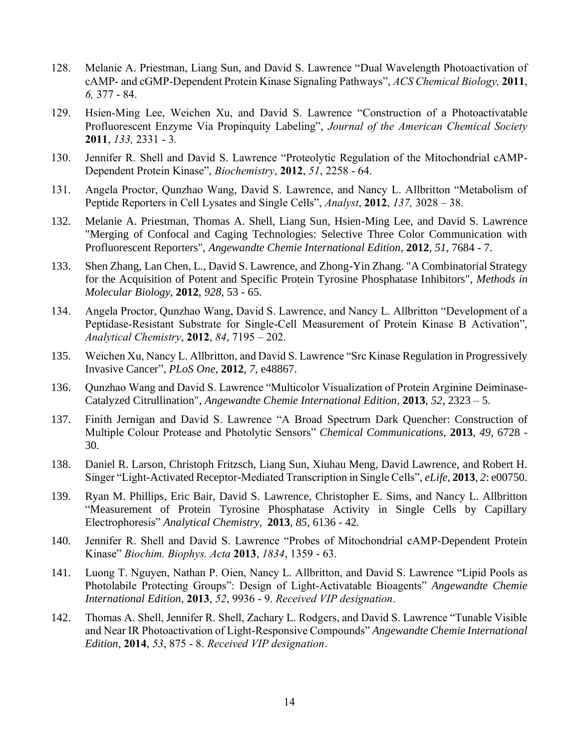128. Melanie A. Priestman, Liang Sun, and David S. Lawrence "Dual Wavelength Photoactivation of cAMP- and cGMP-Dependent Protein Kinase Signaling Pathways", *ACS Chemical Biology,* **2011**, *6,* 377 - 84.

129. Hsien-Ming Lee, Weichen Xu, and David S. Lawrence "Construction of a Photoactivatable Profluorescent Enzyme Via Propinquity Labeling", *Journal of the American Chemical Society* **2011**, *133,* 2331 - 3*.*

130. Jennifer R. Shell and David S. Lawrence "Proteolytic Regulation of the Mitochondrial cAMP-Dependent Protein Kinase", *Biochemistry*, **2012**, *51*, 2258 - 64.

131. Angela Proctor, Qunzhao Wang, David S. Lawrence, and Nancy L. Allbritton "Metabolism of Peptide Reporters in Cell Lysates and Single Cells", *Analyst*, **2012**, *137,* 3028 – 38.

132. Melanie A. Priestman, Thomas A. Shell, Liang Sun, Hsien-Ming Lee, and David S. Lawrence "Merging of Confocal and Caging Technologies: Selective Three Color Communication with Profluorescent Reporters", *Angewandte Chemie International Edition*, **2012**, *51*, 7684 - 7.

133. Shen Zhang, Lan Chen, L., David S. Lawrence, and Zhong-Yin Zhang. "A Combinatorial Strategy for the Acquisition of Potent and Specific Protein Tyrosine Phosphatase Inhibitors", *Methods in Molecular Biology,* **2012**, *928,* 53 - 65.

134. Angela Proctor, Qunzhao Wang, David S. Lawrence, and Nancy L. Allbritton "Development of a Peptidase-Resistant Substrate for Single-Cell Measurement of Protein Kinase B Activation", *Analytical Chemistry*, **2012**, *84*, 7195 – 202.

135. Weichen Xu, Nancy L. Allbritton, and David S. Lawrence "Src Kinase Regulation in Progressively Invasive Cancer", *PLoS One,* **2012**, *7*, e48867.

136. Qunzhao Wang and David S. Lawrence "Multicolor Visualization of Protein Arginine Deiminase-Catalyzed Citrullination", *Angewandte Chemie International Edition,* **2013**, *52*, 2323 – 5.

137. Finith Jernigan and David S. Lawrence "A Broad Spectrum Dark Quencher: Construction of Multiple Colour Protease and Photolytic Sensors" *Chemical Communications,* **2013**, *49,* 6728 - 30*.*

138. Daniel R. Larson, Christoph Fritzsch, Liang Sun, Xiuhau Meng, David Lawrence, and Robert H. Singer "Light-Activated Receptor-Mediated Transcription in Single Cells", *eLife*, **2013**, *2*: e00750.

139. Ryan M. Phillips, Eric Bair, David S. Lawrence, Christopher E. Sims, and Nancy L. Allbritton "Measurement of Protein Tyrosine Phosphatase Activity in Single Cells by Capillary Electrophoresis" *Analytical Chemistry*, **2013**, *85*, 6136 - 42.

140. Jennifer R. Shell and David S. Lawrence "Probes of Mitochondrial cAMP-Dependent Protein Kinase" *Biochim. Biophys. Acta* **2013**, *1834*, 1359 - 63.

141. Luong T. Nguyen, Nathan P. Oien, Nancy L. Allbritton, and David S. Lawrence "Lipid Pools as Photolabile Protecting Groups": Design of Light-Activatable Bioagents" *Angewandte Chemie International Edition*, **2013**, *52*, 9936 - 9. *Received VIP designation*.

142. Thomas A. Shell, Jennifer R. Shell, Zachary L. Rodgers, and David S. Lawrence "Tunable Visible and Near IR Photoactivation of Light-Responsive Compounds" *Angewandte Chemie International Edition*, **2014**, *53*, 875 - 8. *Received VIP designation*.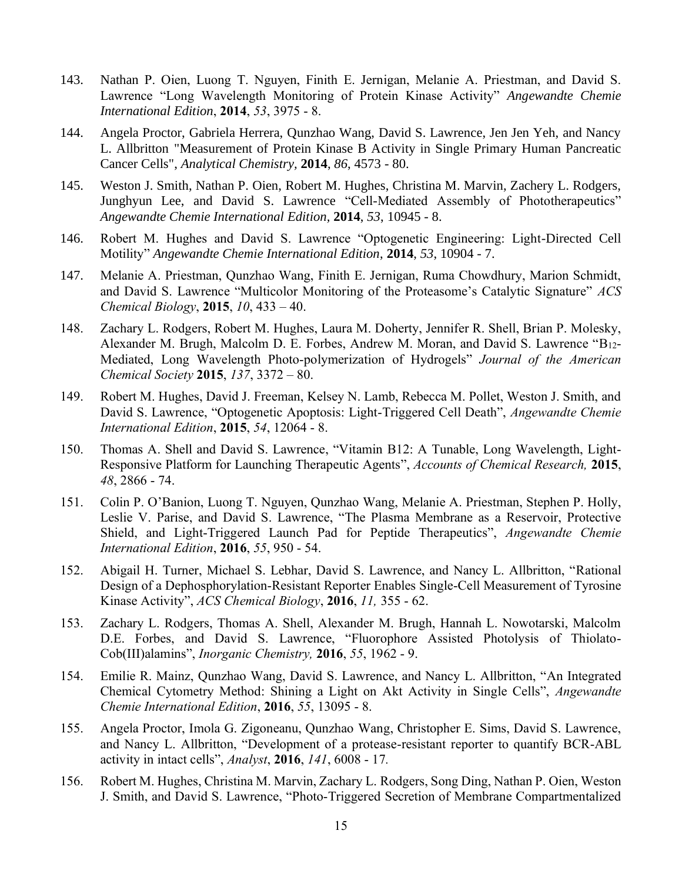143. Nathan P. Oien, Luong T. Nguyen, Finith E. Jernigan, Melanie A. Priestman, and David S. Lawrence “Long Wavelength Monitoring of Protein Kinase Activity” *Angewandte Chemie International Edition*, **2014**, *53*, 3975 - 8.

144. Angela Proctor, Gabriela Herrera, Qunzhao Wang, David S. Lawrence, Jen Jen Yeh, and Nancy L. Allbritton "Measurement of Protein Kinase B Activity in Single Primary Human Pancreatic Cancer Cells", *Analytical Chemistry,* **2014***, 86*, 4573 - 80.

145. Weston J. Smith, Nathan P. Oien, Robert M. Hughes, Christina M. Marvin, Zachery L. Rodgers, Junghyun Lee, and David S. Lawrence “Cell-Mediated Assembly of Phototherapeutics” *Angewandte Chemie International Edition*, **2014**, *53*, 10945 - 8.

146. Robert M. Hughes and David S. Lawrence “Optogenetic Engineering: Light-Directed Cell Motility” *Angewandte Chemie International Edition*, **2014**, *53*, 10904 - 7.

147. Melanie A. Priestman, Qunzhao Wang, Finith E. Jernigan, Ruma Chowdhury, Marion Schmidt, and David S. Lawrence “Multicolor Monitoring of the Proteasome’s Catalytic Signature” *ACS Chemical Biology*, **2015**, *10*, 433 – 40.

148. Zachary L. Rodgers, Robert M. Hughes, Laura M. Doherty, Jennifer R. Shell, Brian P. Molesky, Alexander M. Brugh, Malcolm D. E. Forbes, Andrew M. Moran, and David S. Lawrence “$B_{12}$-Mediated, Long Wavelength Photo-polymerization of Hydrogels” *Journal of the American Chemical Society* **2015**, *137*, 3372 – 80.

149. Robert M. Hughes, David J. Freeman, Kelsey N. Lamb, Rebecca M. Pollet, Weston J. Smith, and David S. Lawrence, “Optogenetic Apoptosis: Light-Triggered Cell Death”, *Angewandte Chemie International Edition*, **2015**, *54*, 12064 - 8.

150. Thomas A. Shell and David S. Lawrence, “Vitamin B12: A Tunable, Long Wavelength, Light-Responsive Platform for Launching Therapeutic Agents”, *Accounts of Chemical Research,* **2015**, *48*, 2866 - 74.

151. Colin P. O’Banion, Luong T. Nguyen, Qunzhao Wang, Melanie A. Priestman, Stephen P. Holly, Leslie V. Parise, and David S. Lawrence, “The Plasma Membrane as a Reservoir, Protective Shield, and Light-Triggered Launch Pad for Peptide Therapeutics”, *Angewandte Chemie International Edition*, **2016**, *55*, 950 - 54.

152. Abigail H. Turner, Michael S. Lebhar, David S. Lawrence, and Nancy L. Allbritton, “Rational Design of a Dephosphorylation-Resistant Reporter Enables Single-Cell Measurement of Tyrosine Kinase Activity”, *ACS Chemical Biology*, **2016**, *11,* 355 - 62.

153. Zachary L. Rodgers, Thomas A. Shell, Alexander M. Brugh, Hannah L. Nowotarski, Malcolm D.E. Forbes, and David S. Lawrence, “Fluorophore Assisted Photolysis of Thiolato-Cob(III)alamins”, *Inorganic Chemistry,* **2016**, *55*, 1962 - 9.

154. Emilie R. Mainz, Qunzhao Wang, David S. Lawrence, and Nancy L. Allbritton, “An Integrated Chemical Cytometry Method: Shining a Light on Akt Activity in Single Cells”, *Angewandte Chemie International Edition*, **2016**, *55*, 13095 - 8.

155. Angela Proctor, Imola G. Zigoneanu, Qunzhao Wang, Christopher E. Sims, David S. Lawrence, and Nancy L. Allbritton, “Development of a protease-resistant reporter to quantify BCR-ABL activity in intact cells”, *Analyst*, **2016**, *141*, 6008 - 17.

156. Robert M. Hughes, Christina M. Marvin, Zachary L. Rodgers, Song Ding, Nathan P. Oien, Weston J. Smith, and David S. Lawrence, “Photo-Triggered Secretion of Membrane Compartmentalized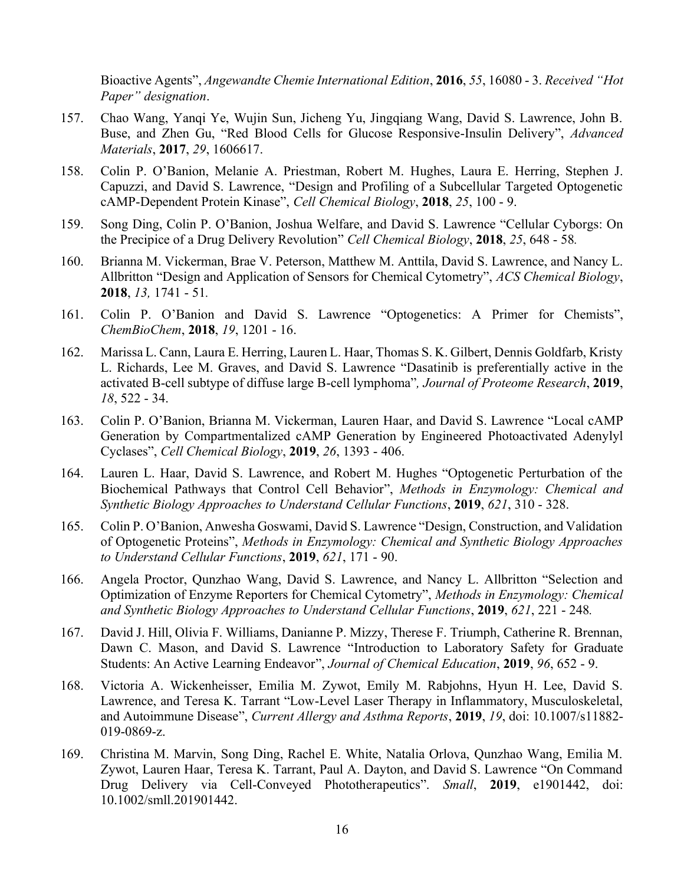Bioactive Agents", *Angewandte Chemie International Edition*, **2016**, *55*, 16080 - 3. *Received "Hot Paper" designation*.

157. Chao Wang, Yanqi Ye, Wujin Sun, Jicheng Yu, Jingqiang Wang, David S. Lawrence, John B. Buse, and Zhen Gu, "Red Blood Cells for Glucose Responsive-Insulin Delivery", *Advanced Materials*, **2017**, *29*, 1606617.

158. Colin P. O'Banion, Melanie A. Priestman, Robert M. Hughes, Laura E. Herring, Stephen J. Capuzzi, and David S. Lawrence, "Design and Profiling of a Subcellular Targeted Optogenetic cAMP-Dependent Protein Kinase", *Cell Chemical Biology*, **2018**, *25*, 100 - 9.

159. Song Ding, Colin P. O'Banion, Joshua Welfare, and David S. Lawrence "Cellular Cyborgs: On the Precipice of a Drug Delivery Revolution" *Cell Chemical Biology*, **2018**, *25*, 648 - 58.

160. Brianna M. Vickerman, Brae V. Peterson, Matthew M. Anttila, David S. Lawrence, and Nancy L. Allbritton "Design and Application of Sensors for Chemical Cytometry", *ACS Chemical Biology*, **2018**, *13,* 1741 - 51.

161. Colin P. O'Banion and David S. Lawrence "Optogenetics: A Primer for Chemists", *ChemBioChem*, **2018**, *19*, 1201 - 16.

162. Marissa L. Cann, Laura E. Herring, Lauren L. Haar, Thomas S. K. Gilbert, Dennis Goldfarb, Kristy L. Richards, Lee M. Graves, and David S. Lawrence "Dasatinib is preferentially active in the activated B-cell subtype of diffuse large B-cell lymphoma"*, Journal of Proteome Research*, **2019**, *18*, 522 - 34.

163. Colin P. O'Banion, Brianna M. Vickerman, Lauren Haar, and David S. Lawrence "Local cAMP Generation by Compartmentalized cAMP Generation by Engineered Photoactivated Adenylyl Cyclases", *Cell Chemical Biology*, **2019**, *26*, 1393 - 406.

164. Lauren L. Haar, David S. Lawrence, and Robert M. Hughes "Optogenetic Perturbation of the Biochemical Pathways that Control Cell Behavior", *Methods in Enzymology: Chemical and Synthetic Biology Approaches to Understand Cellular Functions*, **2019**, *621*, 310 - 328.

165. Colin P. O'Banion, Anwesha Goswami, David S. Lawrence "Design, Construction, and Validation of Optogenetic Proteins", *Methods in Enzymology: Chemical and Synthetic Biology Approaches to Understand Cellular Functions*, **2019**, *621*, 171 - 90.

166. Angela Proctor, Qunzhao Wang, David S. Lawrence, and Nancy L. Allbritton "Selection and Optimization of Enzyme Reporters for Chemical Cytometry", *Methods in Enzymology: Chemical and Synthetic Biology Approaches to Understand Cellular Functions*, **2019**, *621*, 221 - 248.

167. David J. Hill, Olivia F. Williams, Danianne P. Mizzy, Therese F. Triumph, Catherine R. Brennan, Dawn C. Mason, and David S. Lawrence "Introduction to Laboratory Safety for Graduate Students: An Active Learning Endeavor", *Journal of Chemical Education*, **2019**, *96*, 652 - 9.

168. Victoria A. Wickenheisser, Emilia M. Zywot, Emily M. Rabjohns, Hyun H. Lee, David S. Lawrence, and Teresa K. Tarrant "Low-Level Laser Therapy in Inflammatory, Musculoskeletal, and Autoimmune Disease", *Current Allergy and Asthma Reports*, **2019**, *19*, doi: 10.1007/s11882-019-0869-z.

169. Christina M. Marvin, Song Ding, Rachel E. White, Natalia Orlova, Qunzhao Wang, Emilia M. Zywot, Lauren Haar, Teresa K. Tarrant, Paul A. Dayton, and David S. Lawrence "On Command Drug Delivery via Cell-Conveyed Phototherapeutics". *Small*, **2019**, e1901442, doi: 10.1002/smll.201901442.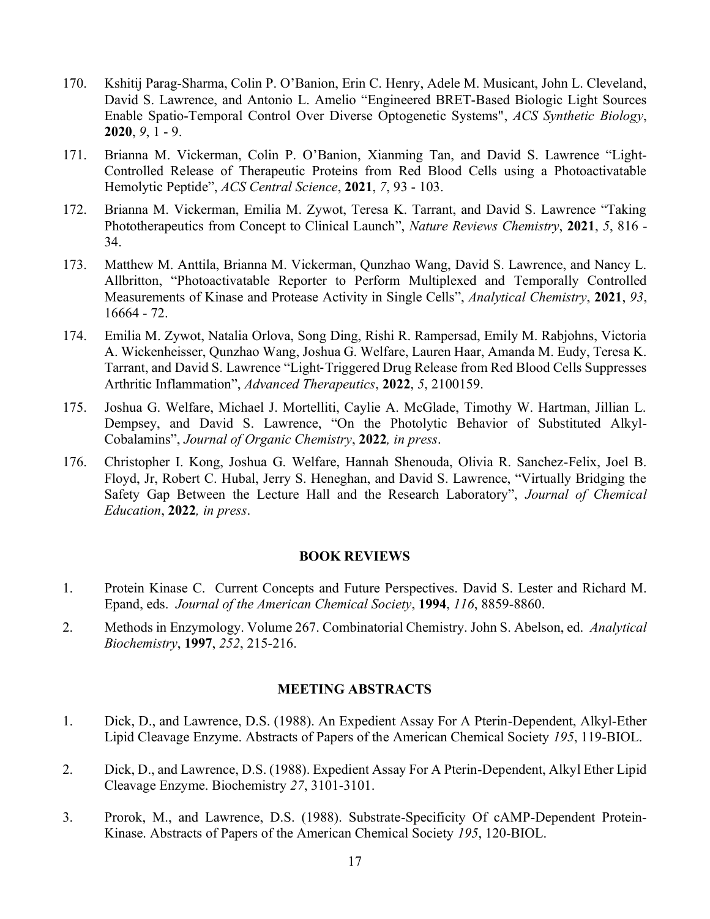170. Kshitij Parag-Sharma, Colin P. O'Banion, Erin C. Henry, Adele M. Musicant, John L. Cleveland, David S. Lawrence, and Antonio L. Amelio "Engineered BRET-Based Biologic Light Sources Enable Spatio-Temporal Control Over Diverse Optogenetic Systems", *ACS Synthetic Biology*, **2020**, *9*, 1 - 9.

171. Brianna M. Vickerman, Colin P. O'Banion, Xianming Tan, and David S. Lawrence "Light-Controlled Release of Therapeutic Proteins from Red Blood Cells using a Photoactivatable Hemolytic Peptide", *ACS Central Science*, **2021**, *7*, 93 - 103.

172. Brianna M. Vickerman, Emilia M. Zywot, Teresa K. Tarrant, and David S. Lawrence "Taking Phototherapeutics from Concept to Clinical Launch", *Nature Reviews Chemistry*, **2021**, *5*, 816 - 34.

173. Matthew M. Anttila, Brianna M. Vickerman, Qunzhao Wang, David S. Lawrence, and Nancy L. Allbritton, "Photoactivatable Reporter to Perform Multiplexed and Temporally Controlled Measurements of Kinase and Protease Activity in Single Cells", *Analytical Chemistry*, **2021**, *93*, 16664 - 72.

174. Emilia M. Zywot, Natalia Orlova, Song Ding, Rishi R. Rampersad, Emily M. Rabjohns, Victoria A. Wickenheisser, Qunzhao Wang, Joshua G. Welfare, Lauren Haar, Amanda M. Eudy, Teresa K. Tarrant, and David S. Lawrence "Light-Triggered Drug Release from Red Blood Cells Suppresses Arthritic Inflammation", *Advanced Therapeutics*, **2022**, *5*, 2100159.

175. Joshua G. Welfare, Michael J. Mortelliti, Caylie A. McGlade, Timothy W. Hartman, Jillian L. Dempsey, and David S. Lawrence, "On the Photolytic Behavior of Substituted Alkyl-Cobalamins", *Journal of Organic Chemistry*, **2022***, in press*.

176. Christopher I. Kong, Joshua G. Welfare, Hannah Shenouda, Olivia R. Sanchez-Felix, Joel B. Floyd, Jr, Robert C. Hubal, Jerry S. Heneghan, and David S. Lawrence, "Virtually Bridging the Safety Gap Between the Lecture Hall and the Research Laboratory", *Journal of Chemical Education*, **2022***, in press*.

## BOOK REVIEWS

1. Protein Kinase C. Current Concepts and Future Perspectives. David S. Lester and Richard M. Epand, eds. *Journal of the American Chemical Society*, **1994**, *116*, 8859-8860.

2. Methods in Enzymology. Volume 267. Combinatorial Chemistry. John S. Abelson, ed. *Analytical Biochemistry*, **1997**, *252*, 215-216.

## MEETING ABSTRACTS

1. Dick, D., and Lawrence, D.S. (1988). An Expedient Assay For A Pterin-Dependent, Alkyl-Ether Lipid Cleavage Enzyme. Abstracts of Papers of the American Chemical Society *195*, 119-BIOL.

2. Dick, D., and Lawrence, D.S. (1988). Expedient Assay For A Pterin-Dependent, Alkyl Ether Lipid Cleavage Enzyme. Biochemistry *27*, 3101-3101.

3. Prorok, M., and Lawrence, D.S. (1988). Substrate-Specificity Of cAMP-Dependent Protein-Kinase. Abstracts of Papers of the American Chemical Society *195*, 120-BIOL.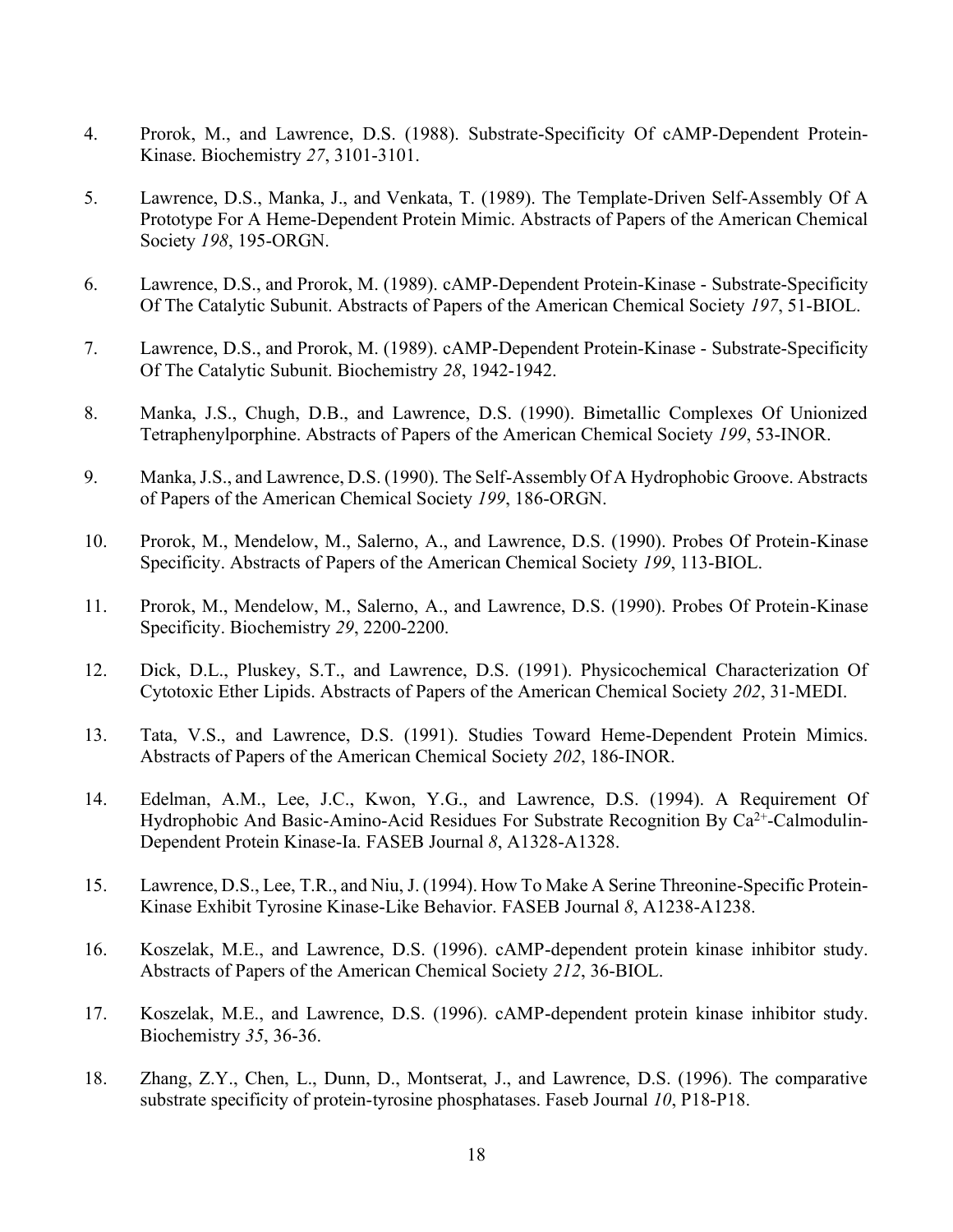4. Prorok, M., and Lawrence, D.S. (1988). Substrate-Specificity Of cAMP-Dependent Protein-Kinase. Biochemistry *27*, 3101-3101.

5. Lawrence, D.S., Manka, J., and Venkata, T. (1989). The Template-Driven Self-Assembly Of A Prototype For A Heme-Dependent Protein Mimic. Abstracts of Papers of the American Chemical Society *198*, 195-ORGN.

6. Lawrence, D.S., and Prorok, M. (1989). cAMP-Dependent Protein-Kinase - Substrate-Specificity Of The Catalytic Subunit. Abstracts of Papers of the American Chemical Society *197*, 51-BIOL.

7. Lawrence, D.S., and Prorok, M. (1989). cAMP-Dependent Protein-Kinase - Substrate-Specificity Of The Catalytic Subunit. Biochemistry *28*, 1942-1942.

8. Manka, J.S., Chugh, D.B., and Lawrence, D.S. (1990). Bimetallic Complexes Of Unionized Tetraphenylporphine. Abstracts of Papers of the American Chemical Society *199*, 53-INOR.

9. Manka, J.S., and Lawrence, D.S. (1990). The Self-Assembly Of A Hydrophobic Groove. Abstracts of Papers of the American Chemical Society *199*, 186-ORGN.

10. Prorok, M., Mendelow, M., Salerno, A., and Lawrence, D.S. (1990). Probes Of Protein-Kinase Specificity. Abstracts of Papers of the American Chemical Society *199*, 113-BIOL.

11. Prorok, M., Mendelow, M., Salerno, A., and Lawrence, D.S. (1990). Probes Of Protein-Kinase Specificity. Biochemistry *29*, 2200-2200.

12. Dick, D.L., Pluskey, S.T., and Lawrence, D.S. (1991). Physicochemical Characterization Of Cytotoxic Ether Lipids. Abstracts of Papers of the American Chemical Society *202*, 31-MEDI.

13. Tata, V.S., and Lawrence, D.S. (1991). Studies Toward Heme-Dependent Protein Mimics. Abstracts of Papers of the American Chemical Society *202*, 186-INOR.

14. Edelman, A.M., Lee, J.C., Kwon, Y.G., and Lawrence, D.S. (1994). A Requirement Of Hydrophobic And Basic-Amino-Acid Residues For Substrate Recognition By $Ca^{2+}$-Calmodulin-Dependent Protein Kinase-Ia. FASEB Journal *8*, A1328-A1328.

15. Lawrence, D.S., Lee, T.R., and Niu, J. (1994). How To Make A Serine Threonine-Specific Protein-Kinase Exhibit Tyrosine Kinase-Like Behavior. FASEB Journal *8*, A1238-A1238.

16. Koszelak, M.E., and Lawrence, D.S. (1996). cAMP-dependent protein kinase inhibitor study. Abstracts of Papers of the American Chemical Society *212*, 36-BIOL.

17. Koszelak, M.E., and Lawrence, D.S. (1996). cAMP-dependent protein kinase inhibitor study. Biochemistry *35*, 36-36.

18. Zhang, Z.Y., Chen, L., Dunn, D., Montserat, J., and Lawrence, D.S. (1996). The comparative substrate specificity of protein-tyrosine phosphatases. Faseb Journal *10*, P18-P18.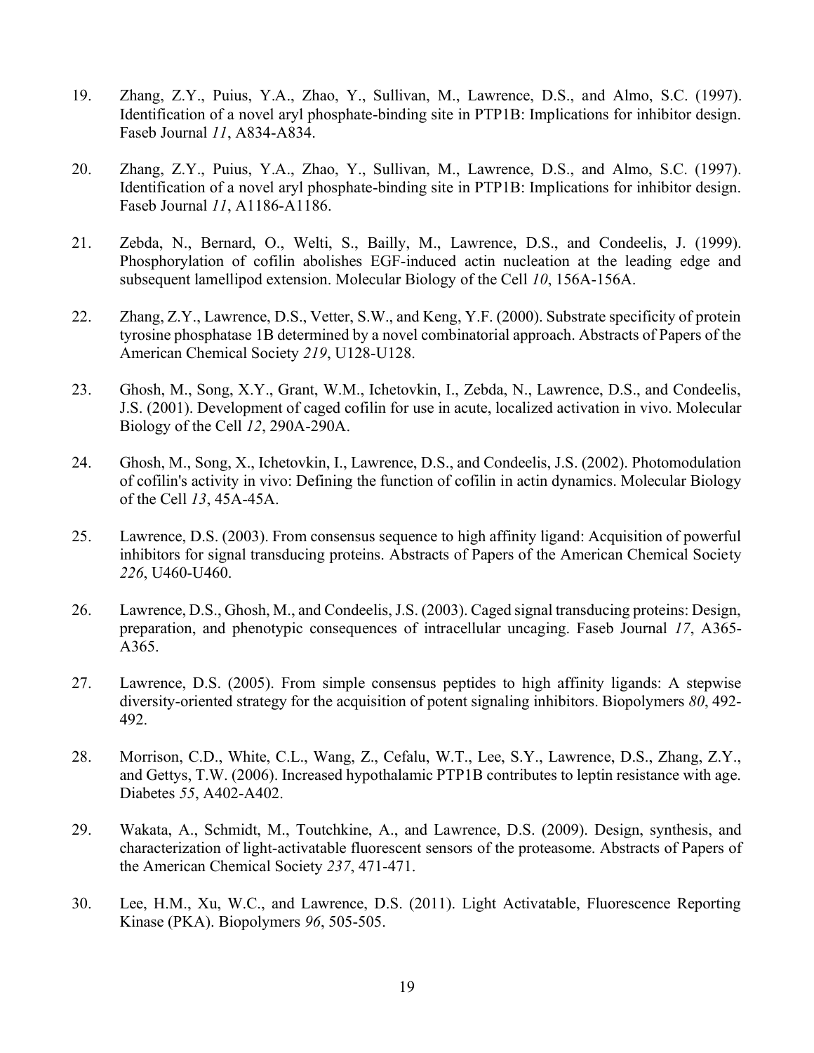19. Zhang, Z.Y., Puius, Y.A., Zhao, Y., Sullivan, M., Lawrence, D.S., and Almo, S.C. (1997). Identification of a novel aryl phosphate-binding site in PTP1B: Implications for inhibitor design. Faseb Journal *11*, A834-A834.

20. Zhang, Z.Y., Puius, Y.A., Zhao, Y., Sullivan, M., Lawrence, D.S., and Almo, S.C. (1997). Identification of a novel aryl phosphate-binding site in PTP1B: Implications for inhibitor design. Faseb Journal *11*, A1186-A1186.

21. Zebda, N., Bernard, O., Welti, S., Bailly, M., Lawrence, D.S., and Condeelis, J. (1999). Phosphorylation of cofilin abolishes EGF-induced actin nucleation at the leading edge and subsequent lamellipod extension. Molecular Biology of the Cell *10*, 156A-156A.

22. Zhang, Z.Y., Lawrence, D.S., Vetter, S.W., and Keng, Y.F. (2000). Substrate specificity of protein tyrosine phosphatase 1B determined by a novel combinatorial approach. Abstracts of Papers of the American Chemical Society *219*, U128-U128.

23. Ghosh, M., Song, X.Y., Grant, W.M., Ichetovkin, I., Zebda, N., Lawrence, D.S., and Condeelis, J.S. (2001). Development of caged cofilin for use in acute, localized activation in vivo. Molecular Biology of the Cell *12*, 290A-290A.

24. Ghosh, M., Song, X., Ichetovkin, I., Lawrence, D.S., and Condeelis, J.S. (2002). Photomodulation of cofilin's activity in vivo: Defining the function of cofilin in actin dynamics. Molecular Biology of the Cell *13*, 45A-45A.

25. Lawrence, D.S. (2003). From consensus sequence to high affinity ligand: Acquisition of powerful inhibitors for signal transducing proteins. Abstracts of Papers of the American Chemical Society *226*, U460-U460.

26. Lawrence, D.S., Ghosh, M., and Condeelis, J.S. (2003). Caged signal transducing proteins: Design, preparation, and phenotypic consequences of intracellular uncaging. Faseb Journal *17*, A365-A365.

27. Lawrence, D.S. (2005). From simple consensus peptides to high affinity ligands: A stepwise diversity-oriented strategy for the acquisition of potent signaling inhibitors. Biopolymers *80*, 492-492.

28. Morrison, C.D., White, C.L., Wang, Z., Cefalu, W.T., Lee, S.Y., Lawrence, D.S., Zhang, Z.Y., and Gettys, T.W. (2006). Increased hypothalamic PTP1B contributes to leptin resistance with age. Diabetes *55*, A402-A402.

29. Wakata, A., Schmidt, M., Toutchkine, A., and Lawrence, D.S. (2009). Design, synthesis, and characterization of light-activatable fluorescent sensors of the proteasome. Abstracts of Papers of the American Chemical Society *237*, 471-471.

30. Lee, H.M., Xu, W.C., and Lawrence, D.S. (2011). Light Activatable, Fluorescence Reporting Kinase (PKA). Biopolymers *96*, 505-505.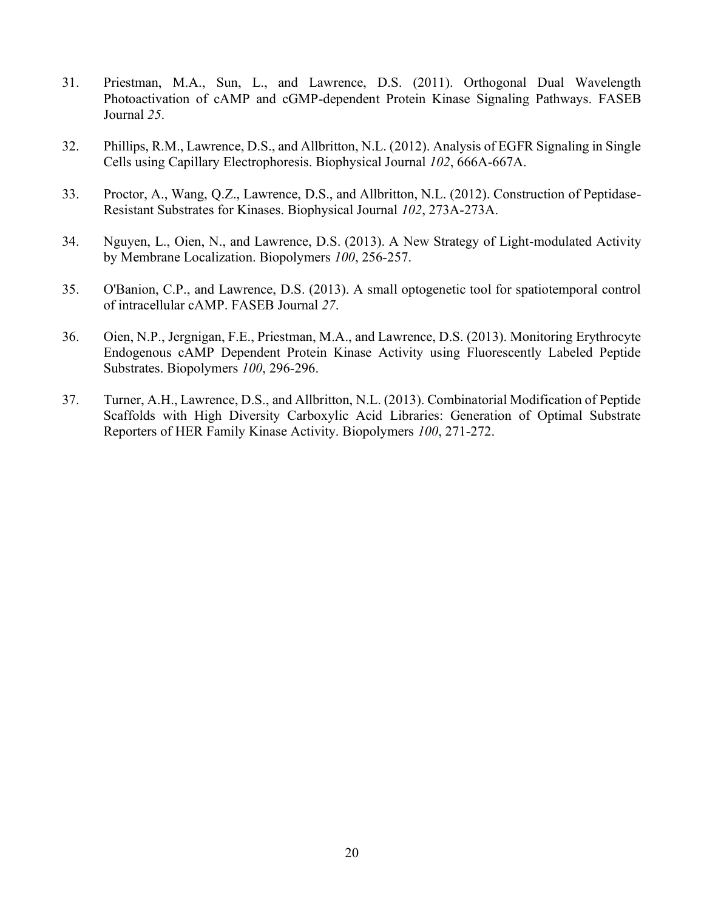31. Priestman, M.A., Sun, L., and Lawrence, D.S. (2011). Orthogonal Dual Wavelength Photoactivation of cAMP and cGMP-dependent Protein Kinase Signaling Pathways. FASEB Journal *25*.

32. Phillips, R.M., Lawrence, D.S., and Allbritton, N.L. (2012). Analysis of EGFR Signaling in Single Cells using Capillary Electrophoresis. Biophysical Journal *102*, 666A-667A.

33. Proctor, A., Wang, Q.Z., Lawrence, D.S., and Allbritton, N.L. (2012). Construction of Peptidase-Resistant Substrates for Kinases. Biophysical Journal *102*, 273A-273A.

34. Nguyen, L., Oien, N., and Lawrence, D.S. (2013). A New Strategy of Light-modulated Activity by Membrane Localization. Biopolymers *100*, 256-257.

35. O'Banion, C.P., and Lawrence, D.S. (2013). A small optogenetic tool for spatiotemporal control of intracellular cAMP. FASEB Journal *27*.

36. Oien, N.P., Jergnigan, F.E., Priestman, M.A., and Lawrence, D.S. (2013). Monitoring Erythrocyte Endogenous cAMP Dependent Protein Kinase Activity using Fluorescently Labeled Peptide Substrates. Biopolymers *100*, 296-296.

37. Turner, A.H., Lawrence, D.S., and Allbritton, N.L. (2013). Combinatorial Modification of Peptide Scaffolds with High Diversity Carboxylic Acid Libraries: Generation of Optimal Substrate Reporters of HER Family Kinase Activity. Biopolymers *100*, 271-272.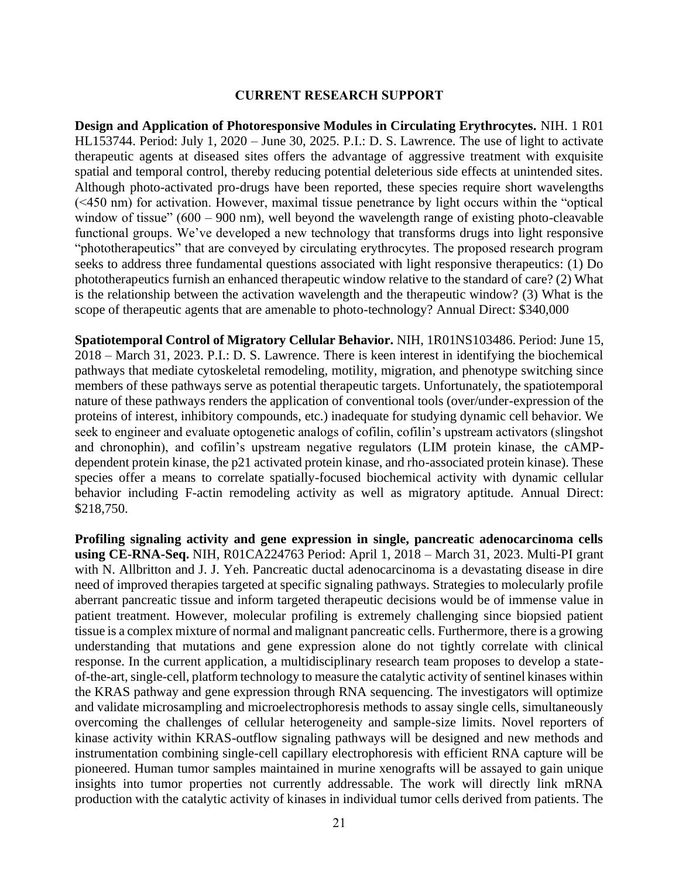## CURRENT RESEARCH SUPPORT

**Design and Application of Photoresponsive Modules in Circulating Erythrocytes.** NIH. 1 R01 HL153744. Period: July 1, 2020 – June 30, 2025. P.I.: D. S. Lawrence. The use of light to activate therapeutic agents at diseased sites offers the advantage of aggressive treatment with exquisite spatial and temporal control, thereby reducing potential deleterious side effects at unintended sites. Although photo-activated pro-drugs have been reported, these species require short wavelengths (<450 nm) for activation. However, maximal tissue penetrance by light occurs within the "optical window of tissue" (600 – 900 nm), well beyond the wavelength range of existing photo-cleavable functional groups. We've developed a new technology that transforms drugs into light responsive "phototherapeutics" that are conveyed by circulating erythrocytes. The proposed research program seeks to address three fundamental questions associated with light responsive therapeutics: (1) Do phototherapeutics furnish an enhanced therapeutic window relative to the standard of care? (2) What is the relationship between the activation wavelength and the therapeutic window? (3) What is the scope of therapeutic agents that are amenable to photo-technology? Annual Direct: $340,000

**Spatiotemporal Control of Migratory Cellular Behavior.** NIH, 1R01NS103486. Period: June 15, 2018 – March 31, 2023. P.I.: D. S. Lawrence. There is keen interest in identifying the biochemical pathways that mediate cytoskeletal remodeling, motility, migration, and phenotype switching since members of these pathways serve as potential therapeutic targets. Unfortunately, the spatiotemporal nature of these pathways renders the application of conventional tools (over/under-expression of the proteins of interest, inhibitory compounds, etc.) inadequate for studying dynamic cell behavior. We seek to engineer and evaluate optogenetic analogs of cofilin, cofilin's upstream activators (slingshot and chronophin), and cofilin's upstream negative regulators (LIM protein kinase, the cAMP-dependent protein kinase, the p21 activated protein kinase, and rho-associated protein kinase). These species offer a means to correlate spatially-focused biochemical activity with dynamic cellular behavior including F-actin remodeling activity as well as migratory aptitude. Annual Direct: $218,750.

**Profiling signaling activity and gene expression in single, pancreatic adenocarcinoma cells using CE-RNA-Seq.** NIH, R01CA224763 Period: April 1, 2018 – March 31, 2023. Multi-PI grant with N. Allbritton and J. J. Yeh. Pancreatic ductal adenocarcinoma is a devastating disease in dire need of improved therapies targeted at specific signaling pathways. Strategies to molecularly profile aberrant pancreatic tissue and inform targeted therapeutic decisions would be of immense value in patient treatment. However, molecular profiling is extremely challenging since biopsied patient tissue is a complex mixture of normal and malignant pancreatic cells. Furthermore, there is a growing understanding that mutations and gene expression alone do not tightly correlate with clinical response. In the current application, a multidisciplinary research team proposes to develop a state-of-the-art, single-cell, platform technology to measure the catalytic activity of sentinel kinases within the KRAS pathway and gene expression through RNA sequencing. The investigators will optimize and validate microsampling and microelectrophoresis methods to assay single cells, simultaneously overcoming the challenges of cellular heterogeneity and sample-size limits. Novel reporters of kinase activity within KRAS-outflow signaling pathways will be designed and new methods and instrumentation combining single-cell capillary electrophoresis with efficient RNA capture will be pioneered. Human tumor samples maintained in murine xenografts will be assayed to gain unique insights into tumor properties not currently addressable. The work will directly link mRNA production with the catalytic activity of kinases in individual tumor cells derived from patients. The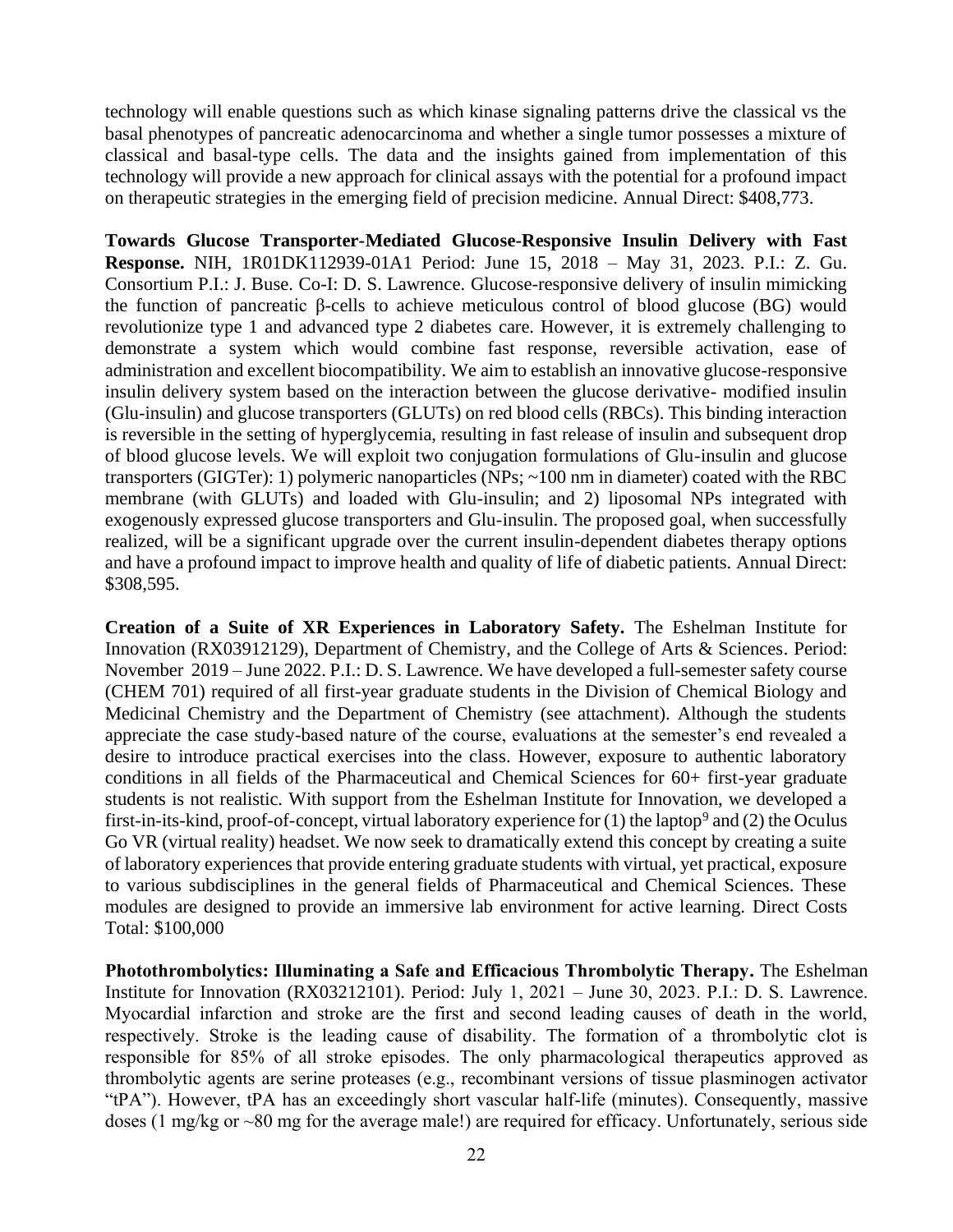technology will enable questions such as which kinase signaling patterns drive the classical vs the basal phenotypes of pancreatic adenocarcinoma and whether a single tumor possesses a mixture of classical and basal-type cells. The data and the insights gained from implementation of this technology will provide a new approach for clinical assays with the potential for a profound impact on therapeutic strategies in the emerging field of precision medicine. Annual Direct: $408,773.

**Towards Glucose Transporter-Mediated Glucose-Responsive Insulin Delivery with Fast Response.** NIH, 1R01DK112939-01A1 Period: June 15, 2018 – May 31, 2023. P.I.: Z. Gu. Consortium P.I.: J. Buse. Co-I: D. S. Lawrence. Glucose-responsive delivery of insulin mimicking the function of pancreatic β-cells to achieve meticulous control of blood glucose (BG) would revolutionize type 1 and advanced type 2 diabetes care. However, it is extremely challenging to demonstrate a system which would combine fast response, reversible activation, ease of administration and excellent biocompatibility. We aim to establish an innovative glucose-responsive insulin delivery system based on the interaction between the glucose derivative- modified insulin (Glu-insulin) and glucose transporters (GLUTs) on red blood cells (RBCs). This binding interaction is reversible in the setting of hyperglycemia, resulting in fast release of insulin and subsequent drop of blood glucose levels. We will exploit two conjugation formulations of Glu-insulin and glucose transporters (GlGTer): 1) polymeric nanoparticles (NPs; ~100 nm in diameter) coated with the RBC membrane (with GLUTs) and loaded with Glu-insulin; and 2) liposomal NPs integrated with exogenously expressed glucose transporters and Glu-insulin. The proposed goal, when successfully realized, will be a significant upgrade over the current insulin-dependent diabetes therapy options and have a profound impact to improve health and quality of life of diabetic patients. Annual Direct: $308,595.

**Creation of a Suite of XR Experiences in Laboratory Safety.** The Eshelman Institute for Innovation (RX03912129), Department of Chemistry, and the College of Arts & Sciences. Period: November 2019 – June 2022. P.I.: D. S. Lawrence. We have developed a full-semester safety course (CHEM 701) required of all first-year graduate students in the Division of Chemical Biology and Medicinal Chemistry and the Department of Chemistry (see attachment). Although the students appreciate the case study-based nature of the course, evaluations at the semester's end revealed a desire to introduce practical exercises into the class. However, exposure to authentic laboratory conditions in all fields of the Pharmaceutical and Chemical Sciences for 60+ first-year graduate students is not realistic. With support from the Eshelman Institute for Innovation, we developed a first-in-its-kind, proof-of-concept, virtual laboratory experience for (1) the laptop[9] and (2) the Oculus Go VR (virtual reality) headset. We now seek to dramatically extend this concept by creating a suite of laboratory experiences that provide entering graduate students with virtual, yet practical, exposure to various subdisciplines in the general fields of Pharmaceutical and Chemical Sciences. These modules are designed to provide an immersive lab environment for active learning. Direct Costs Total: $100,000

**Photothrombolytics: Illuminating a Safe and Efficacious Thrombolytic Therapy.** The Eshelman Institute for Innovation (RX03212101). Period: July 1, 2021 – June 30, 2023. P.I.: D. S. Lawrence. Myocardial infarction and stroke are the first and second leading causes of death in the world, respectively. Stroke is the leading cause of disability. The formation of a thrombolytic clot is responsible for 85% of all stroke episodes. The only pharmacological therapeutics approved as thrombolytic agents are serine proteases (e.g., recombinant versions of tissue plasminogen activator "tPA"). However, tPA has an exceedingly short vascular half-life (minutes). Consequently, massive doses (1 mg/kg or ~80 mg for the average male!) are required for efficacy. Unfortunately, serious side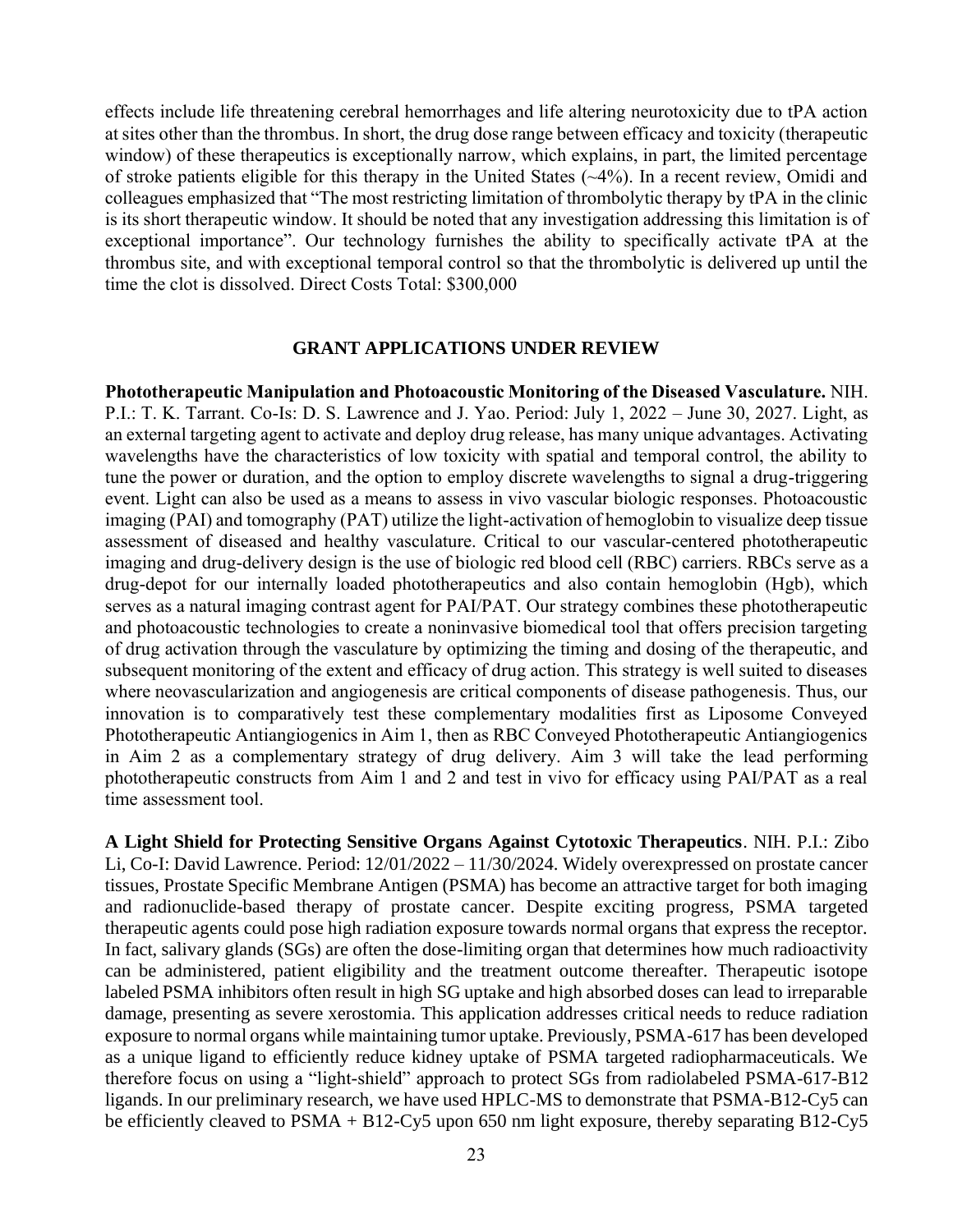effects include life threatening cerebral hemorrhages and life altering neurotoxicity due to tPA action at sites other than the thrombus. In short, the drug dose range between efficacy and toxicity (therapeutic window) of these therapeutics is exceptionally narrow, which explains, in part, the limited percentage of stroke patients eligible for this therapy in the United States (~4%). In a recent review, Omidi and colleagues emphasized that "The most restricting limitation of thrombolytic therapy by tPA in the clinic is its short therapeutic window. It should be noted that any investigation addressing this limitation is of exceptional importance". Our technology furnishes the ability to specifically activate tPA at the thrombus site, and with exceptional temporal control so that the thrombolytic is delivered up until the time the clot is dissolved. Direct Costs Total: $300,000

## GRANT APPLICATIONS UNDER REVIEW

**Phototherapeutic Manipulation and Photoacoustic Monitoring of the Diseased Vasculature.** NIH. P.I.: T. K. Tarrant. Co-Is: D. S. Lawrence and J. Yao. Period: July 1, 2022 – June 30, 2027. Light, as an external targeting agent to activate and deploy drug release, has many unique advantages. Activating wavelengths have the characteristics of low toxicity with spatial and temporal control, the ability to tune the power or duration, and the option to employ discrete wavelengths to signal a drug-triggering event. Light can also be used as a means to assess in vivo vascular biologic responses. Photoacoustic imaging (PAI) and tomography (PAT) utilize the light-activation of hemoglobin to visualize deep tissue assessment of diseased and healthy vasculature. Critical to our vascular-centered phototherapeutic imaging and drug-delivery design is the use of biologic red blood cell (RBC) carriers. RBCs serve as a drug-depot for our internally loaded phototherapeutics and also contain hemoglobin (Hgb), which serves as a natural imaging contrast agent for PAI/PAT. Our strategy combines these phototherapeutic and photoacoustic technologies to create a noninvasive biomedical tool that offers precision targeting of drug activation through the vasculature by optimizing the timing and dosing of the therapeutic, and subsequent monitoring of the extent and efficacy of drug action. This strategy is well suited to diseases where neovascularization and angiogenesis are critical components of disease pathogenesis. Thus, our innovation is to comparatively test these complementary modalities first as Liposome Conveyed Phototherapeutic Antiangiogenics in Aim 1, then as RBC Conveyed Phototherapeutic Antiangiogenics in Aim 2 as a complementary strategy of drug delivery. Aim 3 will take the lead performing phototherapeutic constructs from Aim 1 and 2 and test in vivo for efficacy using PAI/PAT as a real time assessment tool.

**A Light Shield for Protecting Sensitive Organs Against Cytotoxic Therapeutics**. NIH. P.I.: Zibo Li, Co-I: David Lawrence. Period: 12/01/2022 – 11/30/2024. Widely overexpressed on prostate cancer tissues, Prostate Specific Membrane Antigen (PSMA) has become an attractive target for both imaging and radionuclide-based therapy of prostate cancer. Despite exciting progress, PSMA targeted therapeutic agents could pose high radiation exposure towards normal organs that express the receptor. In fact, salivary glands (SGs) are often the dose-limiting organ that determines how much radioactivity can be administered, patient eligibility and the treatment outcome thereafter. Therapeutic isotope labeled PSMA inhibitors often result in high SG uptake and high absorbed doses can lead to irreparable damage, presenting as severe xerostomia. This application addresses critical needs to reduce radiation exposure to normal organs while maintaining tumor uptake. Previously, PSMA-617 has been developed as a unique ligand to efficiently reduce kidney uptake of PSMA targeted radiopharmaceuticals. We therefore focus on using a "light-shield" approach to protect SGs from radiolabeled PSMA-617-B12 ligands. In our preliminary research, we have used HPLC-MS to demonstrate that PSMA-B12-Cy5 can be efficiently cleaved to PSMA + B12-Cy5 upon 650 nm light exposure, thereby separating B12-Cy5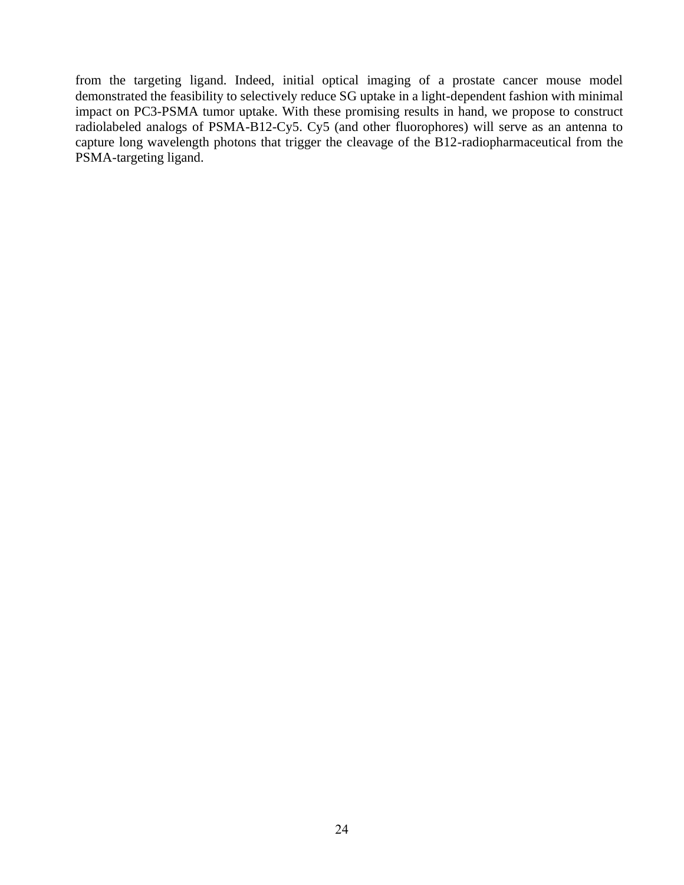from the targeting ligand. Indeed, initial optical imaging of a prostate cancer mouse model demonstrated the feasibility to selectively reduce SG uptake in a light-dependent fashion with minimal impact on PC3-PSMA tumor uptake. With these promising results in hand, we propose to construct radiolabeled analogs of PSMA-B12-Cy5. Cy5 (and other fluorophores) will serve as an antenna to capture long wavelength photons that trigger the cleavage of the B12-radiopharmaceutical from the PSMA-targeting ligand.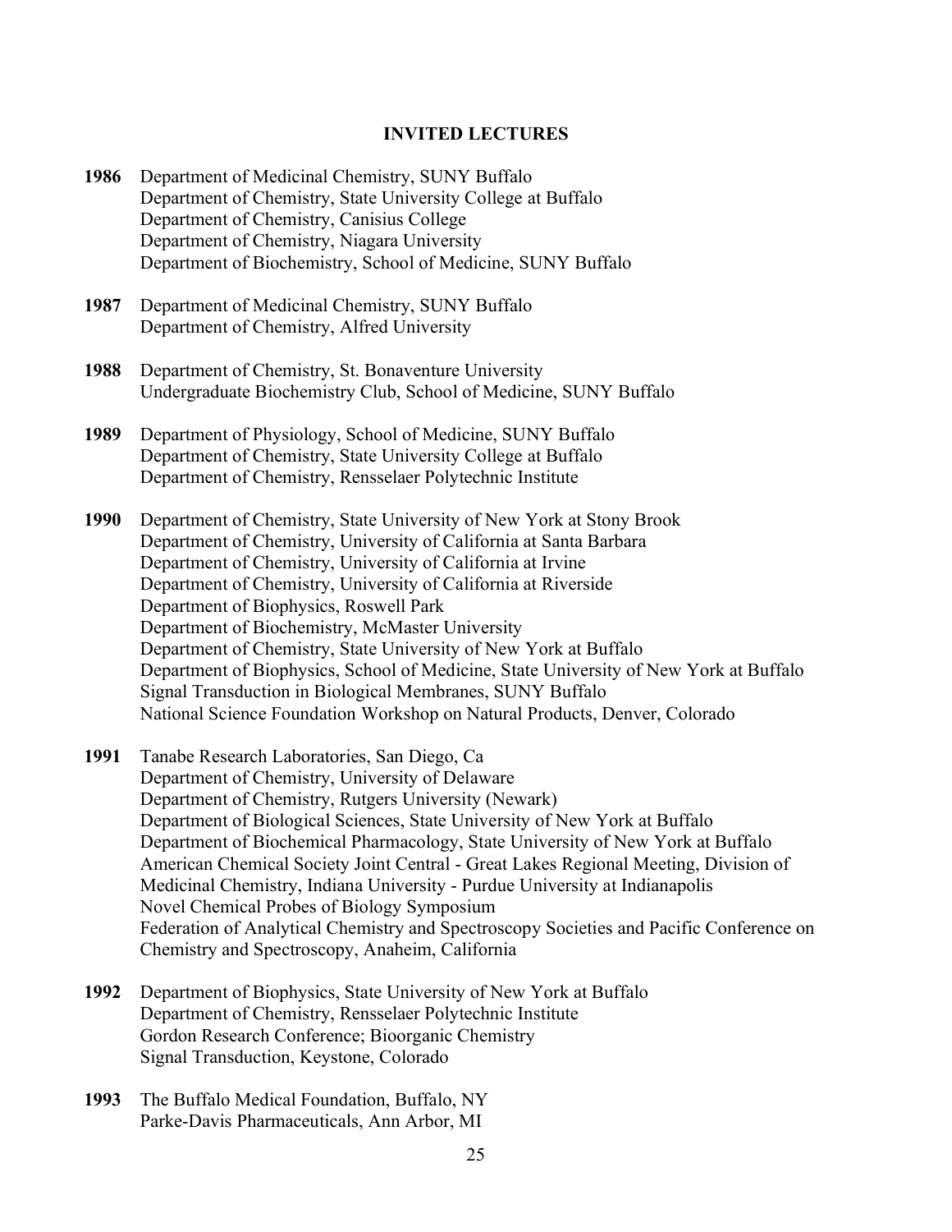## INVITED LECTURES

**1986** Department of Medicinal Chemistry, SUNY Buffalo
Department of Chemistry, State University College at Buffalo
Department of Chemistry, Canisius College
Department of Chemistry, Niagara University
Department of Biochemistry, School of Medicine, SUNY Buffalo

**1987** Department of Medicinal Chemistry, SUNY Buffalo
Department of Chemistry, Alfred University

**1988** Department of Chemistry, St. Bonaventure University
Undergraduate Biochemistry Club, School of Medicine, SUNY Buffalo

**1989** Department of Physiology, School of Medicine, SUNY Buffalo
Department of Chemistry, State University College at Buffalo
Department of Chemistry, Rensselaer Polytechnic Institute

**1990** Department of Chemistry, State University of New York at Stony Brook
Department of Chemistry, University of California at Santa Barbara
Department of Chemistry, University of California at Irvine
Department of Chemistry, University of California at Riverside
Department of Biophysics, Roswell Park
Department of Biochemistry, McMaster University
Department of Chemistry, State University of New York at Buffalo
Department of Biophysics, School of Medicine, State University of New York at Buffalo
Signal Transduction in Biological Membranes, SUNY Buffalo
National Science Foundation Workshop on Natural Products, Denver, Colorado

**1991** Tanabe Research Laboratories, San Diego, Ca
Department of Chemistry, University of Delaware
Department of Chemistry, Rutgers University (Newark)
Department of Biological Sciences, State University of New York at Buffalo
Department of Biochemical Pharmacology, State University of New York at Buffalo
American Chemical Society Joint Central - Great Lakes Regional Meeting, Division of Medicinal Chemistry, Indiana University - Purdue University at Indianapolis
Novel Chemical Probes of Biology Symposium
Federation of Analytical Chemistry and Spectroscopy Societies and Pacific Conference on Chemistry and Spectroscopy, Anaheim, California

**1992** Department of Biophysics, State University of New York at Buffalo
Department of Chemistry, Rensselaer Polytechnic Institute
Gordon Research Conference; Bioorganic Chemistry
Signal Transduction, Keystone, Colorado

**1993** The Buffalo Medical Foundation, Buffalo, NY
Parke-Davis Pharmaceuticals, Ann Arbor, MI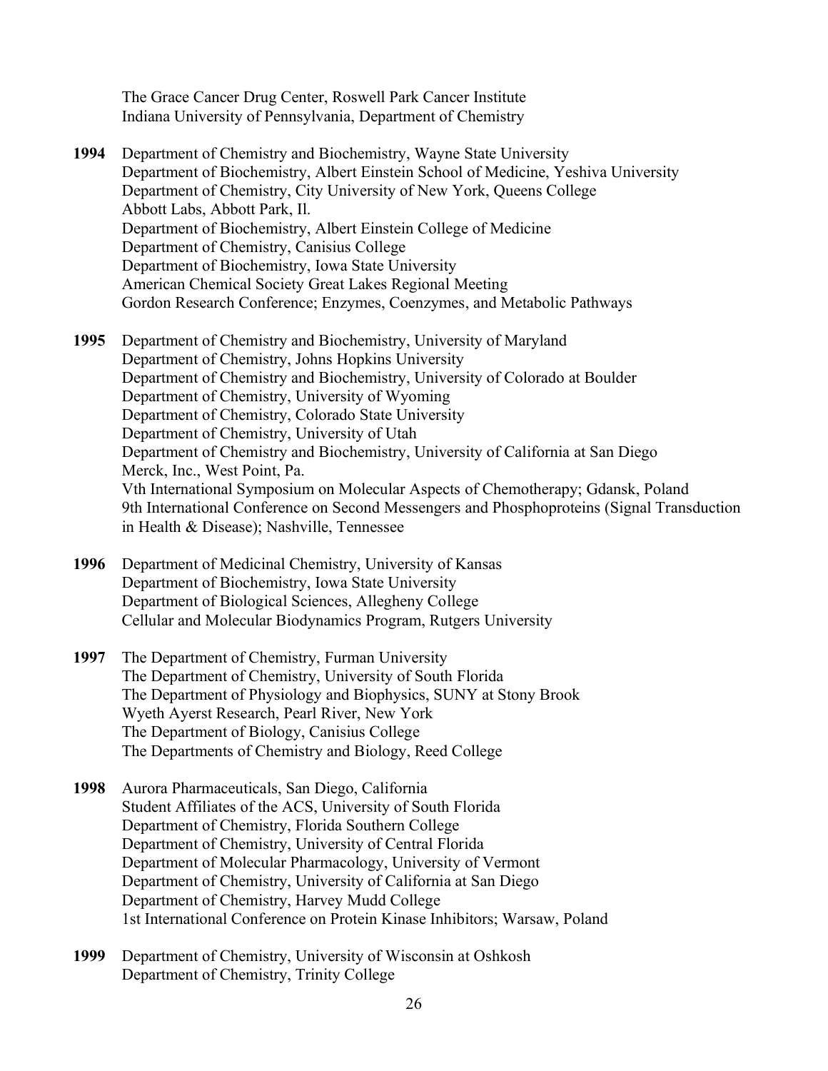The Grace Cancer Drug Center, Roswell Park Cancer Institute
Indiana University of Pennsylvania, Department of Chemistry

**1994** Department of Chemistry and Biochemistry, Wayne State University
Department of Biochemistry, Albert Einstein School of Medicine, Yeshiva University
Department of Chemistry, City University of New York, Queens College
Abbott Labs, Abbott Park, Il.
Department of Biochemistry, Albert Einstein College of Medicine
Department of Chemistry, Canisius College
Department of Biochemistry, Iowa State University
American Chemical Society Great Lakes Regional Meeting
Gordon Research Conference; Enzymes, Coenzymes, and Metabolic Pathways

**1995** Department of Chemistry and Biochemistry, University of Maryland
Department of Chemistry, Johns Hopkins University
Department of Chemistry and Biochemistry, University of Colorado at Boulder
Department of Chemistry, University of Wyoming
Department of Chemistry, Colorado State University
Department of Chemistry, University of Utah
Department of Chemistry and Biochemistry, University of California at San Diego
Merck, Inc., West Point, Pa.
Vth International Symposium on Molecular Aspects of Chemotherapy; Gdansk, Poland
9th International Conference on Second Messengers and Phosphoproteins (Signal Transduction in Health & Disease); Nashville, Tennessee

**1996** Department of Medicinal Chemistry, University of Kansas
Department of Biochemistry, Iowa State University
Department of Biological Sciences, Allegheny College
Cellular and Molecular Biodynamics Program, Rutgers University

**1997** The Department of Chemistry, Furman University
The Department of Chemistry, University of South Florida
The Department of Physiology and Biophysics, SUNY at Stony Brook
Wyeth Ayerst Research, Pearl River, New York
The Department of Biology, Canisius College
The Departments of Chemistry and Biology, Reed College

**1998** Aurora Pharmaceuticals, San Diego, California
Student Affiliates of the ACS, University of South Florida
Department of Chemistry, Florida Southern College
Department of Chemistry, University of Central Florida
Department of Molecular Pharmacology, University of Vermont
Department of Chemistry, University of California at San Diego
Department of Chemistry, Harvey Mudd College
1st International Conference on Protein Kinase Inhibitors; Warsaw, Poland

**1999** Department of Chemistry, University of Wisconsin at Oshkosh
Department of Chemistry, Trinity College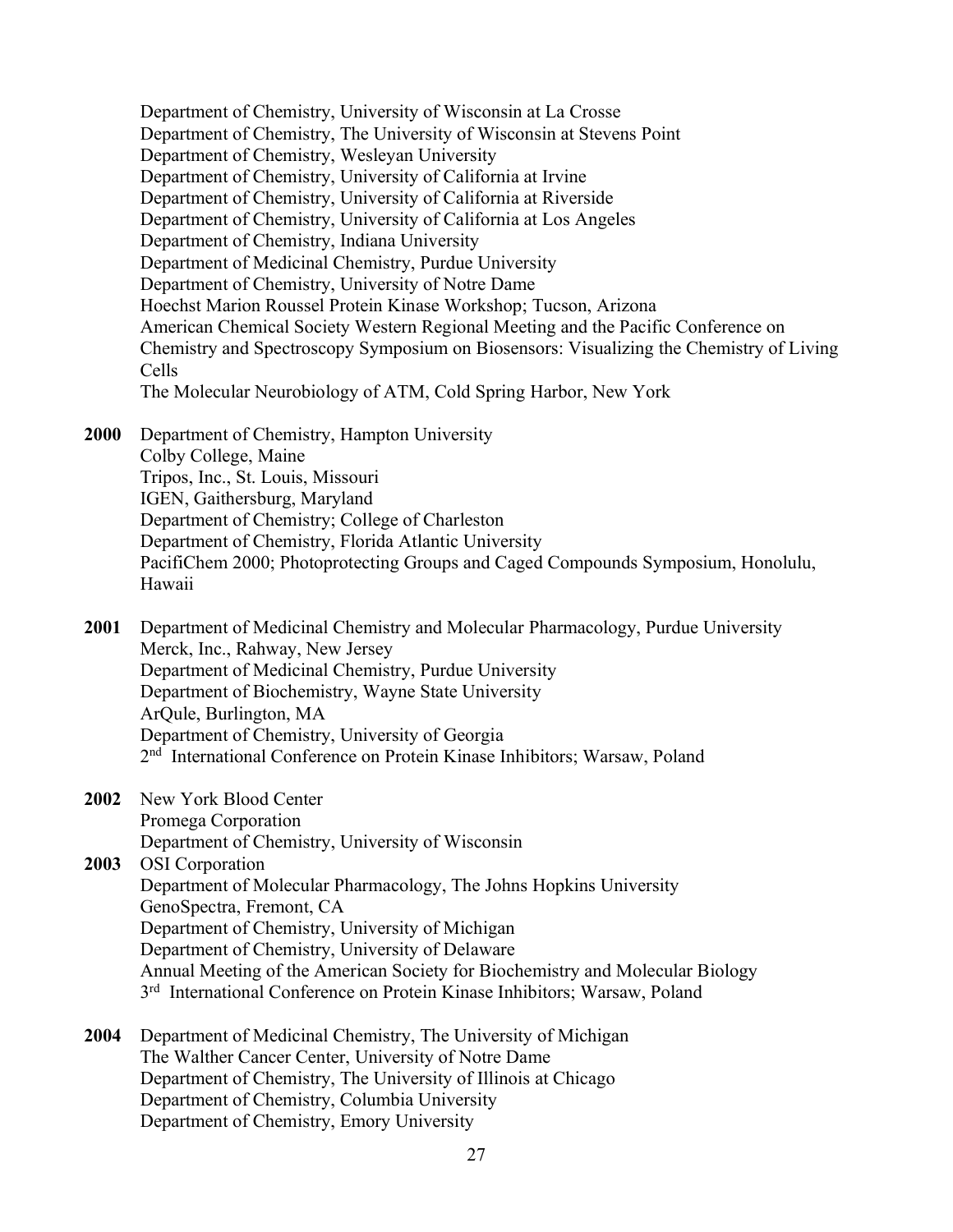Department of Chemistry, University of Wisconsin at La Crosse
Department of Chemistry, The University of Wisconsin at Stevens Point
Department of Chemistry, Wesleyan University
Department of Chemistry, University of California at Irvine
Department of Chemistry, University of California at Riverside
Department of Chemistry, University of California at Los Angeles
Department of Chemistry, Indiana University
Department of Medicinal Chemistry, Purdue University
Department of Chemistry, University of Notre Dame
Hoechst Marion Roussel Protein Kinase Workshop; Tucson, Arizona
American Chemical Society Western Regional Meeting and the Pacific Conference on Chemistry and Spectroscopy Symposium on Biosensors: Visualizing the Chemistry of Living Cells
The Molecular Neurobiology of ATM, Cold Spring Harbor, New York

**2000** Department of Chemistry, Hampton University
Colby College, Maine
Tripos, Inc., St. Louis, Missouri
IGEN, Gaithersburg, Maryland
Department of Chemistry; College of Charleston
Department of Chemistry, Florida Atlantic University
PacifiChem 2000; Photoprotecting Groups and Caged Compounds Symposium, Honolulu, Hawaii

**2001** Department of Medicinal Chemistry and Molecular Pharmacology, Purdue University
Merck, Inc., Rahway, New Jersey
Department of Medicinal Chemistry, Purdue University
Department of Biochemistry, Wayne State University
ArQule, Burlington, MA
Department of Chemistry, University of Georgia
2nd International Conference on Protein Kinase Inhibitors; Warsaw, Poland

**2002** New York Blood Center
Promega Corporation
Department of Chemistry, University of Wisconsin

**2003** OSI Corporation
Department of Molecular Pharmacology, The Johns Hopkins University
GenoSpectra, Fremont, CA
Department of Chemistry, University of Michigan
Department of Chemistry, University of Delaware
Annual Meeting of the American Society for Biochemistry and Molecular Biology
3rd International Conference on Protein Kinase Inhibitors; Warsaw, Poland

**2004** Department of Medicinal Chemistry, The University of Michigan
The Walther Cancer Center, University of Notre Dame
Department of Chemistry, The University of Illinois at Chicago
Department of Chemistry, Columbia University
Department of Chemistry, Emory University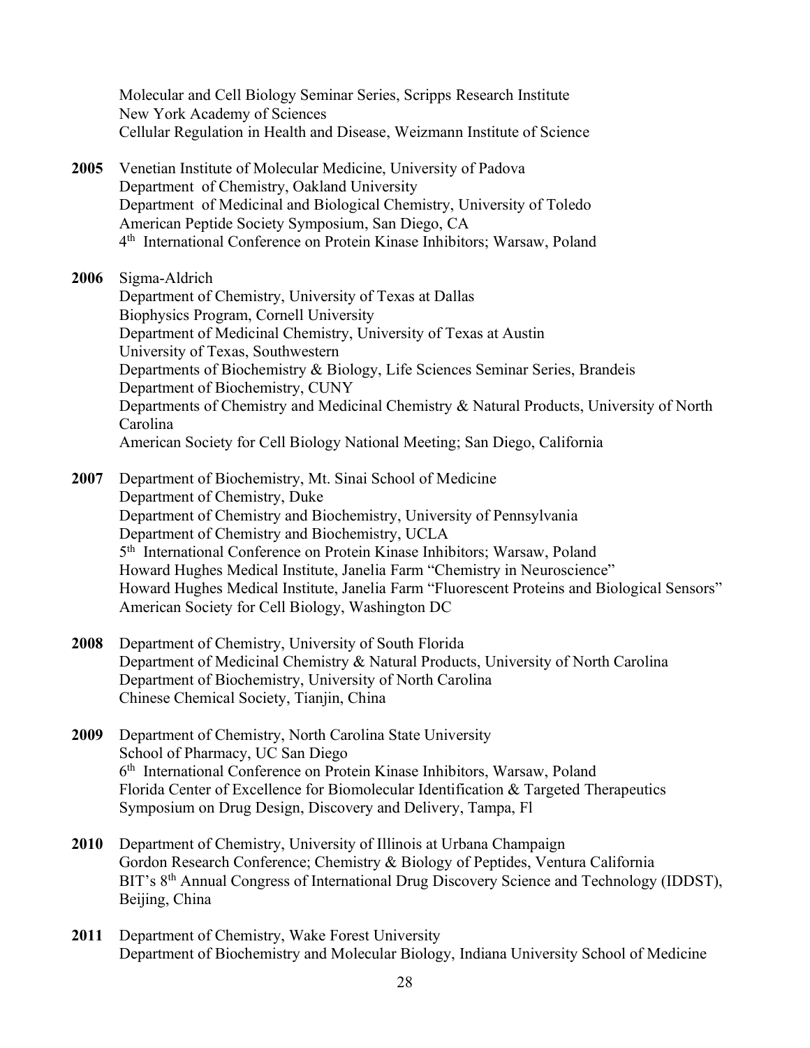Molecular and Cell Biology Seminar Series, Scripps Research Institute
New York Academy of Sciences
Cellular Regulation in Health and Disease, Weizmann Institute of Science

**2005** Venetian Institute of Molecular Medicine, University of Padova
Department of Chemistry, Oakland University
Department of Medicinal and Biological Chemistry, University of Toledo
American Peptide Society Symposium, San Diego, CA
4th International Conference on Protein Kinase Inhibitors; Warsaw, Poland

**2006** Sigma-Aldrich
Department of Chemistry, University of Texas at Dallas
Biophysics Program, Cornell University
Department of Medicinal Chemistry, University of Texas at Austin
University of Texas, Southwestern
Departments of Biochemistry & Biology, Life Sciences Seminar Series, Brandeis
Department of Biochemistry, CUNY
Departments of Chemistry and Medicinal Chemistry & Natural Products, University of North Carolina
American Society for Cell Biology National Meeting; San Diego, California

**2007** Department of Biochemistry, Mt. Sinai School of Medicine
Department of Chemistry, Duke
Department of Chemistry and Biochemistry, University of Pennsylvania
Department of Chemistry and Biochemistry, UCLA
5th International Conference on Protein Kinase Inhibitors; Warsaw, Poland
Howard Hughes Medical Institute, Janelia Farm "Chemistry in Neuroscience"
Howard Hughes Medical Institute, Janelia Farm "Fluorescent Proteins and Biological Sensors"
American Society for Cell Biology, Washington DC

**2008** Department of Chemistry, University of South Florida
Department of Medicinal Chemistry & Natural Products, University of North Carolina
Department of Biochemistry, University of North Carolina
Chinese Chemical Society, Tianjin, China

**2009** Department of Chemistry, North Carolina State University
School of Pharmacy, UC San Diego
6th International Conference on Protein Kinase Inhibitors, Warsaw, Poland
Florida Center of Excellence for Biomolecular Identification & Targeted Therapeutics
Symposium on Drug Design, Discovery and Delivery, Tampa, Fl

**2010** Department of Chemistry, University of Illinois at Urbana Champaign
Gordon Research Conference; Chemistry & Biology of Peptides, Ventura California
BIT's 8th Annual Congress of International Drug Discovery Science and Technology (IDDST), Beijing, China

**2011** Department of Chemistry, Wake Forest University
Department of Biochemistry and Molecular Biology, Indiana University School of Medicine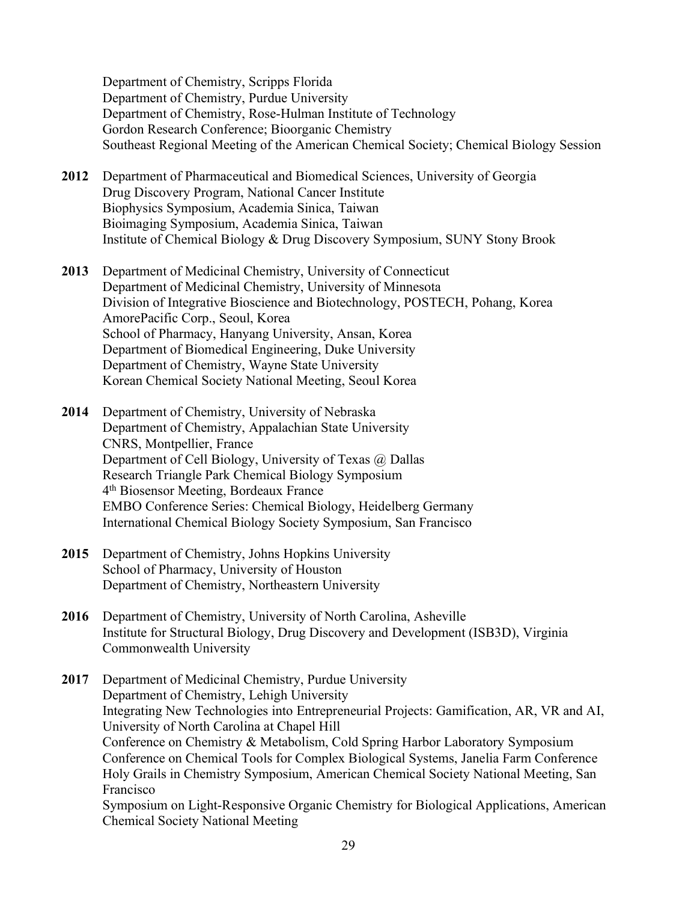Department of Chemistry, Scripps Florida
Department of Chemistry, Purdue University
Department of Chemistry, Rose-Hulman Institute of Technology
Gordon Research Conference; Bioorganic Chemistry
Southeast Regional Meeting of the American Chemical Society; Chemical Biology Session

**2012** Department of Pharmaceutical and Biomedical Sciences, University of Georgia
Drug Discovery Program, National Cancer Institute
Biophysics Symposium, Academia Sinica, Taiwan
Bioimaging Symposium, Academia Sinica, Taiwan
Institute of Chemical Biology & Drug Discovery Symposium, SUNY Stony Brook

**2013** Department of Medicinal Chemistry, University of Connecticut
Department of Medicinal Chemistry, University of Minnesota
Division of Integrative Bioscience and Biotechnology, POSTECH, Pohang, Korea
AmorePacific Corp., Seoul, Korea
School of Pharmacy, Hanyang University, Ansan, Korea
Department of Biomedical Engineering, Duke University
Department of Chemistry, Wayne State University
Korean Chemical Society National Meeting, Seoul Korea

**2014** Department of Chemistry, University of Nebraska
Department of Chemistry, Appalachian State University
CNRS, Montpellier, France
Department of Cell Biology, University of Texas @ Dallas
Research Triangle Park Chemical Biology Symposium
4th Biosensor Meeting, Bordeaux France
EMBO Conference Series: Chemical Biology, Heidelberg Germany
International Chemical Biology Society Symposium, San Francisco

**2015** Department of Chemistry, Johns Hopkins University
School of Pharmacy, University of Houston
Department of Chemistry, Northeastern University

**2016** Department of Chemistry, University of North Carolina, Asheville
Institute for Structural Biology, Drug Discovery and Development (ISB3D), Virginia Commonwealth University

**2017** Department of Medicinal Chemistry, Purdue University
Department of Chemistry, Lehigh University
Integrating New Technologies into Entrepreneurial Projects: Gamification, AR, VR and AI, University of North Carolina at Chapel Hill
Conference on Chemistry & Metabolism, Cold Spring Harbor Laboratory Symposium
Conference on Chemical Tools for Complex Biological Systems, Janelia Farm Conference
Holy Grails in Chemistry Symposium, American Chemical Society National Meeting, San Francisco
Symposium on Light-Responsive Organic Chemistry for Biological Applications, American Chemical Society National Meeting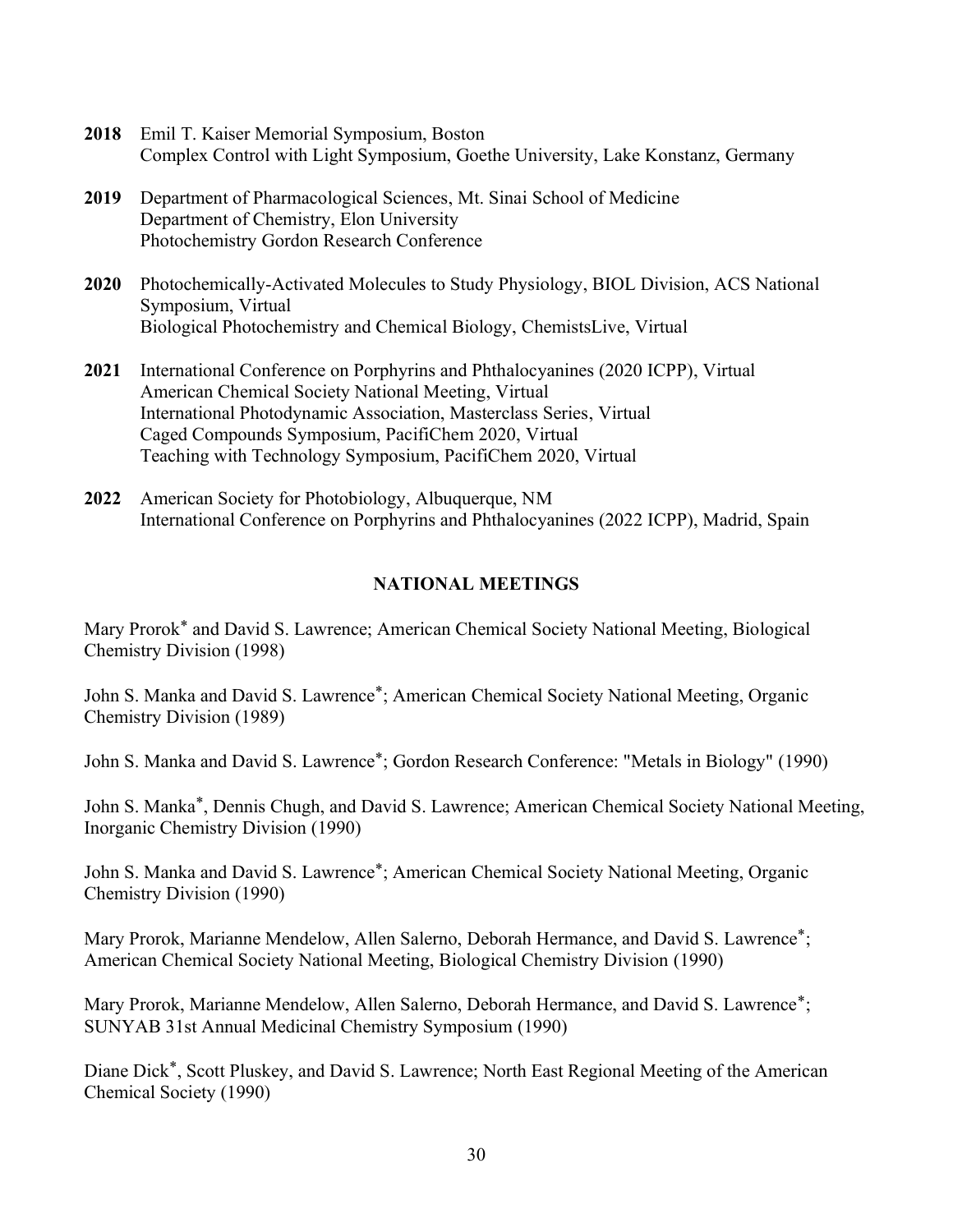**2018** Emil T. Kaiser Memorial Symposium, Boston
Complex Control with Light Symposium, Goethe University, Lake Konstanz, Germany

**2019** Department of Pharmacological Sciences, Mt. Sinai School of Medicine
Department of Chemistry, Elon University
Photochemistry Gordon Research Conference

**2020** Photochemically-Activated Molecules to Study Physiology, BIOL Division, ACS National Symposium, Virtual
Biological Photochemistry and Chemical Biology, ChemistsLive, Virtual

**2021** International Conference on Porphyrins and Phthalocyanines (2020 ICPP), Virtual
American Chemical Society National Meeting, Virtual
International Photodynamic Association, Masterclass Series, Virtual
Caged Compounds Symposium, PacifiChem 2020, Virtual
Teaching with Technology Symposium, PacifiChem 2020, Virtual

**2022** American Society for Photobiology, Albuquerque, NM
International Conference on Porphyrins and Phthalocyanines (2022 ICPP), Madrid, Spain

## NATIONAL MEETINGS

Mary Prorok* and David S. Lawrence; American Chemical Society National Meeting, Biological Chemistry Division (1998)

John S. Manka and David S. Lawrence*; American Chemical Society National Meeting, Organic Chemistry Division (1989)

John S. Manka and David S. Lawrence*; Gordon Research Conference: "Metals in Biology" (1990)

John S. Manka*, Dennis Chugh, and David S. Lawrence; American Chemical Society National Meeting, Inorganic Chemistry Division (1990)

John S. Manka and David S. Lawrence*; American Chemical Society National Meeting, Organic Chemistry Division (1990)

Mary Prorok, Marianne Mendelow, Allen Salerno, Deborah Hermance, and David S. Lawrence*; American Chemical Society National Meeting, Biological Chemistry Division (1990)

Mary Prorok, Marianne Mendelow, Allen Salerno, Deborah Hermance, and David S. Lawrence*; SUNYAB 31st Annual Medicinal Chemistry Symposium (1990)

Diane Dick*, Scott Pluskey, and David S. Lawrence; North East Regional Meeting of the American Chemical Society (1990)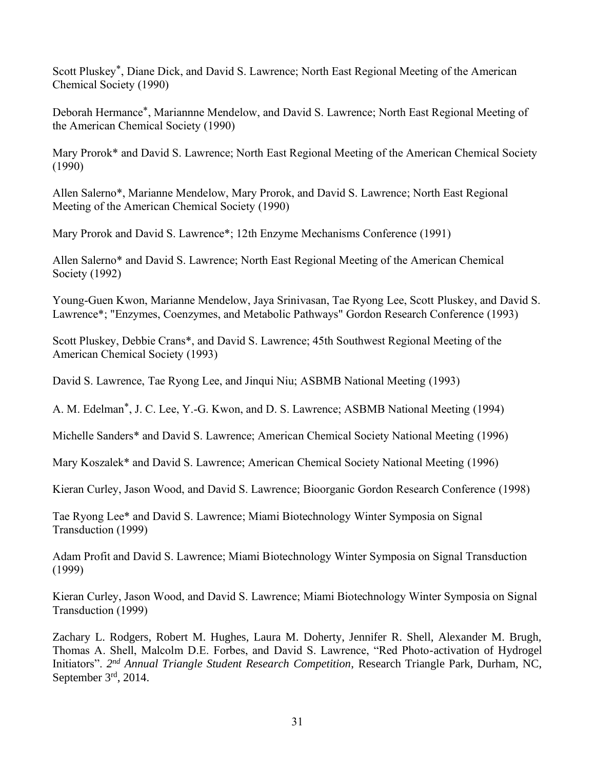Scott Pluskey*, Diane Dick, and David S. Lawrence; North East Regional Meeting of the American Chemical Society (1990)

Deborah Hermance*, Mariannne Mendelow, and David S. Lawrence; North East Regional Meeting of the American Chemical Society (1990)

Mary Prorok* and David S. Lawrence; North East Regional Meeting of the American Chemical Society (1990)

Allen Salerno*, Marianne Mendelow, Mary Prorok, and David S. Lawrence; North East Regional Meeting of the American Chemical Society (1990)

Mary Prorok and David S. Lawrence*; 12th Enzyme Mechanisms Conference (1991)

Allen Salerno* and David S. Lawrence; North East Regional Meeting of the American Chemical Society (1992)

Young-Guen Kwon, Marianne Mendelow, Jaya Srinivasan, Tae Ryong Lee, Scott Pluskey, and David S. Lawrence*; "Enzymes, Coenzymes, and Metabolic Pathways" Gordon Research Conference (1993)

Scott Pluskey, Debbie Crans*, and David S. Lawrence; 45th Southwest Regional Meeting of the American Chemical Society (1993)

David S. Lawrence, Tae Ryong Lee, and Jinqui Niu; ASBMB National Meeting (1993)

A. M. Edelman*, J. C. Lee, Y.-G. Kwon, and D. S. Lawrence; ASBMB National Meeting (1994)

Michelle Sanders* and David S. Lawrence; American Chemical Society National Meeting (1996)

Mary Koszalek* and David S. Lawrence; American Chemical Society National Meeting (1996)

Kieran Curley, Jason Wood, and David S. Lawrence; Bioorganic Gordon Research Conference (1998)

Tae Ryong Lee* and David S. Lawrence; Miami Biotechnology Winter Symposia on Signal Transduction (1999)

Adam Profit and David S. Lawrence; Miami Biotechnology Winter Symposia on Signal Transduction (1999)

Kieran Curley, Jason Wood, and David S. Lawrence; Miami Biotechnology Winter Symposia on Signal Transduction (1999)

Zachary L. Rodgers, Robert M. Hughes, Laura M. Doherty, Jennifer R. Shell, Alexander M. Brugh, Thomas A. Shell, Malcolm D.E. Forbes, and David S. Lawrence, "Red Photo-activation of Hydrogel Initiators". *2nd Annual Triangle Student Research Competition*, Research Triangle Park, Durham, NC, September 3rd, 2014.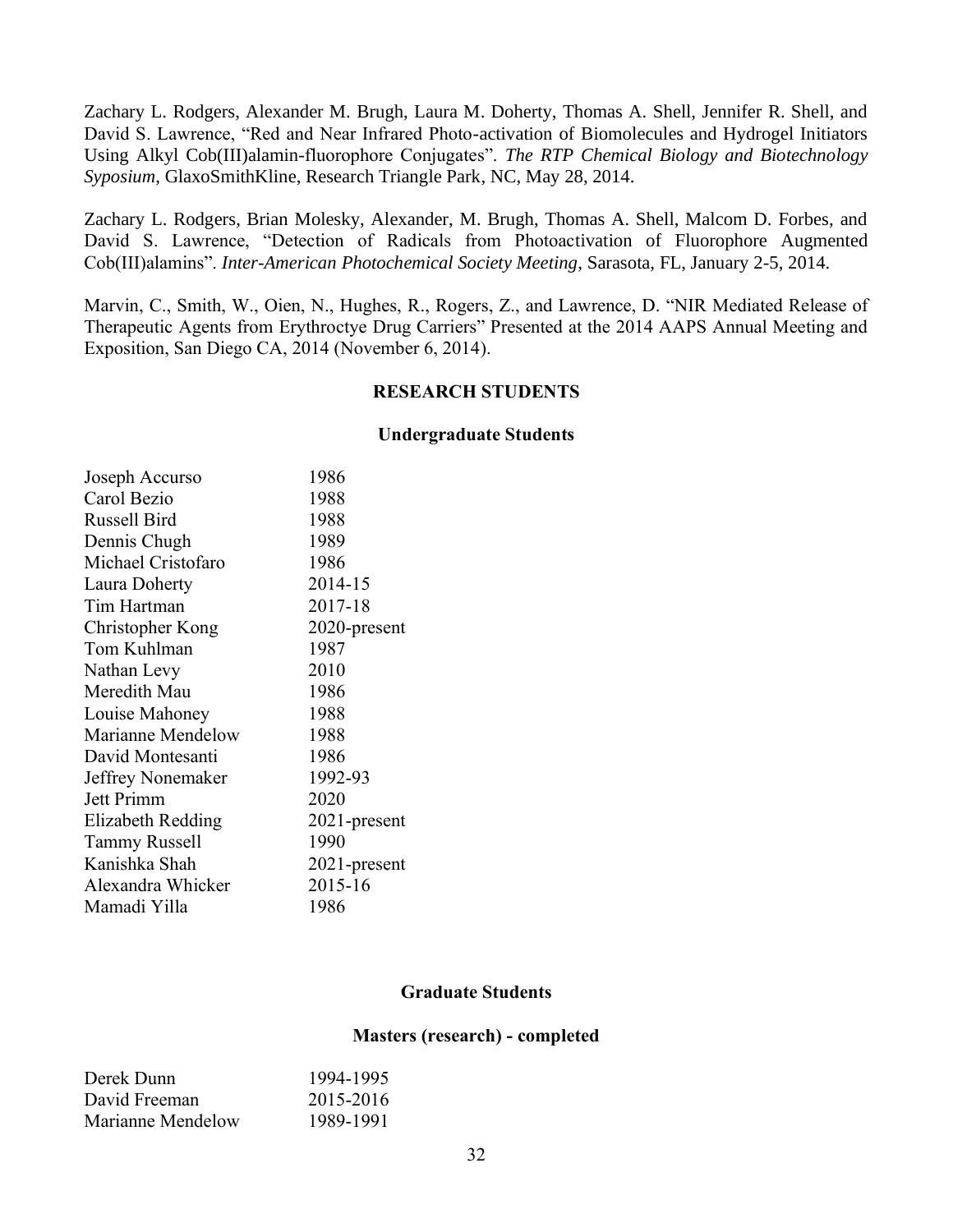Zachary L. Rodgers, Alexander M. Brugh, Laura M. Doherty, Thomas A. Shell, Jennifer R. Shell, and David S. Lawrence, "Red and Near Infrared Photo-activation of Biomolecules and Hydrogel Initiators Using Alkyl Cob(III)alamin-fluorophore Conjugates". *The RTP Chemical Biology and Biotechnology Syposium*, GlaxoSmithKline, Research Triangle Park, NC, May 28, 2014.

Zachary L. Rodgers, Brian Molesky, Alexander, M. Brugh, Thomas A. Shell, Malcom D. Forbes, and David S. Lawrence, "Detection of Radicals from Photoactivation of Fluorophore Augmented Cob(III)alamins". *Inter-American Photochemical Society Meeting*, Sarasota, FL, January 2-5, 2014.

Marvin, C., Smith, W., Oien, N., Hughes, R., Rogers, Z., and Lawrence, D. "NIR Mediated Release of Therapeutic Agents from Erythroctye Drug Carriers" Presented at the 2014 AAPS Annual Meeting and Exposition, San Diego CA, 2014 (November 6, 2014).

## RESEARCH STUDENTS

### Undergraduate Students

| | |
|---|---|
| Joseph Accurso | 1986 |
| Carol Bezio | 1988 |
| Russell Bird | 1988 |
| Dennis Chugh | 1989 |
| Michael Cristofaro | 1986 |
| Laura Doherty | 2014-15 |
| Tim Hartman | 2017-18 |
| Christopher Kong | 2020-present |
| Tom Kuhlman | 1987 |
| Nathan Levy | 2010 |
| Meredith Mau | 1986 |
| Louise Mahoney | 1988 |
| Marianne Mendelow | 1988 |
| David Montesanti | 1986 |
| Jeffrey Nonemaker | 1992-93 |
| Jett Primm | 2020 |
| Elizabeth Redding | 2021-present |
| Tammy Russell | 1990 |
| Kanishka Shah | 2021-present |
| Alexandra Whicker | 2015-16 |
| Mamadi Yilla | 1986 |

### Graduate Students

#### Masters (research) - completed

| | |
|---|---|
| Derek Dunn | 1994-1995 |
| David Freeman | 2015-2016 |
| Marianne Mendelow | 1989-1991 |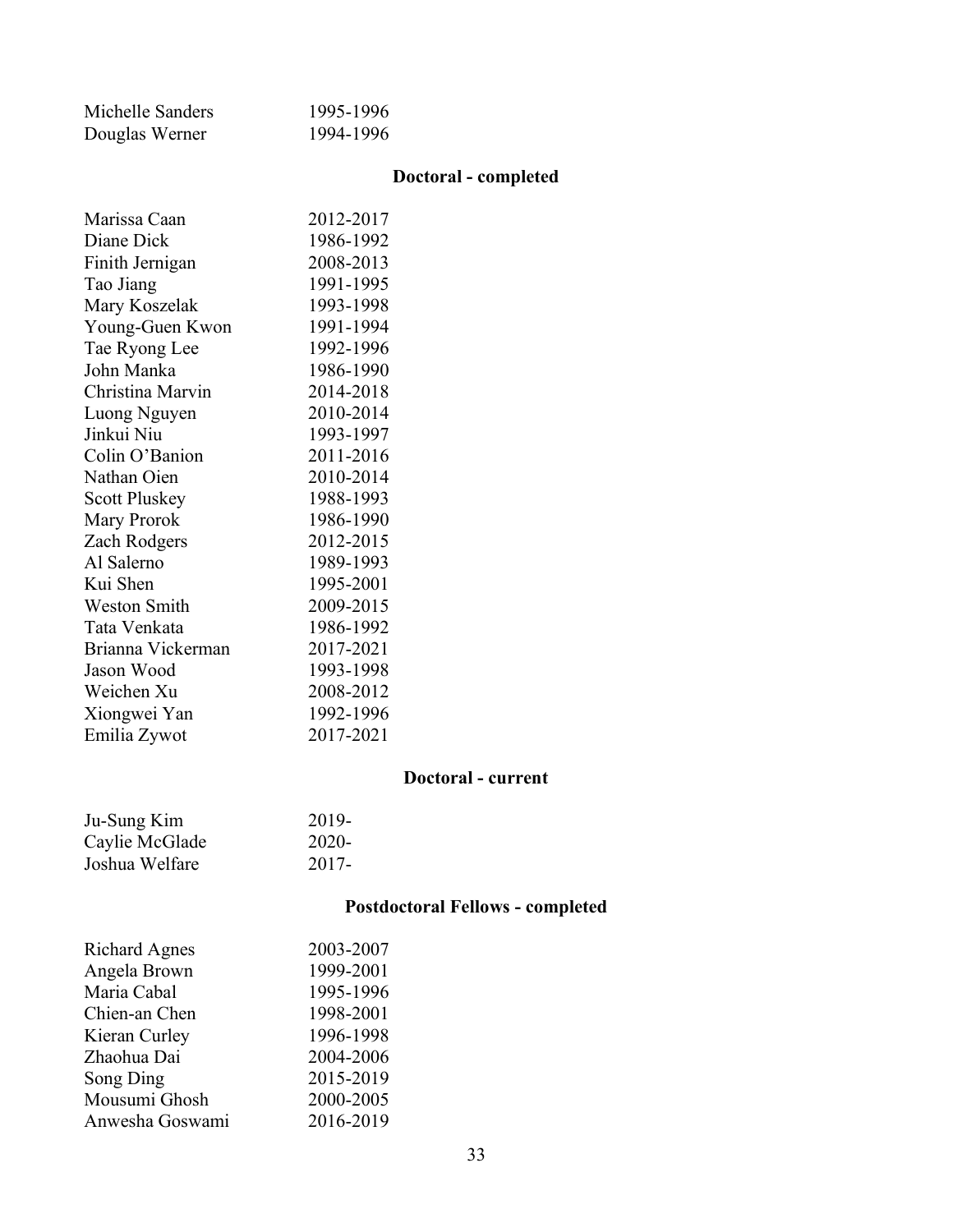| | |
|---|---|
| Michelle Sanders | 1995-1996 |
| Douglas Werner | 1994-1996 |

## Doctoral - completed

| | |
|---|---|
| Marissa Caan | 2012-2017 |
| Diane Dick | 1986-1992 |
| Finith Jernigan | 2008-2013 |
| Tao Jiang | 1991-1995 |
| Mary Koszelak | 1993-1998 |
| Young-Guen Kwon | 1991-1994 |
| Tae Ryong Lee | 1992-1996 |
| John Manka | 1986-1990 |
| Christina Marvin | 2014-2018 |
| Luong Nguyen | 2010-2014 |
| Jinkui Niu | 1993-1997 |
| Colin O'Banion | 2011-2016 |
| Nathan Oien | 2010-2014 |
| Scott Pluskey | 1988-1993 |
| Mary Prorok | 1986-1990 |
| Zach Rodgers | 2012-2015 |
| Al Salerno | 1989-1993 |
| Kui Shen | 1995-2001 |
| Weston Smith | 2009-2015 |
| Tata Venkata | 1986-1992 |
| Brianna Vickerman | 2017-2021 |
| Jason Wood | 1993-1998 |
| Weichen Xu | 2008-2012 |
| Xiongwei Yan | 1992-1996 |
| Emilia Zywot | 2017-2021 |

## Doctoral - current

| | |
|---|---|
| Ju-Sung Kim | 2019- |
| Caylie McGlade | 2020- |
| Joshua Welfare | 2017- |

## Postdoctoral Fellows - completed

| | |
|---|---|
| Richard Agnes | 2003-2007 |
| Angela Brown | 1999-2001 |
| Maria Cabal | 1995-1996 |
| Chien-an Chen | 1998-2001 |
| Kieran Curley | 1996-1998 |
| Zhaohua Dai | 2004-2006 |
| Song Ding | 2015-2019 |
| Mousumi Ghosh | 2000-2005 |
| Anwesha Goswami | 2016-2019 |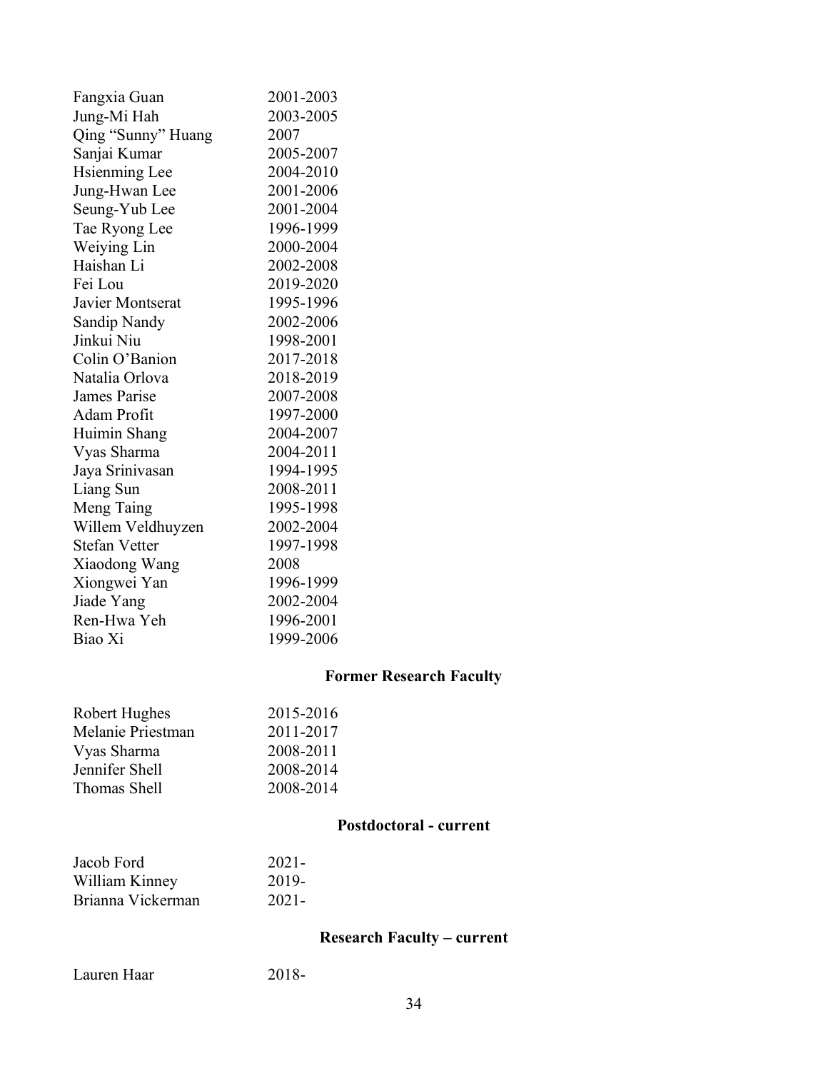| | |
|---|---|
| Fangxia Guan | 2001-2003 |
| Jung-Mi Hah | 2003-2005 |
| Qing “Sunny” Huang | 2007 |
| Sanjai Kumar | 2005-2007 |
| Hsienming Lee | 2004-2010 |
| Jung-Hwan Lee | 2001-2006 |
| Seung-Yub Lee | 2001-2004 |
| Tae Ryong Lee | 1996-1999 |
| Weiying Lin | 2000-2004 |
| Haishan Li | 2002-2008 |
| Fei Lou | 2019-2020 |
| Javier Montserat | 1995-1996 |
| Sandip Nandy | 2002-2006 |
| Jinkui Niu | 1998-2001 |
| Colin O’Banion | 2017-2018 |
| Natalia Orlova | 2018-2019 |
| James Parise | 2007-2008 |
| Adam Profit | 1997-2000 |
| Huimin Shang | 2004-2007 |
| Vyas Sharma | 2004-2011 |
| Jaya Srinivasan | 1994-1995 |
| Liang Sun | 2008-2011 |
| Meng Taing | 1995-1998 |
| Willem Veldhuyzen | 2002-2004 |
| Stefan Vetter | 1997-1998 |
| Xiaodong Wang | 2008 |
| Xiongwei Yan | 1996-1999 |
| Jiade Yang | 2002-2004 |
| Ren-Hwa Yeh | 1996-2001 |
| Biao Xi | 1999-2006 |

## Former Research Faculty

| | |
|---|---|
| Robert Hughes | 2015-2016 |
| Melanie Priestman | 2011-2017 |
| Vyas Sharma | 2008-2011 |
| Jennifer Shell | 2008-2014 |
| Thomas Shell | 2008-2014 |

## Postdoctoral - current

| | |
|---|---|
| Jacob Ford | 2021- |
| William Kinney | 2019- |
| Brianna Vickerman | 2021- |

## Research Faculty – current

| | |
|---|---|
| Lauren Haar | 2018- |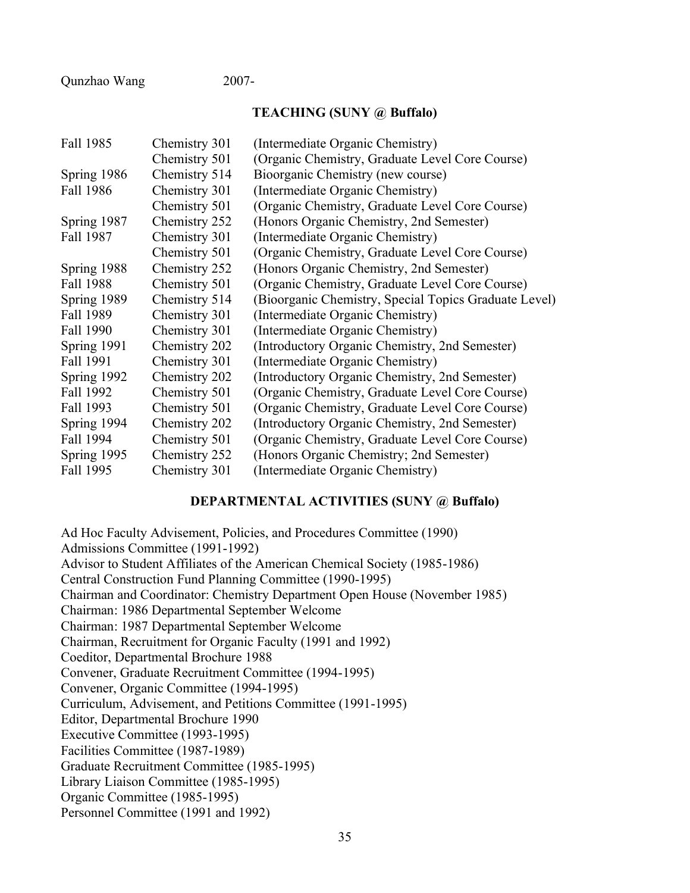Qunzhao Wang 2007-

## TEACHING (SUNY @ Buffalo)

| | | |
|---|---|---|
| Fall 1985 | Chemistry 301 | (Intermediate Organic Chemistry) |
| | Chemistry 501 | (Organic Chemistry, Graduate Level Core Course) |
| Spring 1986 | Chemistry 514 | Bioorganic Chemistry (new course) |
| Fall 1986 | Chemistry 301 | (Intermediate Organic Chemistry) |
| | Chemistry 501 | (Organic Chemistry, Graduate Level Core Course) |
| Spring 1987 | Chemistry 252 | (Honors Organic Chemistry, 2nd Semester) |
| Fall 1987 | Chemistry 301 | (Intermediate Organic Chemistry) |
| | Chemistry 501 | (Organic Chemistry, Graduate Level Core Course) |
| Spring 1988 | Chemistry 252 | (Honors Organic Chemistry, 2nd Semester) |
| Fall 1988 | Chemistry 501 | (Organic Chemistry, Graduate Level Core Course) |
| Spring 1989 | Chemistry 514 | (Bioorganic Chemistry, Special Topics Graduate Level) |
| Fall 1989 | Chemistry 301 | (Intermediate Organic Chemistry) |
| Fall 1990 | Chemistry 301 | (Intermediate Organic Chemistry) |
| Spring 1991 | Chemistry 202 | (Introductory Organic Chemistry, 2nd Semester) |
| Fall 1991 | Chemistry 301 | (Intermediate Organic Chemistry) |
| Spring 1992 | Chemistry 202 | (Introductory Organic Chemistry, 2nd Semester) |
| Fall 1992 | Chemistry 501 | (Organic Chemistry, Graduate Level Core Course) |
| Fall 1993 | Chemistry 501 | (Organic Chemistry, Graduate Level Core Course) |
| Spring 1994 | Chemistry 202 | (Introductory Organic Chemistry, 2nd Semester) |
| Fall 1994 | Chemistry 501 | (Organic Chemistry, Graduate Level Core Course) |
| Spring 1995 | Chemistry 252 | (Honors Organic Chemistry; 2nd Semester) |
| Fall 1995 | Chemistry 301 | (Intermediate Organic Chemistry) |

## DEPARTMENTAL ACTIVITIES (SUNY @ Buffalo)

Ad Hoc Faculty Advisement, Policies, and Procedures Committee (1990)
Admissions Committee (1991-1992)
Advisor to Student Affiliates of the American Chemical Society (1985-1986)
Central Construction Fund Planning Committee (1990-1995)
Chairman and Coordinator: Chemistry Department Open House (November 1985)
Chairman: 1986 Departmental September Welcome
Chairman: 1987 Departmental September Welcome
Chairman, Recruitment for Organic Faculty (1991 and 1992)
Coeditor, Departmental Brochure 1988
Convener, Graduate Recruitment Committee (1994-1995)
Convener, Organic Committee (1994-1995)
Curriculum, Advisement, and Petitions Committee (1991-1995)
Editor, Departmental Brochure 1990
Executive Committee (1993-1995)
Facilities Committee (1987-1989)
Graduate Recruitment Committee (1985-1995)
Library Liaison Committee (1985-1995)
Organic Committee (1985-1995)
Personnel Committee (1991 and 1992)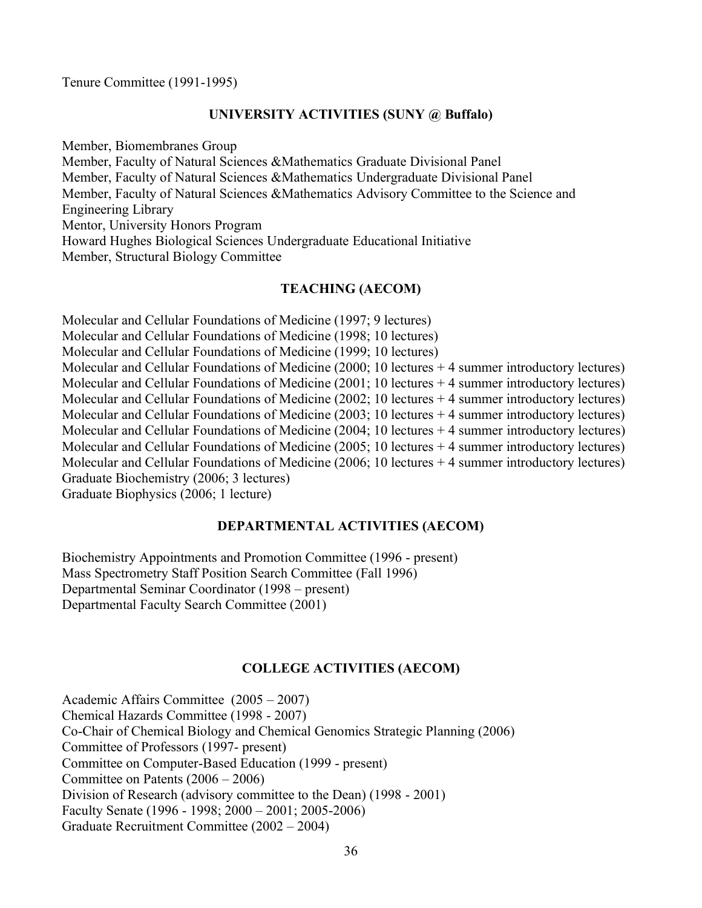Tenure Committee (1991-1995)

## UNIVERSITY ACTIVITIES (SUNY @ Buffalo)

Member, Biomembranes Group
Member, Faculty of Natural Sciences &Mathematics Graduate Divisional Panel
Member, Faculty of Natural Sciences &Mathematics Undergraduate Divisional Panel
Member, Faculty of Natural Sciences &Mathematics Advisory Committee to the Science and Engineering Library
Mentor, University Honors Program
Howard Hughes Biological Sciences Undergraduate Educational Initiative
Member, Structural Biology Committee

## TEACHING (AECOM)

Molecular and Cellular Foundations of Medicine (1997; 9 lectures)
Molecular and Cellular Foundations of Medicine (1998; 10 lectures)
Molecular and Cellular Foundations of Medicine (1999; 10 lectures)
Molecular and Cellular Foundations of Medicine (2000; 10 lectures + 4 summer introductory lectures)
Molecular and Cellular Foundations of Medicine (2001; 10 lectures + 4 summer introductory lectures)
Molecular and Cellular Foundations of Medicine (2002; 10 lectures + 4 summer introductory lectures)
Molecular and Cellular Foundations of Medicine (2003; 10 lectures + 4 summer introductory lectures)
Molecular and Cellular Foundations of Medicine (2004; 10 lectures + 4 summer introductory lectures)
Molecular and Cellular Foundations of Medicine (2005; 10 lectures + 4 summer introductory lectures)
Molecular and Cellular Foundations of Medicine (2006; 10 lectures + 4 summer introductory lectures)
Graduate Biochemistry (2006; 3 lectures)
Graduate Biophysics (2006; 1 lecture)

## DEPARTMENTAL ACTIVITIES (AECOM)

Biochemistry Appointments and Promotion Committee (1996 - present)
Mass Spectrometry Staff Position Search Committee (Fall 1996)
Departmental Seminar Coordinator (1998 – present)
Departmental Faculty Search Committee (2001)

## COLLEGE ACTIVITIES (AECOM)

Academic Affairs Committee (2005 – 2007)
Chemical Hazards Committee (1998 - 2007)
Co-Chair of Chemical Biology and Chemical Genomics Strategic Planning (2006)
Committee of Professors (1997- present)
Committee on Computer-Based Education (1999 - present)
Committee on Patents (2006 – 2006)
Division of Research (advisory committee to the Dean) (1998 - 2001)
Faculty Senate (1996 - 1998; 2000 – 2001; 2005-2006)
Graduate Recruitment Committee (2002 – 2004)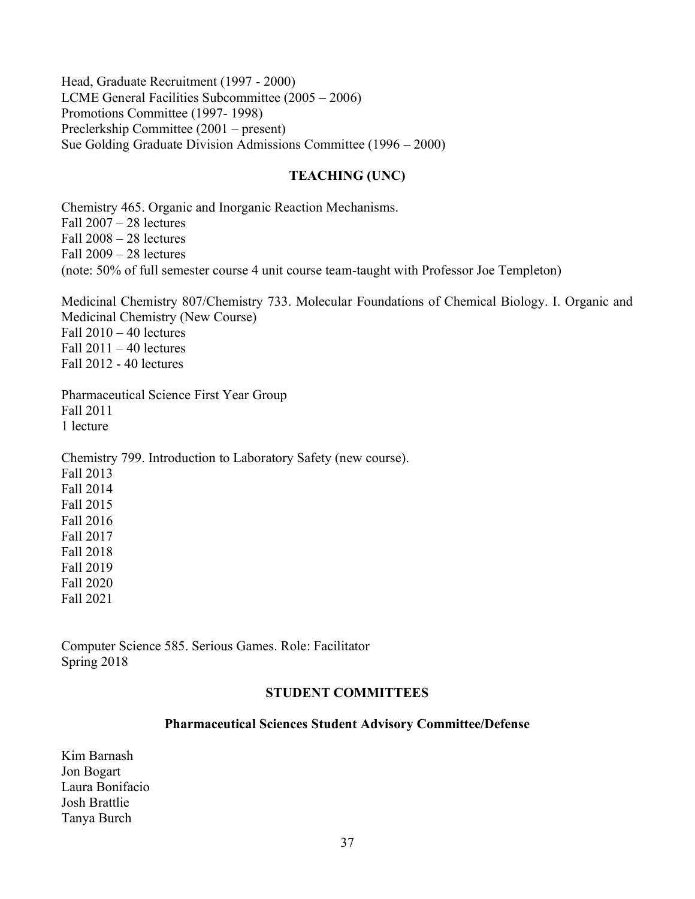Head, Graduate Recruitment (1997 - 2000)
LCME General Facilities Subcommittee (2005 – 2006)
Promotions Committee (1997- 1998)
Preclerkship Committee (2001 – present)
Sue Golding Graduate Division Admissions Committee (1996 – 2000)

## TEACHING (UNC)

Chemistry 465. Organic and Inorganic Reaction Mechanisms.
Fall 2007 – 28 lectures
Fall 2008 – 28 lectures
Fall 2009 – 28 lectures
(note: 50% of full semester course 4 unit course team-taught with Professor Joe Templeton)

Medicinal Chemistry 807/Chemistry 733. Molecular Foundations of Chemical Biology. I. Organic and Medicinal Chemistry (New Course)
Fall 2010 – 40 lectures
Fall 2011 – 40 lectures
Fall 2012 - 40 lectures

Pharmaceutical Science First Year Group
Fall 2011
1 lecture

Chemistry 799. Introduction to Laboratory Safety (new course).
Fall 2013
Fall 2014
Fall 2015
Fall 2016
Fall 2017
Fall 2018
Fall 2019
Fall 2020
Fall 2021

Computer Science 585. Serious Games. Role: Facilitator
Spring 2018

## STUDENT COMMITTEES

### Pharmaceutical Sciences Student Advisory Committee/Defense

Kim Barnash
Jon Bogart
Laura Bonifacio
Josh Brattlie
Tanya Burch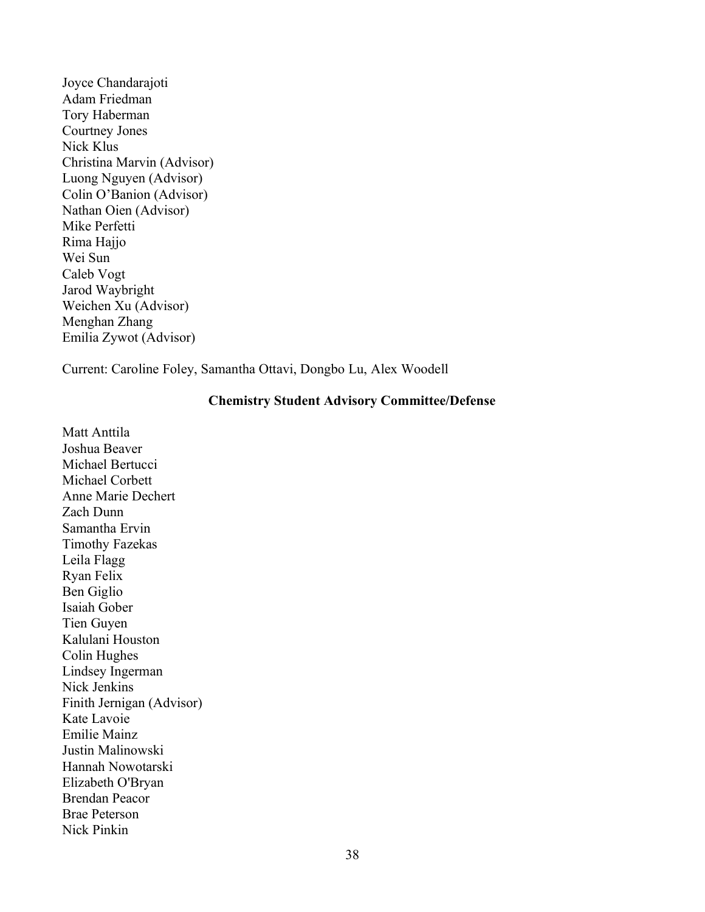Joyce Chandarajoti
Adam Friedman
Tory Haberman
Courtney Jones
Nick Klus
Christina Marvin (Advisor)
Luong Nguyen (Advisor)
Colin O'Banion (Advisor)
Nathan Oien (Advisor)
Mike Perfetti
Rima Hajjo
Wei Sun
Caleb Vogt
Jarod Waybright
Weichen Xu (Advisor)
Menghan Zhang
Emilia Zywot (Advisor)

Current: Caroline Foley, Samantha Ottavi, Dongbo Lu, Alex Woodell

**Chemistry Student Advisory Committee/Defense**

Matt Anttila
Joshua Beaver
Michael Bertucci
Michael Corbett
Anne Marie Dechert
Zach Dunn
Samantha Ervin
Timothy Fazekas
Leila Flagg
Ryan Felix
Ben Giglio
Isaiah Gober
Tien Guyen
Kalulani Houston
Colin Hughes
Lindsey Ingerman
Nick Jenkins
Finith Jernigan (Advisor)
Kate Lavoie
Emilie Mainz
Justin Malinowski
Hannah Nowotarski
Elizabeth O'Bryan
Brendan Peacor
Brae Peterson
Nick Pinkin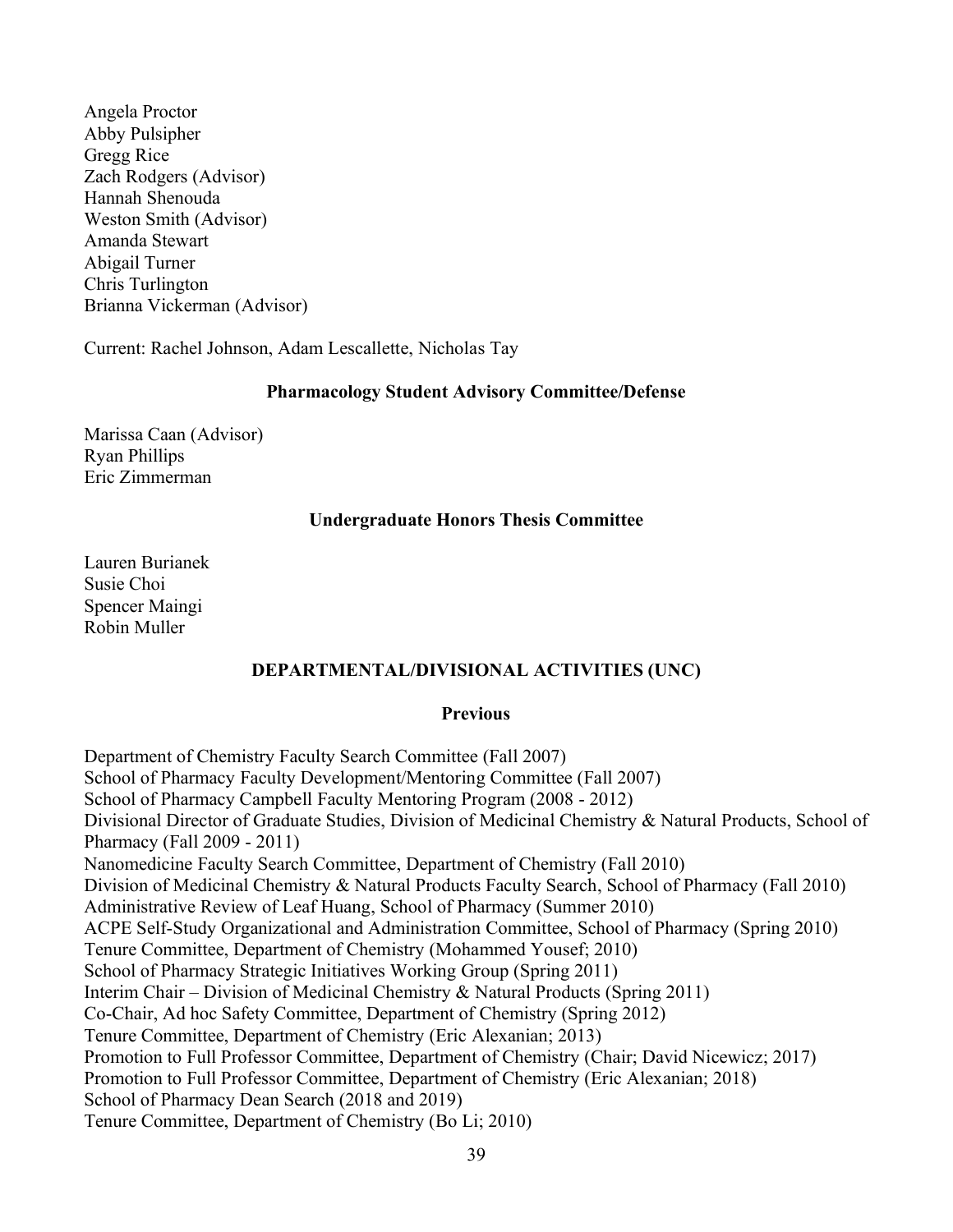Angela Proctor
Abby Pulsipher
Gregg Rice
Zach Rodgers (Advisor)
Hannah Shenouda
Weston Smith (Advisor)
Amanda Stewart
Abigail Turner
Chris Turlington
Brianna Vickerman (Advisor)

Current: Rachel Johnson, Adam Lescallette, Nicholas Tay

### Pharmacology Student Advisory Committee/Defense

Marissa Caan (Advisor)
Ryan Phillips
Eric Zimmerman

### Undergraduate Honors Thesis Committee

Lauren Burianek
Susie Choi
Spencer Maingi
Robin Muller

## DEPARTMENTAL/DIVISIONAL ACTIVITIES (UNC)

### Previous

Department of Chemistry Faculty Search Committee (Fall 2007)
School of Pharmacy Faculty Development/Mentoring Committee (Fall 2007)
School of Pharmacy Campbell Faculty Mentoring Program (2008 - 2012)
Divisional Director of Graduate Studies, Division of Medicinal Chemistry & Natural Products, School of Pharmacy (Fall 2009 - 2011)
Nanomedicine Faculty Search Committee, Department of Chemistry (Fall 2010)
Division of Medicinal Chemistry & Natural Products Faculty Search, School of Pharmacy (Fall 2010)
Administrative Review of Leaf Huang, School of Pharmacy (Summer 2010)
ACPE Self-Study Organizational and Administration Committee, School of Pharmacy (Spring 2010)
Tenure Committee, Department of Chemistry (Mohammed Yousef; 2010)
School of Pharmacy Strategic Initiatives Working Group (Spring 2011)
Interim Chair – Division of Medicinal Chemistry & Natural Products (Spring 2011)
Co-Chair, Ad hoc Safety Committee, Department of Chemistry (Spring 2012)
Tenure Committee, Department of Chemistry (Eric Alexanian; 2013)
Promotion to Full Professor Committee, Department of Chemistry (Chair; David Nicewicz; 2017)
Promotion to Full Professor Committee, Department of Chemistry (Eric Alexanian; 2018)
School of Pharmacy Dean Search (2018 and 2019)
Tenure Committee, Department of Chemistry (Bo Li; 2010)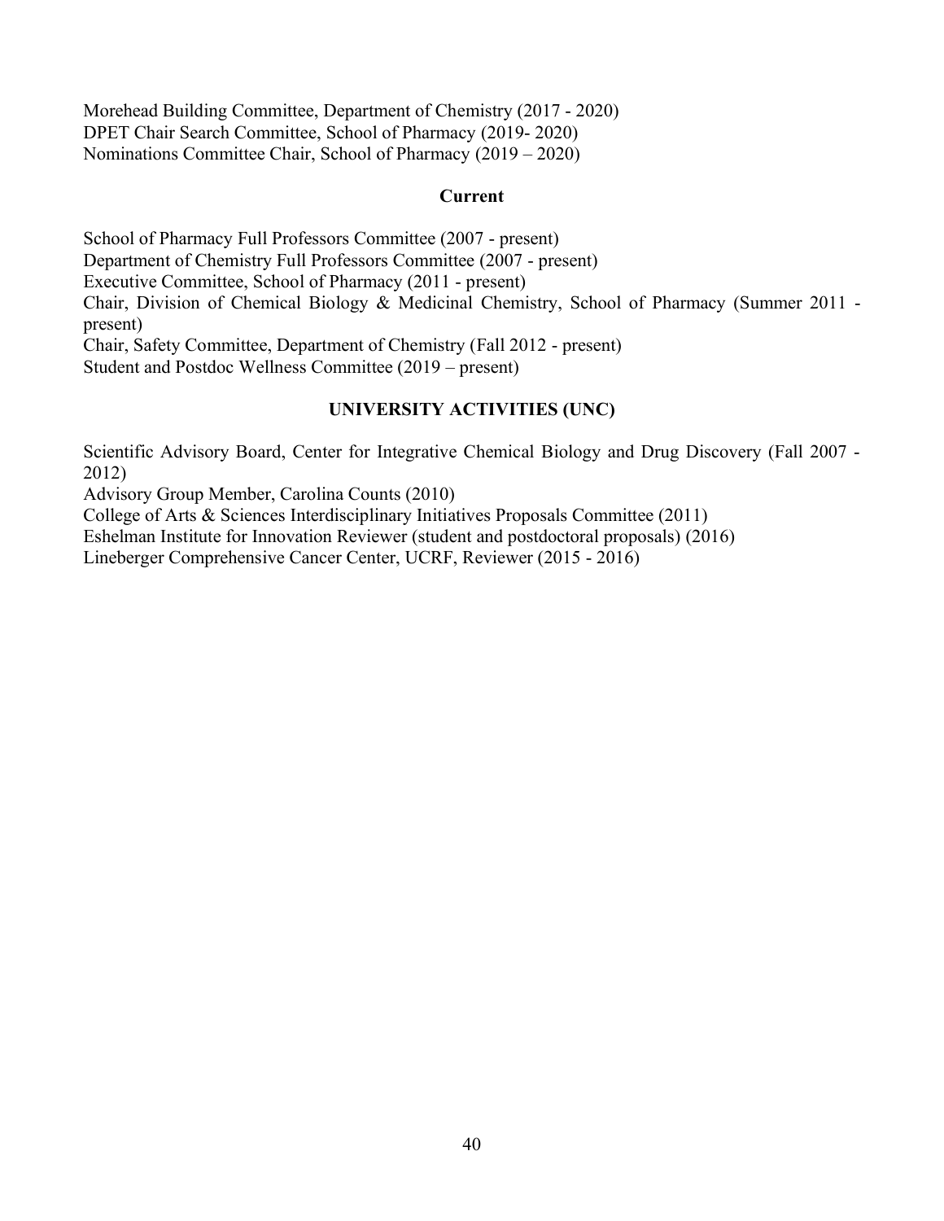Morehead Building Committee, Department of Chemistry (2017 - 2020)
DPET Chair Search Committee, School of Pharmacy (2019- 2020)
Nominations Committee Chair, School of Pharmacy (2019 – 2020)

### Current

School of Pharmacy Full Professors Committee (2007 - present)
Department of Chemistry Full Professors Committee (2007 - present)
Executive Committee, School of Pharmacy (2011 - present)
Chair, Division of Chemical Biology & Medicinal Chemistry, School of Pharmacy (Summer 2011 - present)
Chair, Safety Committee, Department of Chemistry (Fall 2012 - present)
Student and Postdoc Wellness Committee (2019 – present)

## UNIVERSITY ACTIVITIES (UNC)

Scientific Advisory Board, Center for Integrative Chemical Biology and Drug Discovery (Fall 2007 - 2012)
Advisory Group Member, Carolina Counts (2010)
College of Arts & Sciences Interdisciplinary Initiatives Proposals Committee (2011)
Eshelman Institute for Innovation Reviewer (student and postdoctoral proposals) (2016)
Lineberger Comprehensive Cancer Center, UCRF, Reviewer (2015 - 2016)